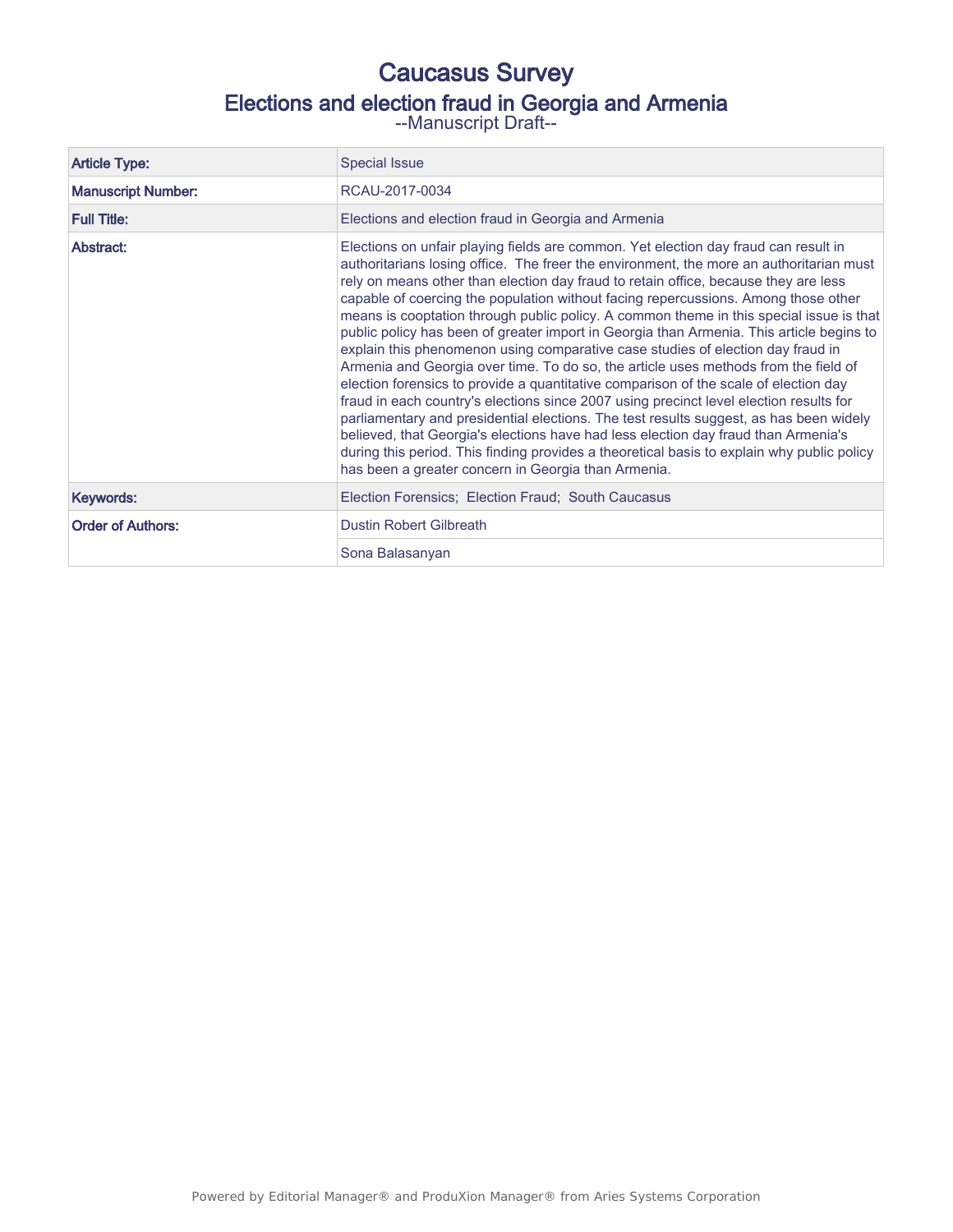# Caucasus Survey

## Elections and election fraud in Georgia and Armenia

--Manuscript Draft--

| | |
|---|---|
| **Article Type:** | Special Issue |
| **Manuscript Number:** | RCAU-2017-0034 |
| **Full Title:** | Elections and election fraud in Georgia and Armenia |
| **Abstract:** | Elections on unfair playing fields are common. Yet election day fraud can result in authoritarians losing office. The freer the environment, the more an authoritarian must rely on means other than election day fraud to retain office, because they are less capable of coercing the population without facing repercussions. Among those other means is cooptation through public policy. A common theme in this special issue is that public policy has been of greater import in Georgia than Armenia. This article begins to explain this phenomenon using comparative case studies of election day fraud in Armenia and Georgia over time. To do so, the article uses methods from the field of election forensics to provide a quantitative comparison of the scale of election day fraud in each country's elections since 2007 using precinct level election results for parliamentary and presidential elections. The test results suggest, as has been widely believed, that Georgia's elections have had less election day fraud than Armenia's during this period. This finding provides a theoretical basis to explain why public policy has been a greater concern in Georgia than Armenia. |
| **Keywords:** | Election Forensics; Election Fraud; South Caucasus |
| **Order of Authors:** | Dustin Robert Gilbreath |
| | Sona Balasanyan |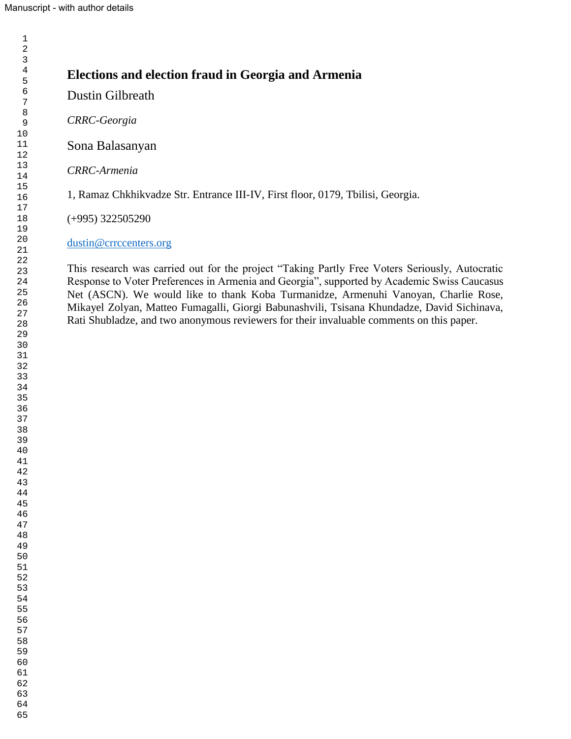# Elections and election fraud in Georgia and Armenia

Dustin Gilbreath

*CRRC-Georgia*

Sona Balasanyan

*CRRC-Armenia*

1, Ramaz Chkhikvadze Str. Entrance III-IV, First floor, 0179, Tbilisi, Georgia.

(+995) 322505290

dustin@crrccenters.org

This research was carried out for the project "Taking Partly Free Voters Seriously, Autocratic Response to Voter Preferences in Armenia and Georgia", supported by Academic Swiss Caucasus Net (ASCN). We would like to thank Koba Turmanidze, Armenuhi Vanoyan, Charlie Rose, Mikayel Zolyan, Matteo Fumagalli, Giorgi Babunashvili, Tsisana Khundadze, David Sichinava, Rati Shubladze, and two anonymous reviewers for their invaluable comments on this paper.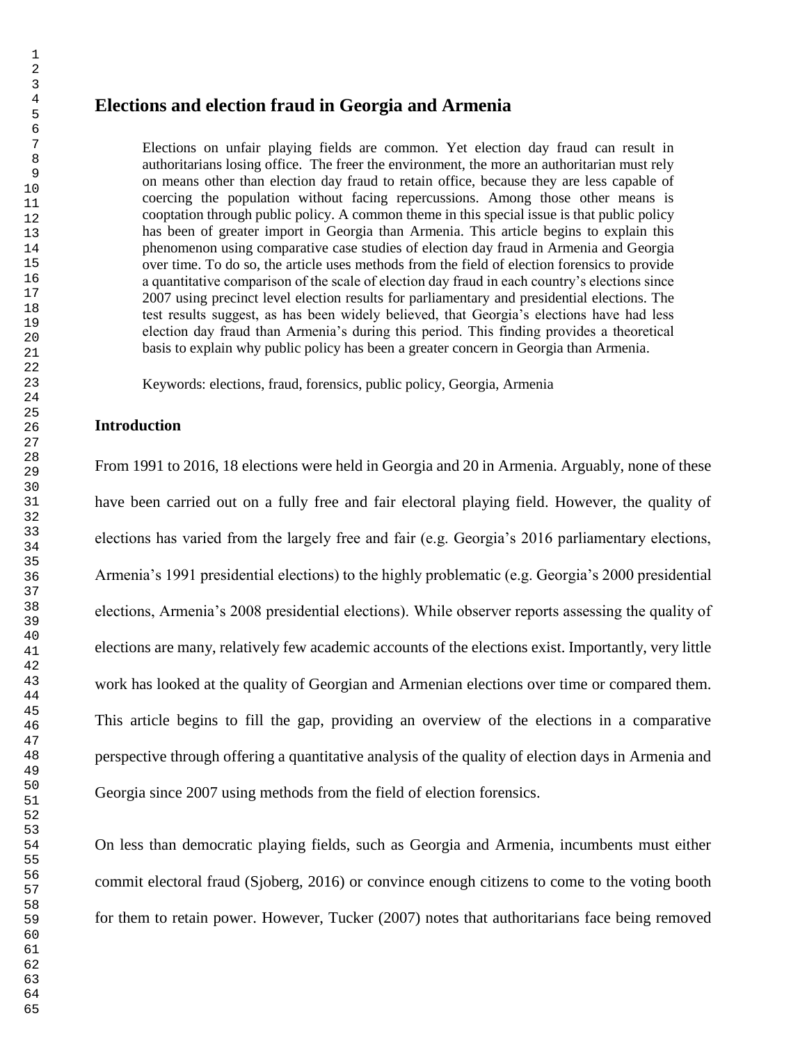# Elections and election fraud in Georgia and Armenia

> Elections on unfair playing fields are common. Yet election day fraud can result in authoritarians losing office. The freer the environment, the more an authoritarian must rely on means other than election day fraud to retain office, because they are less capable of coercing the population without facing repercussions. Among those other means is cooptation through public policy. A common theme in this special issue is that public policy has been of greater import in Georgia than Armenia. This article begins to explain this phenomenon using comparative case studies of election day fraud in Armenia and Georgia over time. To do so, the article uses methods from the field of election forensics to provide a quantitative comparison of the scale of election day fraud in each country's elections since 2007 using precinct level election results for parliamentary and presidential elections. The test results suggest, as has been widely believed, that Georgia's elections have had less election day fraud than Armenia's during this period. This finding provides a theoretical basis to explain why public policy has been a greater concern in Georgia than Armenia.
>
> Keywords: elections, fraud, forensics, public policy, Georgia, Armenia

## Introduction

From 1991 to 2016, 18 elections were held in Georgia and 20 in Armenia. Arguably, none of these have been carried out on a fully free and fair electoral playing field. However, the quality of elections has varied from the largely free and fair (e.g. Georgia's 2016 parliamentary elections, Armenia's 1991 presidential elections) to the highly problematic (e.g. Georgia's 2000 presidential elections, Armenia's 2008 presidential elections). While observer reports assessing the quality of elections are many, relatively few academic accounts of the elections exist. Importantly, very little work has looked at the quality of Georgian and Armenian elections over time or compared them. This article begins to fill the gap, providing an overview of the elections in a comparative perspective through offering a quantitative analysis of the quality of election days in Armenia and Georgia since 2007 using methods from the field of election forensics.

On less than democratic playing fields, such as Georgia and Armenia, incumbents must either commit electoral fraud (Sjoberg, 2016) or convince enough citizens to come to the voting booth for them to retain power. However, Tucker (2007) notes that authoritarians face being removed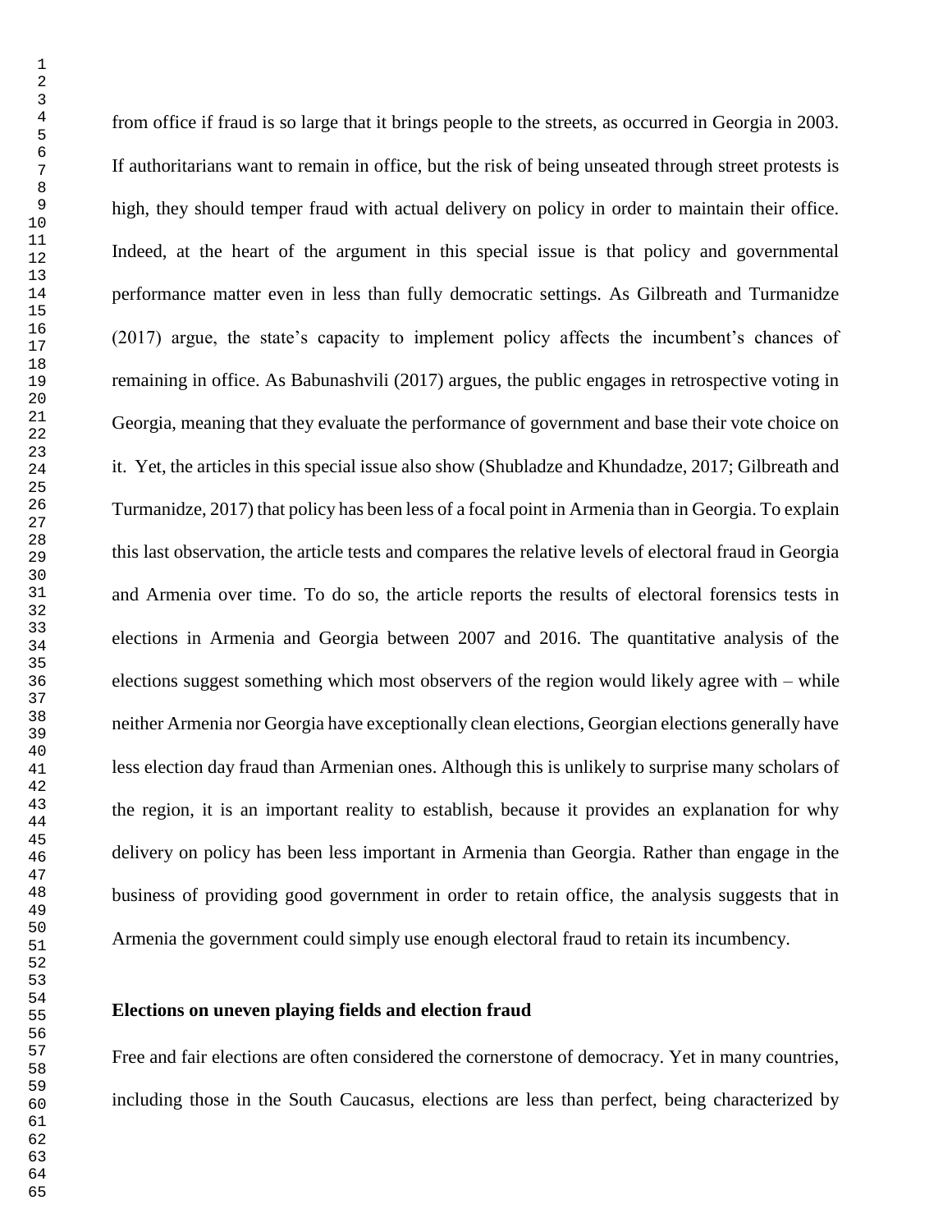from office if fraud is so large that it brings people to the streets, as occurred in Georgia in 2003. If authoritarians want to remain in office, but the risk of being unseated through street protests is high, they should temper fraud with actual delivery on policy in order to maintain their office. Indeed, at the heart of the argument in this special issue is that policy and governmental performance matter even in less than fully democratic settings. As Gilbreath and Turmanidze (2017) argue, the state's capacity to implement policy affects the incumbent's chances of remaining in office. As Babunashvili (2017) argues, the public engages in retrospective voting in Georgia, meaning that they evaluate the performance of government and base their vote choice on it. Yet, the articles in this special issue also show (Shubladze and Khundadze, 2017; Gilbreath and Turmanidze, 2017) that policy has been less of a focal point in Armenia than in Georgia. To explain this last observation, the article tests and compares the relative levels of electoral fraud in Georgia and Armenia over time. To do so, the article reports the results of electoral forensics tests in elections in Armenia and Georgia between 2007 and 2016. The quantitative analysis of the elections suggest something which most observers of the region would likely agree with – while neither Armenia nor Georgia have exceptionally clean elections, Georgian elections generally have less election day fraud than Armenian ones. Although this is unlikely to surprise many scholars of the region, it is an important reality to establish, because it provides an explanation for why delivery on policy has been less important in Armenia than Georgia. Rather than engage in the business of providing good government in order to retain office, the analysis suggests that in Armenia the government could simply use enough electoral fraud to retain its incumbency.

## Elections on uneven playing fields and election fraud

Free and fair elections are often considered the cornerstone of democracy. Yet in many countries, including those in the South Caucasus, elections are less than perfect, being characterized by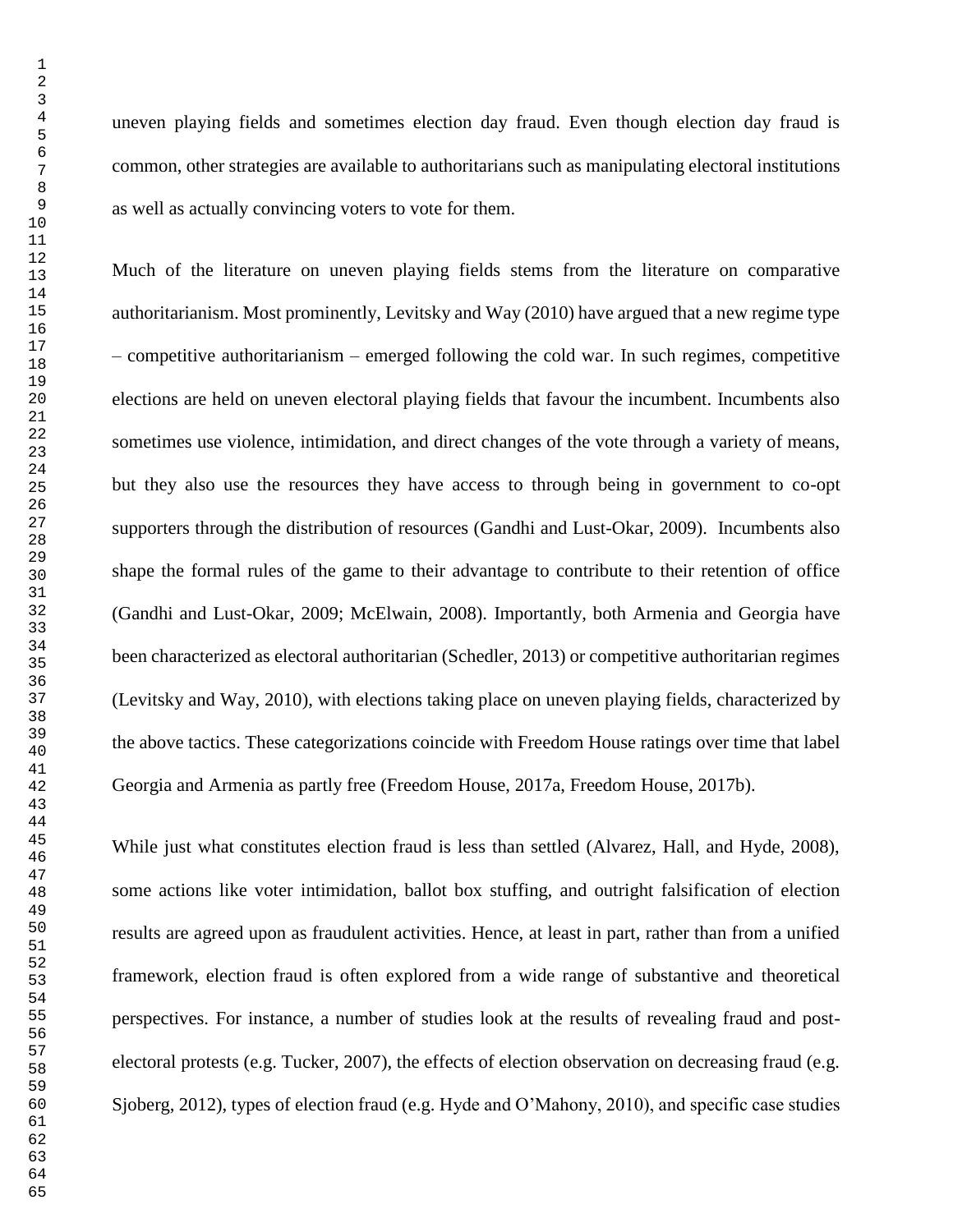uneven playing fields and sometimes election day fraud. Even though election day fraud is common, other strategies are available to authoritarians such as manipulating electoral institutions as well as actually convincing voters to vote for them.

Much of the literature on uneven playing fields stems from the literature on comparative authoritarianism. Most prominently, Levitsky and Way (2010) have argued that a new regime type – competitive authoritarianism – emerged following the cold war. In such regimes, competitive elections are held on uneven electoral playing fields that favour the incumbent. Incumbents also sometimes use violence, intimidation, and direct changes of the vote through a variety of means, but they also use the resources they have access to through being in government to co-opt supporters through the distribution of resources (Gandhi and Lust-Okar, 2009). Incumbents also shape the formal rules of the game to their advantage to contribute to their retention of office (Gandhi and Lust-Okar, 2009; McElwain, 2008). Importantly, both Armenia and Georgia have been characterized as electoral authoritarian (Schedler, 2013) or competitive authoritarian regimes (Levitsky and Way, 2010), with elections taking place on uneven playing fields, characterized by the above tactics. These categorizations coincide with Freedom House ratings over time that label Georgia and Armenia as partly free (Freedom House, 2017a, Freedom House, 2017b).

While just what constitutes election fraud is less than settled (Alvarez, Hall, and Hyde, 2008), some actions like voter intimidation, ballot box stuffing, and outright falsification of election results are agreed upon as fraudulent activities. Hence, at least in part, rather than from a unified framework, election fraud is often explored from a wide range of substantive and theoretical perspectives. For instance, a number of studies look at the results of revealing fraud and post-electoral protests (e.g. Tucker, 2007), the effects of election observation on decreasing fraud (e.g. Sjoberg, 2012), types of election fraud (e.g. Hyde and O'Mahony, 2010), and specific case studies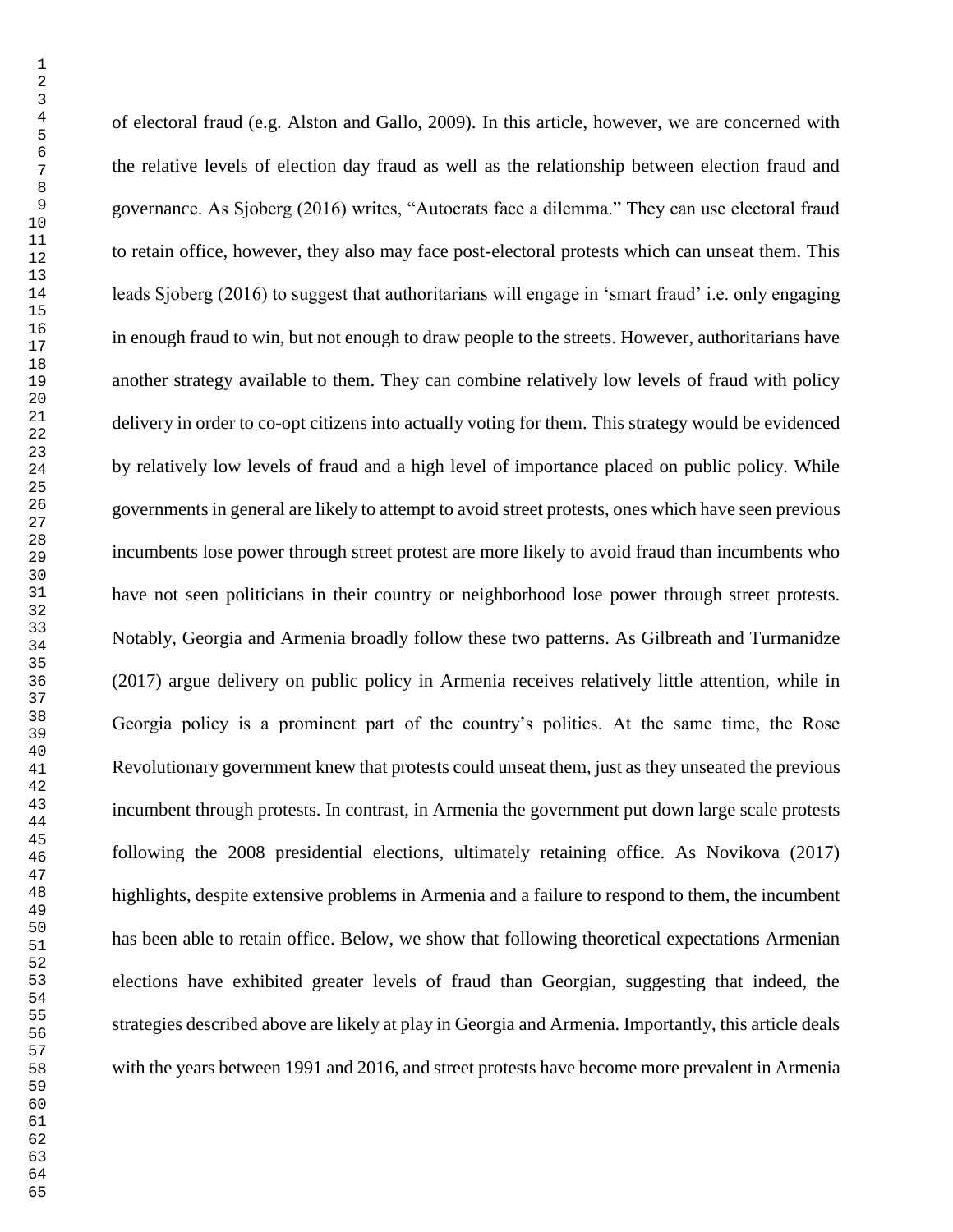of electoral fraud (e.g. Alston and Gallo, 2009). In this article, however, we are concerned with the relative levels of election day fraud as well as the relationship between election fraud and governance. As Sjoberg (2016) writes, "Autocrats face a dilemma." They can use electoral fraud to retain office, however, they also may face post-electoral protests which can unseat them. This leads Sjoberg (2016) to suggest that authoritarians will engage in 'smart fraud' i.e. only engaging in enough fraud to win, but not enough to draw people to the streets. However, authoritarians have another strategy available to them. They can combine relatively low levels of fraud with policy delivery in order to co-opt citizens into actually voting for them. This strategy would be evidenced by relatively low levels of fraud and a high level of importance placed on public policy. While governments in general are likely to attempt to avoid street protests, ones which have seen previous incumbents lose power through street protest are more likely to avoid fraud than incumbents who have not seen politicians in their country or neighborhood lose power through street protests. Notably, Georgia and Armenia broadly follow these two patterns. As Gilbreath and Turmanidze (2017) argue delivery on public policy in Armenia receives relatively little attention, while in Georgia policy is a prominent part of the country's politics. At the same time, the Rose Revolutionary government knew that protests could unseat them, just as they unseated the previous incumbent through protests. In contrast, in Armenia the government put down large scale protests following the 2008 presidential elections, ultimately retaining office. As Novikova (2017) highlights, despite extensive problems in Armenia and a failure to respond to them, the incumbent has been able to retain office. Below, we show that following theoretical expectations Armenian elections have exhibited greater levels of fraud than Georgian, suggesting that indeed, the strategies described above are likely at play in Georgia and Armenia. Importantly, this article deals with the years between 1991 and 2016, and street protests have become more prevalent in Armenia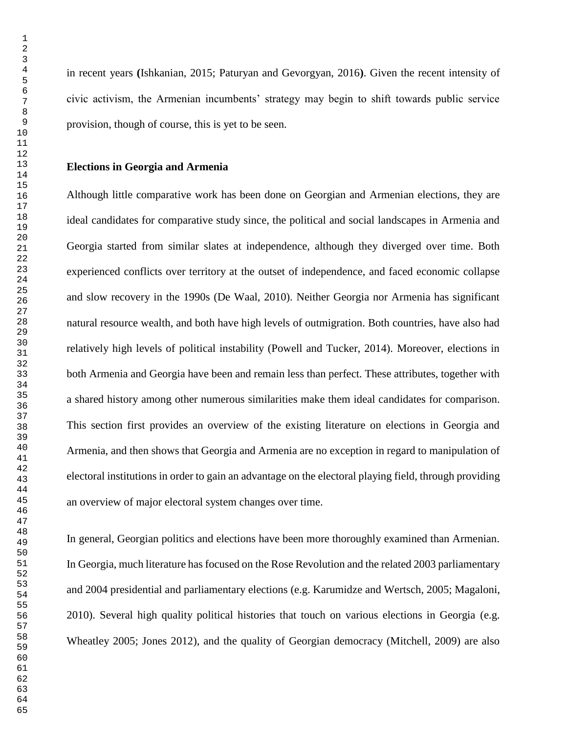in recent years (Ishkanian, 2015; Paturyan and Gevorgyan, 2016). Given the recent intensity of civic activism, the Armenian incumbents' strategy may begin to shift towards public service provision, though of course, this is yet to be seen.

## Elections in Georgia and Armenia

Although little comparative work has been done on Georgian and Armenian elections, they are ideal candidates for comparative study since, the political and social landscapes in Armenia and Georgia started from similar slates at independence, although they diverged over time. Both experienced conflicts over territory at the outset of independence, and faced economic collapse and slow recovery in the 1990s (De Waal, 2010). Neither Georgia nor Armenia has significant natural resource wealth, and both have high levels of outmigration. Both countries, have also had relatively high levels of political instability (Powell and Tucker, 2014). Moreover, elections in both Armenia and Georgia have been and remain less than perfect. These attributes, together with a shared history among other numerous similarities make them ideal candidates for comparison. This section first provides an overview of the existing literature on elections in Georgia and Armenia, and then shows that Georgia and Armenia are no exception in regard to manipulation of electoral institutions in order to gain an advantage on the electoral playing field, through providing an overview of major electoral system changes over time.

In general, Georgian politics and elections have been more thoroughly examined than Armenian. In Georgia, much literature has focused on the Rose Revolution and the related 2003 parliamentary and 2004 presidential and parliamentary elections (e.g. Karumidze and Wertsch, 2005; Magaloni, 2010). Several high quality political histories that touch on various elections in Georgia (e.g. Wheatley 2005; Jones 2012), and the quality of Georgian democracy (Mitchell, 2009) are also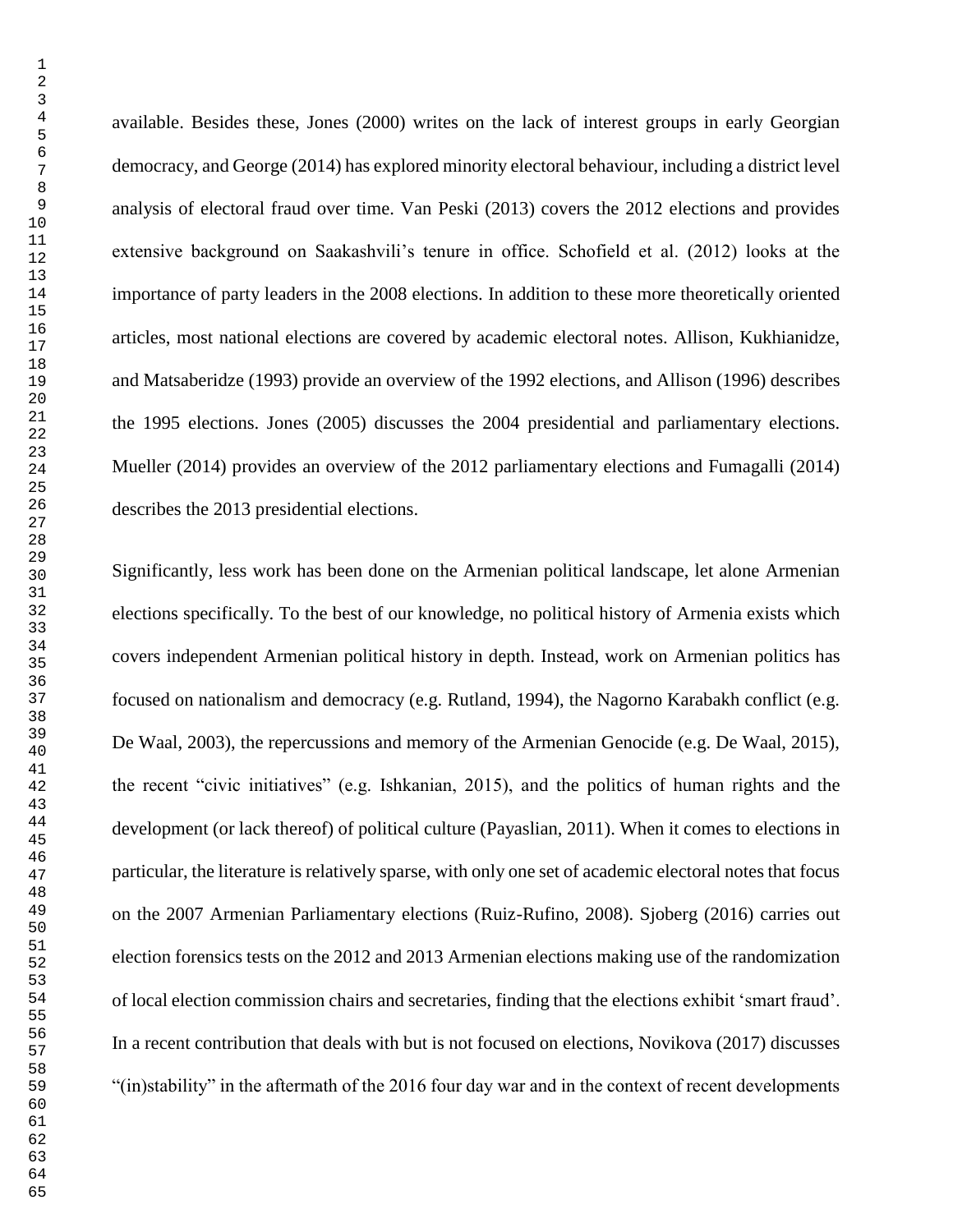available. Besides these, Jones (2000) writes on the lack of interest groups in early Georgian democracy, and George (2014) has explored minority electoral behaviour, including a district level analysis of electoral fraud over time. Van Peski (2013) covers the 2012 elections and provides extensive background on Saakashvili's tenure in office. Schofield et al. (2012) looks at the importance of party leaders in the 2008 elections. In addition to these more theoretically oriented articles, most national elections are covered by academic electoral notes. Allison, Kukhianidze, and Matsaberidze (1993) provide an overview of the 1992 elections, and Allison (1996) describes the 1995 elections. Jones (2005) discusses the 2004 presidential and parliamentary elections. Mueller (2014) provides an overview of the 2012 parliamentary elections and Fumagalli (2014) describes the 2013 presidential elections.

Significantly, less work has been done on the Armenian political landscape, let alone Armenian elections specifically. To the best of our knowledge, no political history of Armenia exists which covers independent Armenian political history in depth. Instead, work on Armenian politics has focused on nationalism and democracy (e.g. Rutland, 1994), the Nagorno Karabakh conflict (e.g. De Waal, 2003), the repercussions and memory of the Armenian Genocide (e.g. De Waal, 2015), the recent "civic initiatives" (e.g. Ishkanian, 2015), and the politics of human rights and the development (or lack thereof) of political culture (Payaslian, 2011). When it comes to elections in particular, the literature is relatively sparse, with only one set of academic electoral notes that focus on the 2007 Armenian Parliamentary elections (Ruiz-Rufino, 2008). Sjoberg (2016) carries out election forensics tests on the 2012 and 2013 Armenian elections making use of the randomization of local election commission chairs and secretaries, finding that the elections exhibit 'smart fraud'. In a recent contribution that deals with but is not focused on elections, Novikova (2017) discusses "(in)stability" in the aftermath of the 2016 four day war and in the context of recent developments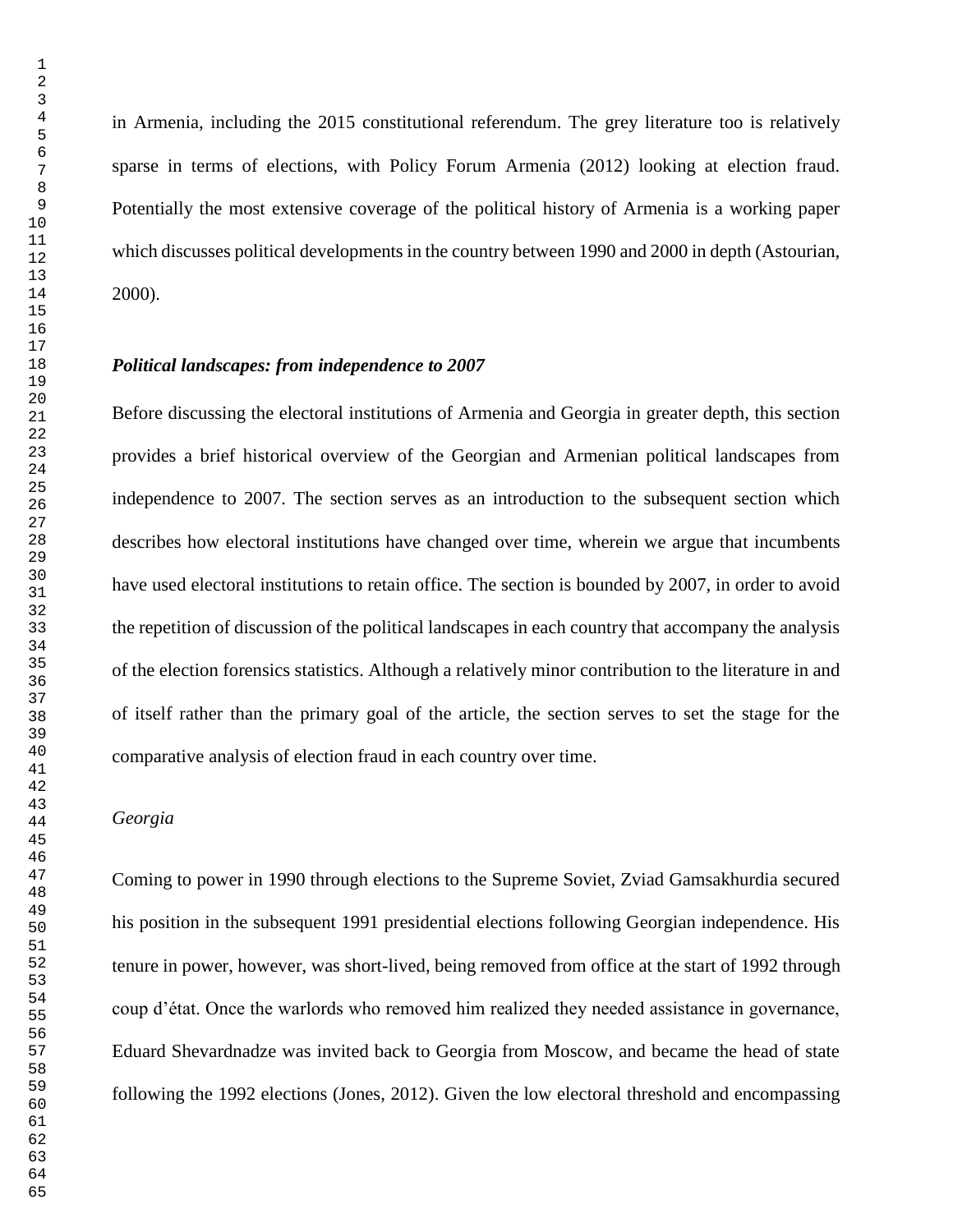in Armenia, including the 2015 constitutional referendum. The grey literature too is relatively sparse in terms of elections, with Policy Forum Armenia (2012) looking at election fraud. Potentially the most extensive coverage of the political history of Armenia is a working paper which discusses political developments in the country between 1990 and 2000 in depth (Astourian, 2000).

### *Political landscapes: from independence to 2007*

Before discussing the electoral institutions of Armenia and Georgia in greater depth, this section provides a brief historical overview of the Georgian and Armenian political landscapes from independence to 2007. The section serves as an introduction to the subsequent section which describes how electoral institutions have changed over time, wherein we argue that incumbents have used electoral institutions to retain office. The section is bounded by 2007, in order to avoid the repetition of discussion of the political landscapes in each country that accompany the analysis of the election forensics statistics. Although a relatively minor contribution to the literature in and of itself rather than the primary goal of the article, the section serves to set the stage for the comparative analysis of election fraud in each country over time.

#### *Georgia*

Coming to power in 1990 through elections to the Supreme Soviet, Zviad Gamsakhurdia secured his position in the subsequent 1991 presidential elections following Georgian independence. His tenure in power, however, was short-lived, being removed from office at the start of 1992 through coup d'état. Once the warlords who removed him realized they needed assistance in governance, Eduard Shevardnadze was invited back to Georgia from Moscow, and became the head of state following the 1992 elections (Jones, 2012). Given the low electoral threshold and encompassing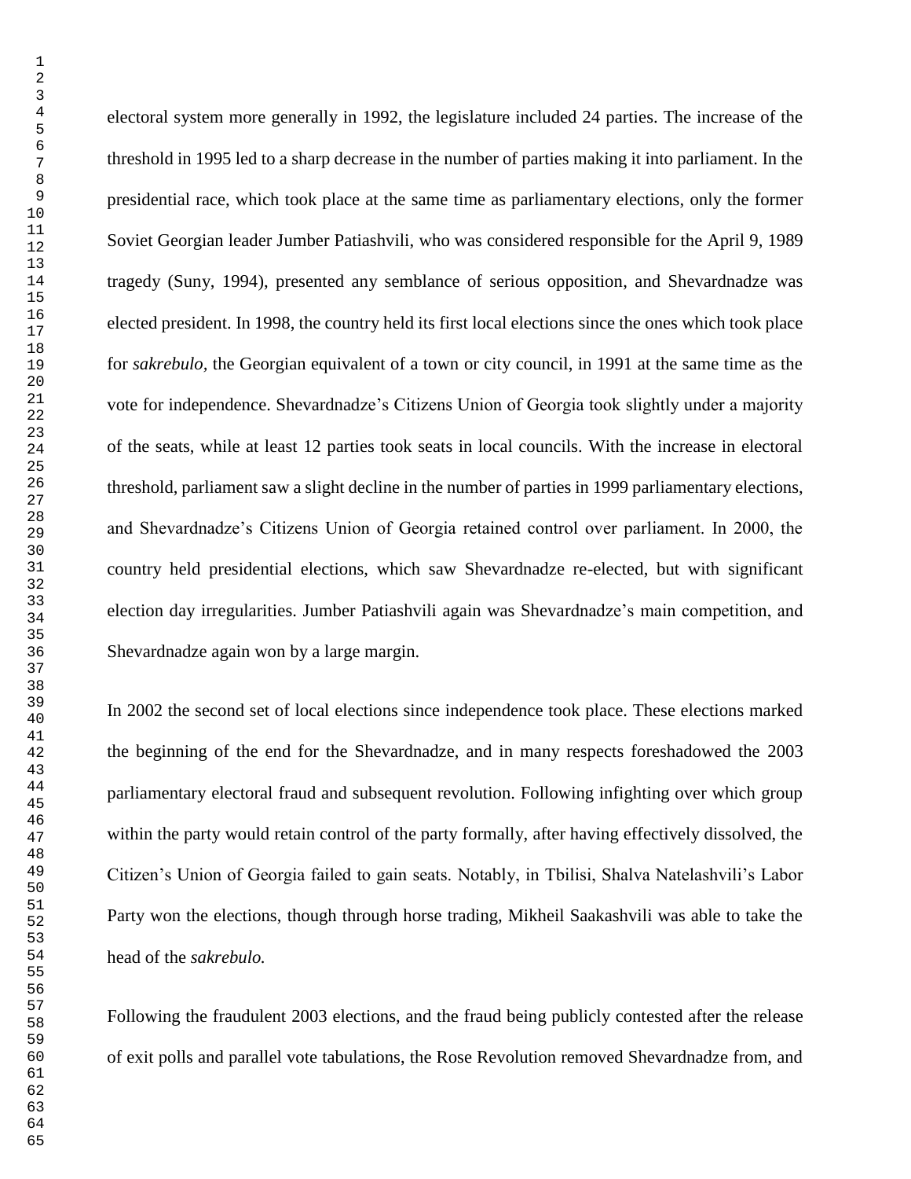electoral system more generally in 1992, the legislature included 24 parties. The increase of the threshold in 1995 led to a sharp decrease in the number of parties making it into parliament. In the presidential race, which took place at the same time as parliamentary elections, only the former Soviet Georgian leader Jumber Patiashvili, who was considered responsible for the April 9, 1989 tragedy (Suny, 1994), presented any semblance of serious opposition, and Shevardnadze was elected president. In 1998, the country held its first local elections since the ones which took place for *sakrebulo*, the Georgian equivalent of a town or city council, in 1991 at the same time as the vote for independence. Shevardnadze's Citizens Union of Georgia took slightly under a majority of the seats, while at least 12 parties took seats in local councils. With the increase in electoral threshold, parliament saw a slight decline in the number of parties in 1999 parliamentary elections, and Shevardnadze's Citizens Union of Georgia retained control over parliament. In 2000, the country held presidential elections, which saw Shevardnadze re-elected, but with significant election day irregularities. Jumber Patiashvili again was Shevardnadze's main competition, and Shevardnadze again won by a large margin.

In 2002 the second set of local elections since independence took place. These elections marked the beginning of the end for the Shevardnadze, and in many respects foreshadowed the 2003 parliamentary electoral fraud and subsequent revolution. Following infighting over which group within the party would retain control of the party formally, after having effectively dissolved, the Citizen's Union of Georgia failed to gain seats. Notably, in Tbilisi, Shalva Natelashvili's Labor Party won the elections, though through horse trading, Mikheil Saakashvili was able to take the head of the *sakrebulo.*

Following the fraudulent 2003 elections, and the fraud being publicly contested after the release of exit polls and parallel vote tabulations, the Rose Revolution removed Shevardnadze from, and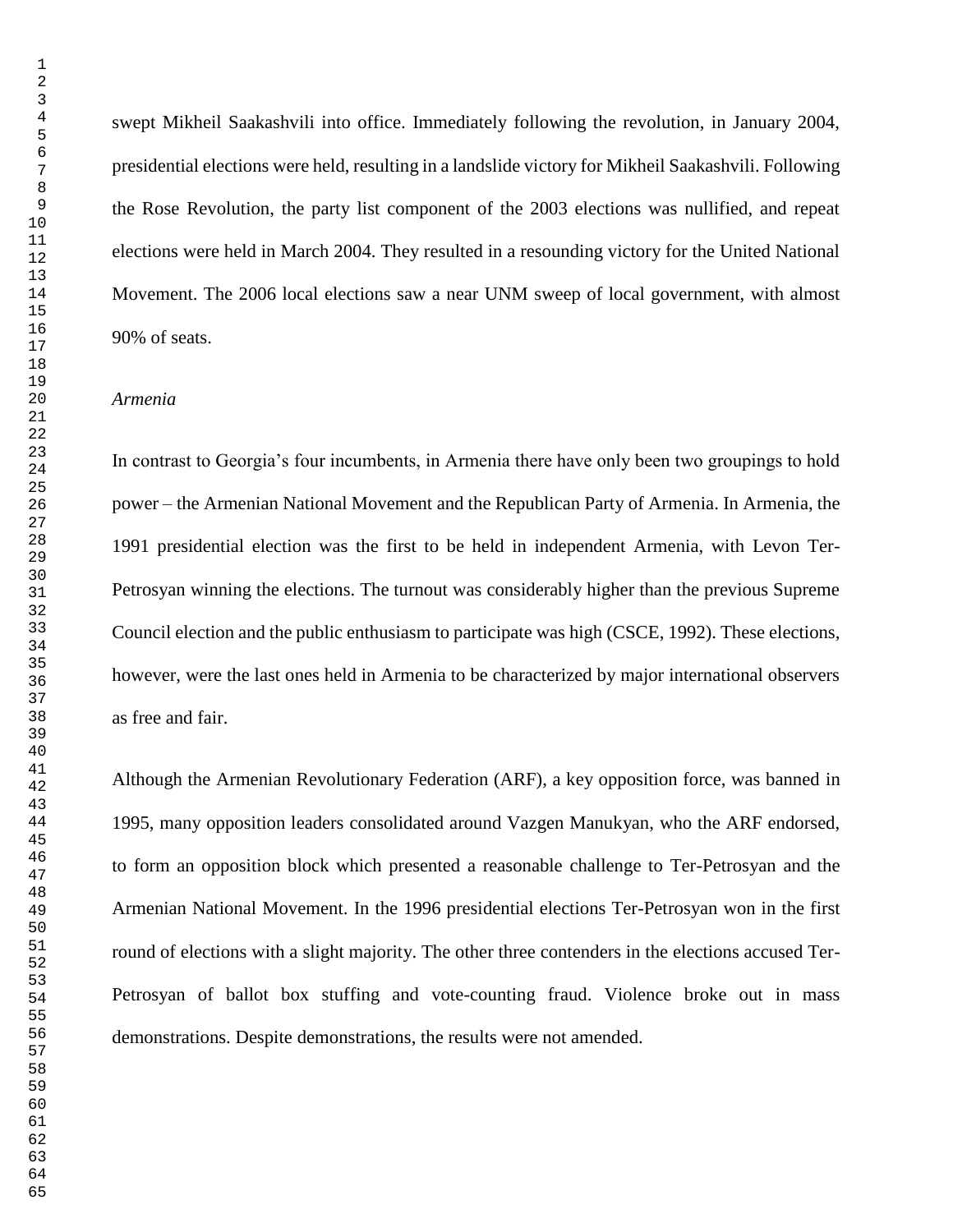swept Mikheil Saakashvili into office. Immediately following the revolution, in January 2004, presidential elections were held, resulting in a landslide victory for Mikheil Saakashvili. Following the Rose Revolution, the party list component of the 2003 elections was nullified, and repeat elections were held in March 2004. They resulted in a resounding victory for the United National Movement. The 2006 local elections saw a near UNM sweep of local government, with almost 90% of seats.

*Armenia*

In contrast to Georgia's four incumbents, in Armenia there have only been two groupings to hold power – the Armenian National Movement and the Republican Party of Armenia. In Armenia, the 1991 presidential election was the first to be held in independent Armenia, with Levon Ter-Petrosyan winning the elections. The turnout was considerably higher than the previous Supreme Council election and the public enthusiasm to participate was high (CSCE, 1992). These elections, however, were the last ones held in Armenia to be characterized by major international observers as free and fair.

Although the Armenian Revolutionary Federation (ARF), a key opposition force, was banned in 1995, many opposition leaders consolidated around Vazgen Manukyan, who the ARF endorsed, to form an opposition block which presented a reasonable challenge to Ter-Petrosyan and the Armenian National Movement. In the 1996 presidential elections Ter-Petrosyan won in the first round of elections with a slight majority. The other three contenders in the elections accused Ter-Petrosyan of ballot box stuffing and vote-counting fraud. Violence broke out in mass demonstrations. Despite demonstrations, the results were not amended.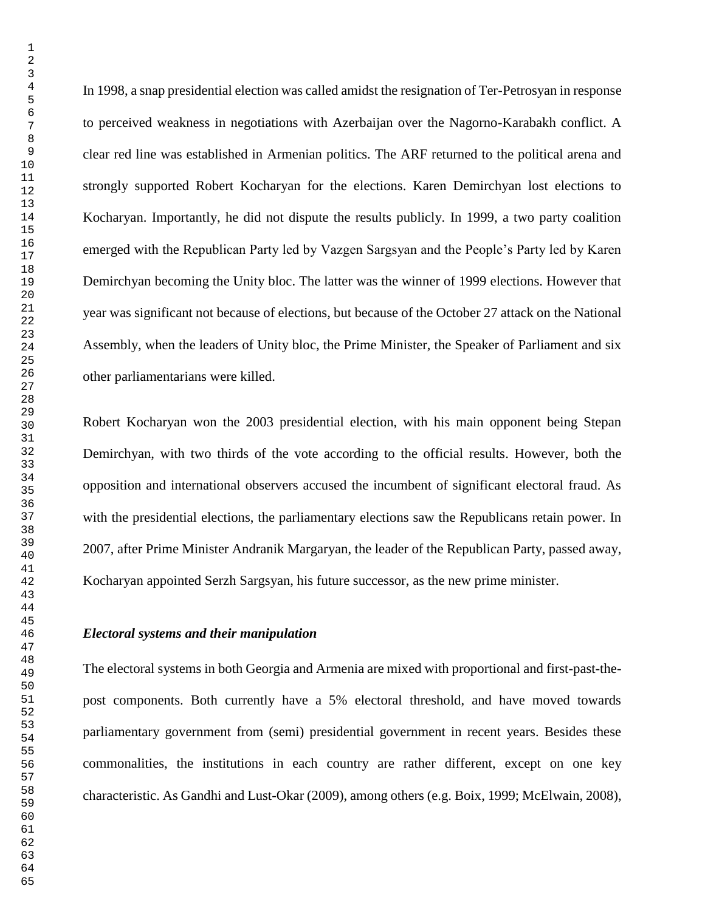In 1998, a snap presidential election was called amidst the resignation of Ter-Petrosyan in response to perceived weakness in negotiations with Azerbaijan over the Nagorno-Karabakh conflict. A clear red line was established in Armenian politics. The ARF returned to the political arena and strongly supported Robert Kocharyan for the elections. Karen Demirchyan lost elections to Kocharyan. Importantly, he did not dispute the results publicly. In 1999, a two party coalition emerged with the Republican Party led by Vazgen Sargsyan and the People's Party led by Karen Demirchyan becoming the Unity bloc. The latter was the winner of 1999 elections. However that year was significant not because of elections, but because of the October 27 attack on the National Assembly, when the leaders of Unity bloc, the Prime Minister, the Speaker of Parliament and six other parliamentarians were killed.

Robert Kocharyan won the 2003 presidential election, with his main opponent being Stepan Demirchyan, with two thirds of the vote according to the official results. However, both the opposition and international observers accused the incumbent of significant electoral fraud. As with the presidential elections, the parliamentary elections saw the Republicans retain power. In 2007, after Prime Minister Andranik Margaryan, the leader of the Republican Party, passed away, Kocharyan appointed Serzh Sargsyan, his future successor, as the new prime minister.

***Electoral systems and their manipulation***

The electoral systems in both Georgia and Armenia are mixed with proportional and first-past-the-post components. Both currently have a 5% electoral threshold, and have moved towards parliamentary government from (semi) presidential government in recent years. Besides these commonalities, the institutions in each country are rather different, except on one key characteristic. As Gandhi and Lust-Okar (2009), among others (e.g. Boix, 1999; McElwain, 2008),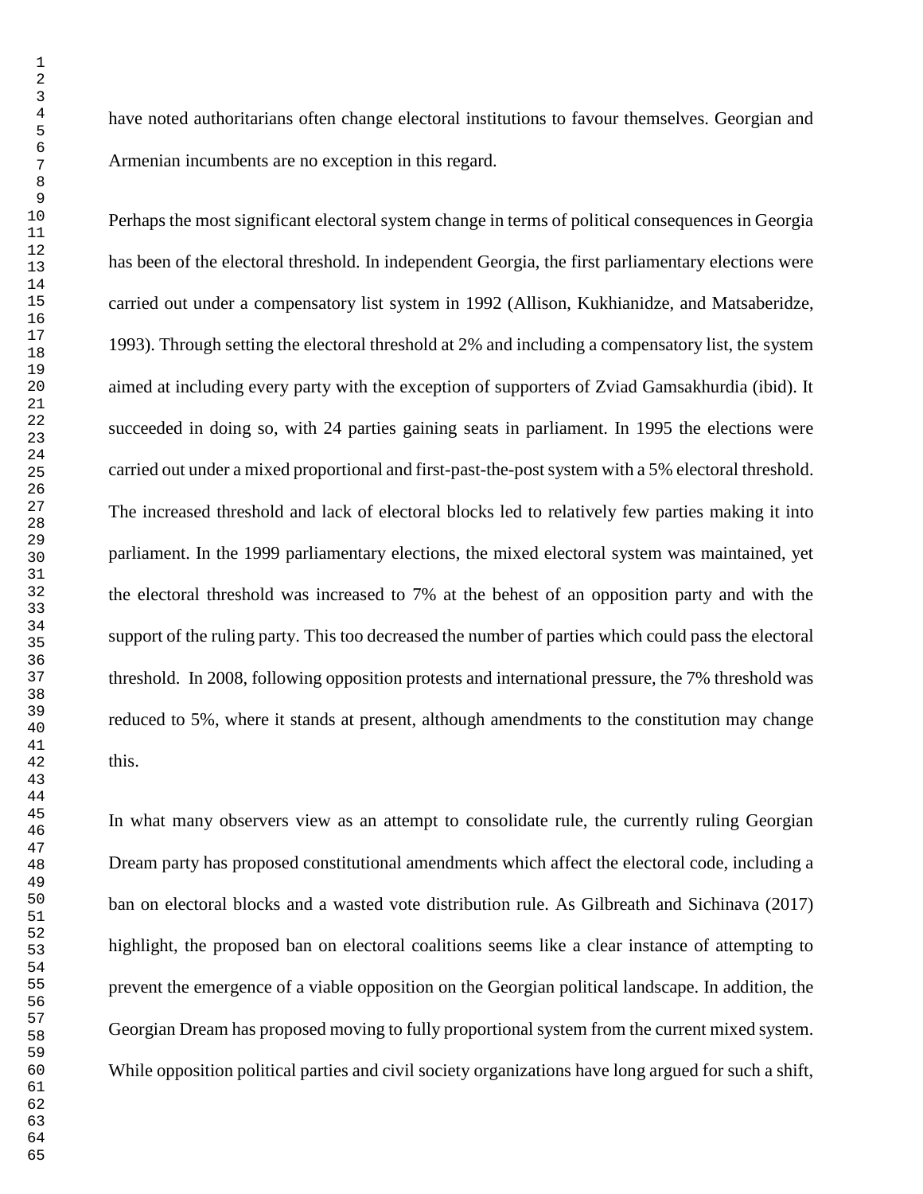have noted authoritarians often change electoral institutions to favour themselves. Georgian and Armenian incumbents are no exception in this regard.

Perhaps the most significant electoral system change in terms of political consequences in Georgia has been of the electoral threshold. In independent Georgia, the first parliamentary elections were carried out under a compensatory list system in 1992 (Allison, Kukhianidze, and Matsaberidze, 1993). Through setting the electoral threshold at 2% and including a compensatory list, the system aimed at including every party with the exception of supporters of Zviad Gamsakhurdia (ibid). It succeeded in doing so, with 24 parties gaining seats in parliament. In 1995 the elections were carried out under a mixed proportional and first-past-the-post system with a 5% electoral threshold. The increased threshold and lack of electoral blocks led to relatively few parties making it into parliament. In the 1999 parliamentary elections, the mixed electoral system was maintained, yet the electoral threshold was increased to 7% at the behest of an opposition party and with the support of the ruling party. This too decreased the number of parties which could pass the electoral threshold. In 2008, following opposition protests and international pressure, the 7% threshold was reduced to 5%, where it stands at present, although amendments to the constitution may change this.

In what many observers view as an attempt to consolidate rule, the currently ruling Georgian Dream party has proposed constitutional amendments which affect the electoral code, including a ban on electoral blocks and a wasted vote distribution rule. As Gilbreath and Sichinava (2017) highlight, the proposed ban on electoral coalitions seems like a clear instance of attempting to prevent the emergence of a viable opposition on the Georgian political landscape. In addition, the Georgian Dream has proposed moving to fully proportional system from the current mixed system. While opposition political parties and civil society organizations have long argued for such a shift,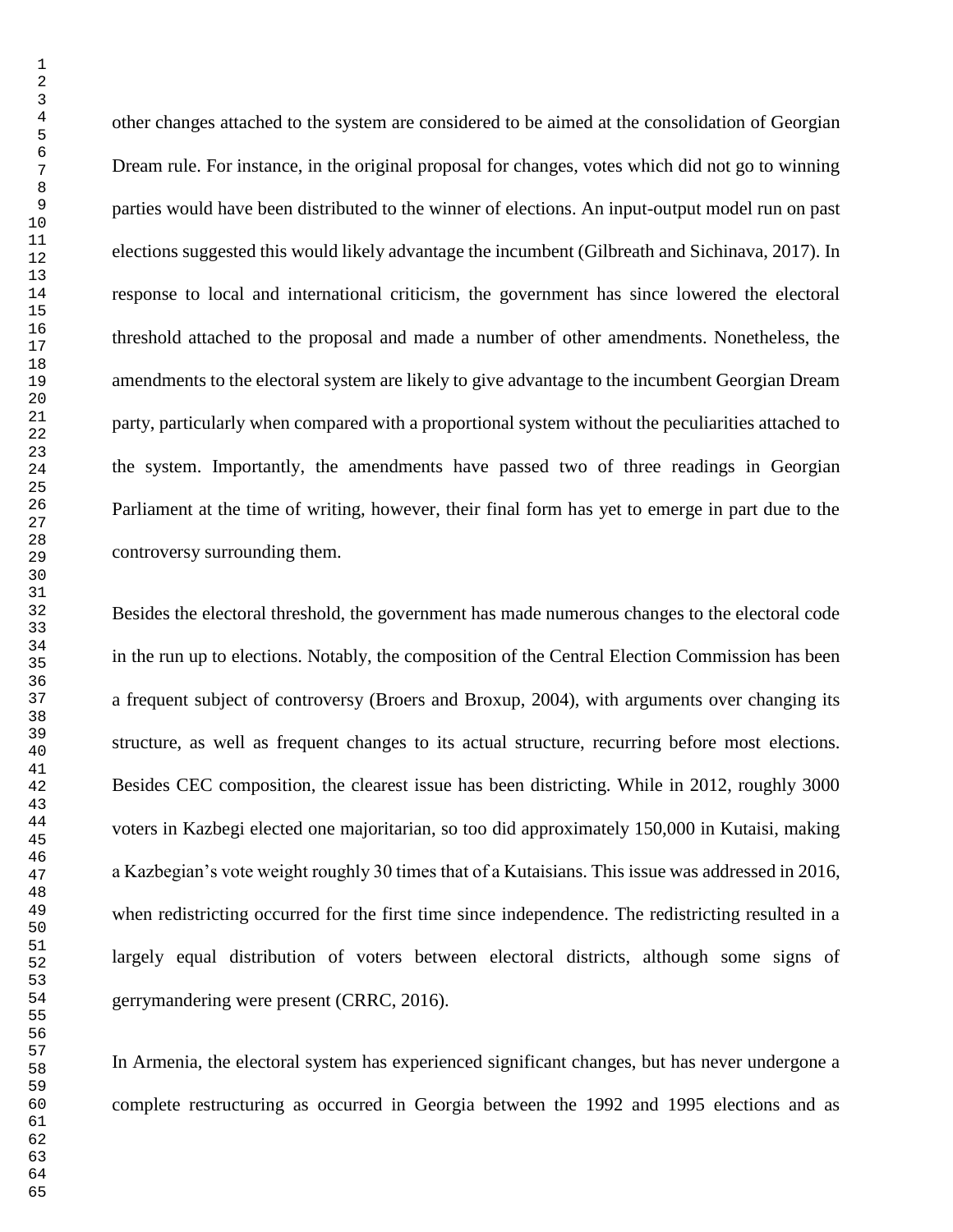other changes attached to the system are considered to be aimed at the consolidation of Georgian Dream rule. For instance, in the original proposal for changes, votes which did not go to winning parties would have been distributed to the winner of elections. An input-output model run on past elections suggested this would likely advantage the incumbent (Gilbreath and Sichinava, 2017). In response to local and international criticism, the government has since lowered the electoral threshold attached to the proposal and made a number of other amendments. Nonetheless, the amendments to the electoral system are likely to give advantage to the incumbent Georgian Dream party, particularly when compared with a proportional system without the peculiarities attached to the system. Importantly, the amendments have passed two of three readings in Georgian Parliament at the time of writing, however, their final form has yet to emerge in part due to the controversy surrounding them.

Besides the electoral threshold, the government has made numerous changes to the electoral code in the run up to elections. Notably, the composition of the Central Election Commission has been a frequent subject of controversy (Broers and Broxup, 2004), with arguments over changing its structure, as well as frequent changes to its actual structure, recurring before most elections. Besides CEC composition, the clearest issue has been districting. While in 2012, roughly 3000 voters in Kazbegi elected one majoritarian, so too did approximately 150,000 in Kutaisi, making a Kazbegian's vote weight roughly 30 times that of a Kutaisians. This issue was addressed in 2016, when redistricting occurred for the first time since independence. The redistricting resulted in a largely equal distribution of voters between electoral districts, although some signs of gerrymandering were present (CRRC, 2016).

In Armenia, the electoral system has experienced significant changes, but has never undergone a complete restructuring as occurred in Georgia between the 1992 and 1995 elections and as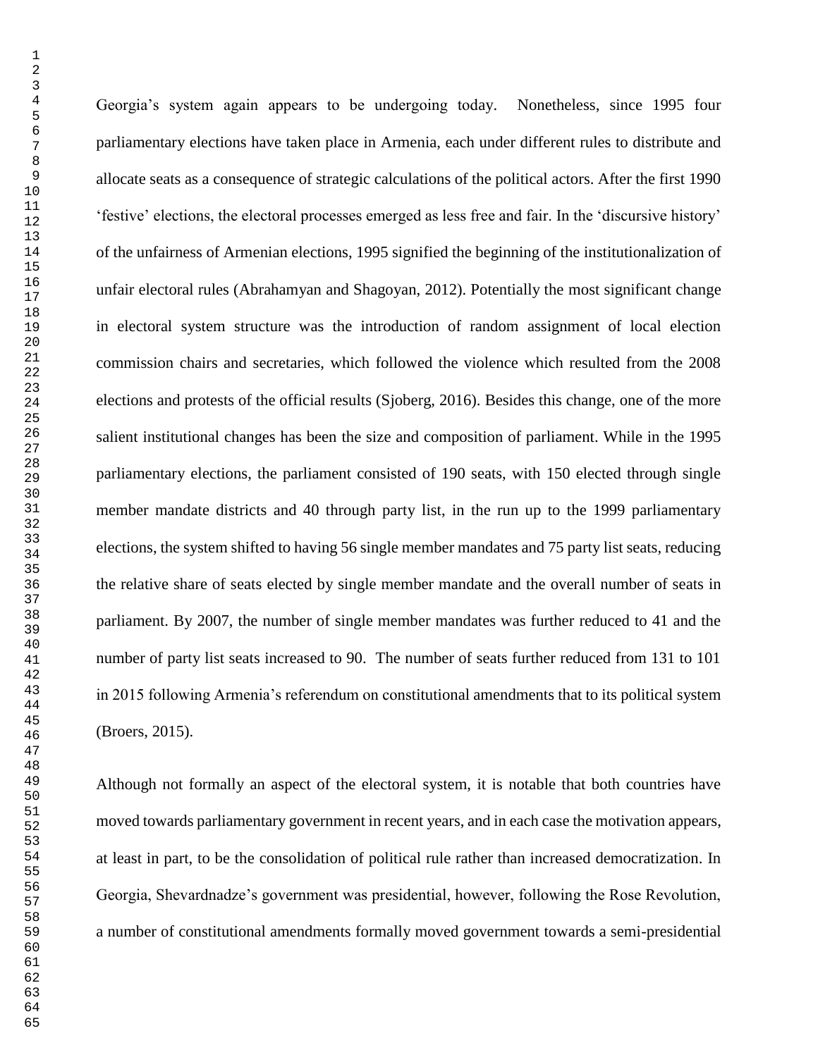Georgia's system again appears to be undergoing today. Nonetheless, since 1995 four parliamentary elections have taken place in Armenia, each under different rules to distribute and allocate seats as a consequence of strategic calculations of the political actors. After the first 1990 'festive' elections, the electoral processes emerged as less free and fair. In the 'discursive history' of the unfairness of Armenian elections, 1995 signified the beginning of the institutionalization of unfair electoral rules (Abrahamyan and Shagoyan, 2012). Potentially the most significant change in electoral system structure was the introduction of random assignment of local election commission chairs and secretaries, which followed the violence which resulted from the 2008 elections and protests of the official results (Sjoberg, 2016). Besides this change, one of the more salient institutional changes has been the size and composition of parliament. While in the 1995 parliamentary elections, the parliament consisted of 190 seats, with 150 elected through single member mandate districts and 40 through party list, in the run up to the 1999 parliamentary elections, the system shifted to having 56 single member mandates and 75 party list seats, reducing the relative share of seats elected by single member mandate and the overall number of seats in parliament. By 2007, the number of single member mandates was further reduced to 41 and the number of party list seats increased to 90. The number of seats further reduced from 131 to 101 in 2015 following Armenia's referendum on constitutional amendments that to its political system (Broers, 2015).

Although not formally an aspect of the electoral system, it is notable that both countries have moved towards parliamentary government in recent years, and in each case the motivation appears, at least in part, to be the consolidation of political rule rather than increased democratization. In Georgia, Shevardnadze's government was presidential, however, following the Rose Revolution, a number of constitutional amendments formally moved government towards a semi-presidential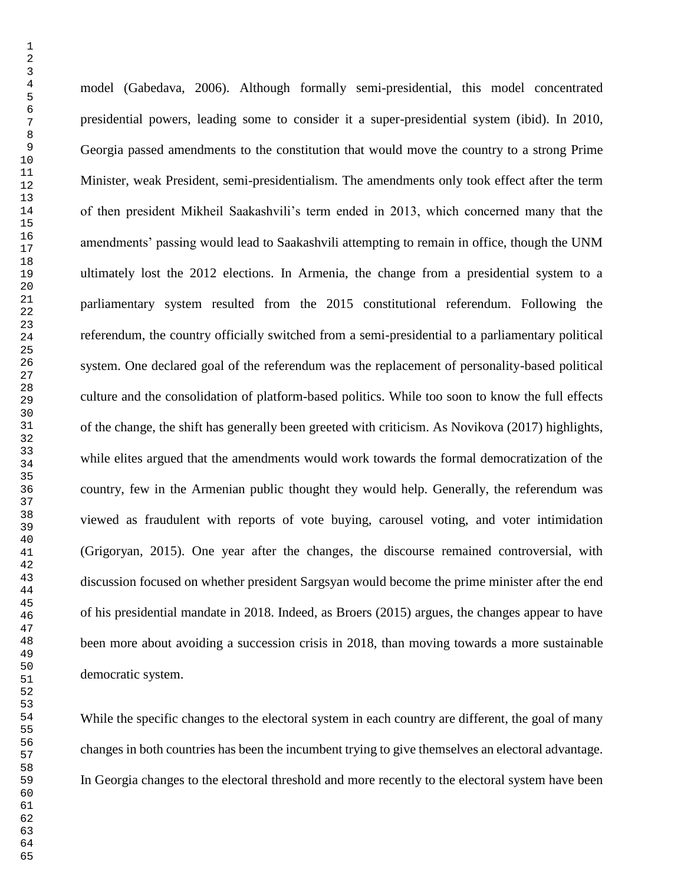model (Gabedava, 2006). Although formally semi-presidential, this model concentrated presidential powers, leading some to consider it a super-presidential system (ibid). In 2010, Georgia passed amendments to the constitution that would move the country to a strong Prime Minister, weak President, semi-presidentialism. The amendments only took effect after the term of then president Mikheil Saakashvili's term ended in 2013, which concerned many that the amendments' passing would lead to Saakashvili attempting to remain in office, though the UNM ultimately lost the 2012 elections. In Armenia, the change from a presidential system to a parliamentary system resulted from the 2015 constitutional referendum. Following the referendum, the country officially switched from a semi-presidential to a parliamentary political system. One declared goal of the referendum was the replacement of personality-based political culture and the consolidation of platform-based politics. While too soon to know the full effects of the change, the shift has generally been greeted with criticism. As Novikova (2017) highlights, while elites argued that the amendments would work towards the formal democratization of the country, few in the Armenian public thought they would help. Generally, the referendum was viewed as fraudulent with reports of vote buying, carousel voting, and voter intimidation (Grigoryan, 2015). One year after the changes, the discourse remained controversial, with discussion focused on whether president Sargsyan would become the prime minister after the end of his presidential mandate in 2018. Indeed, as Broers (2015) argues, the changes appear to have been more about avoiding a succession crisis in 2018, than moving towards a more sustainable democratic system.

While the specific changes to the electoral system in each country are different, the goal of many changes in both countries has been the incumbent trying to give themselves an electoral advantage. In Georgia changes to the electoral threshold and more recently to the electoral system have been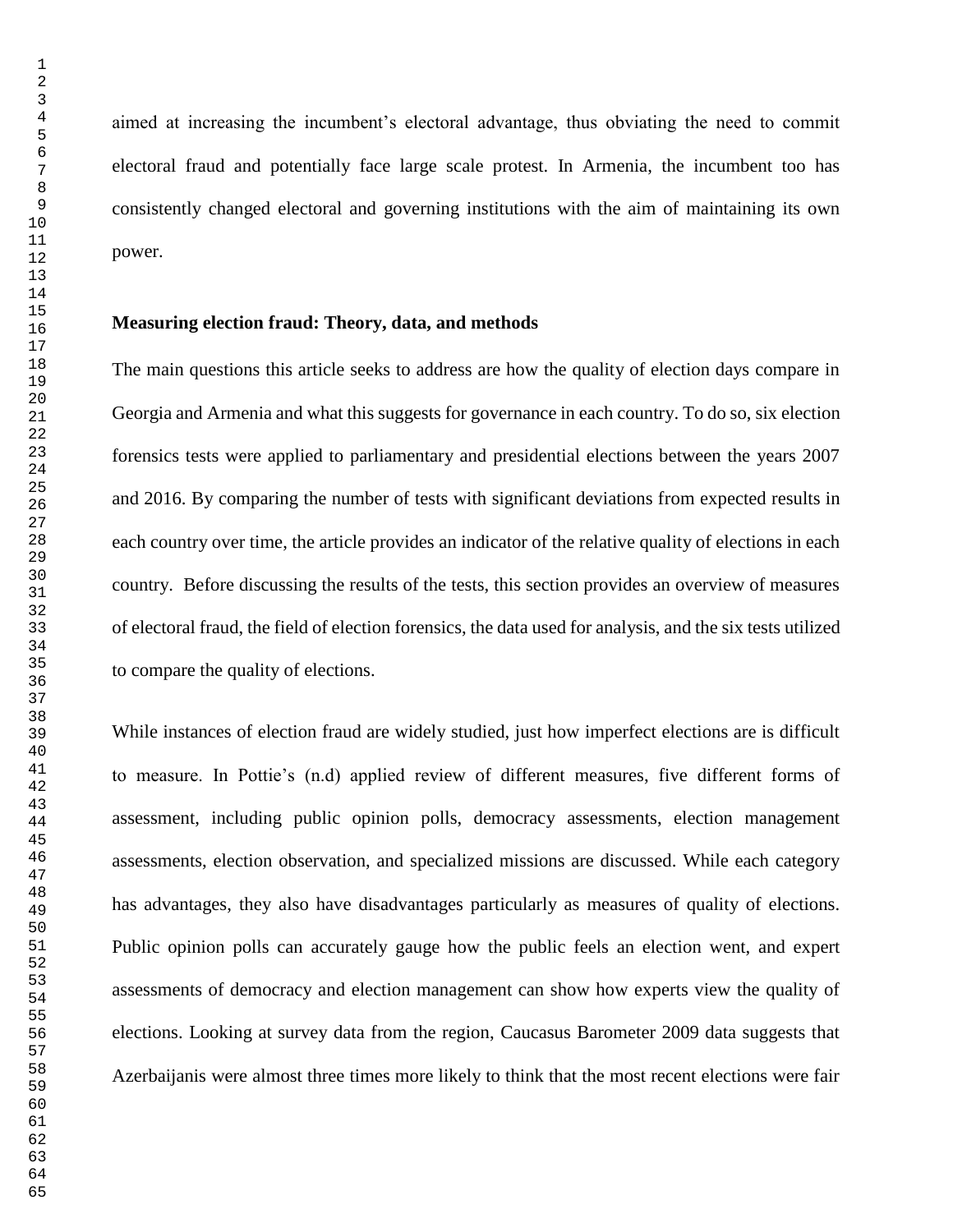aimed at increasing the incumbent's electoral advantage, thus obviating the need to commit electoral fraud and potentially face large scale protest. In Armenia, the incumbent too has consistently changed electoral and governing institutions with the aim of maintaining its own power.

## Measuring election fraud: Theory, data, and methods

The main questions this article seeks to address are how the quality of election days compare in Georgia and Armenia and what this suggests for governance in each country. To do so, six election forensics tests were applied to parliamentary and presidential elections between the years 2007 and 2016. By comparing the number of tests with significant deviations from expected results in each country over time, the article provides an indicator of the relative quality of elections in each country. Before discussing the results of the tests, this section provides an overview of measures of electoral fraud, the field of election forensics, the data used for analysis, and the six tests utilized to compare the quality of elections.

While instances of election fraud are widely studied, just how imperfect elections are is difficult to measure. In Pottie's (n.d) applied review of different measures, five different forms of assessment, including public opinion polls, democracy assessments, election management assessments, election observation, and specialized missions are discussed. While each category has advantages, they also have disadvantages particularly as measures of quality of elections. Public opinion polls can accurately gauge how the public feels an election went, and expert assessments of democracy and election management can show how experts view the quality of elections. Looking at survey data from the region, Caucasus Barometer 2009 data suggests that Azerbaijanis were almost three times more likely to think that the most recent elections were fair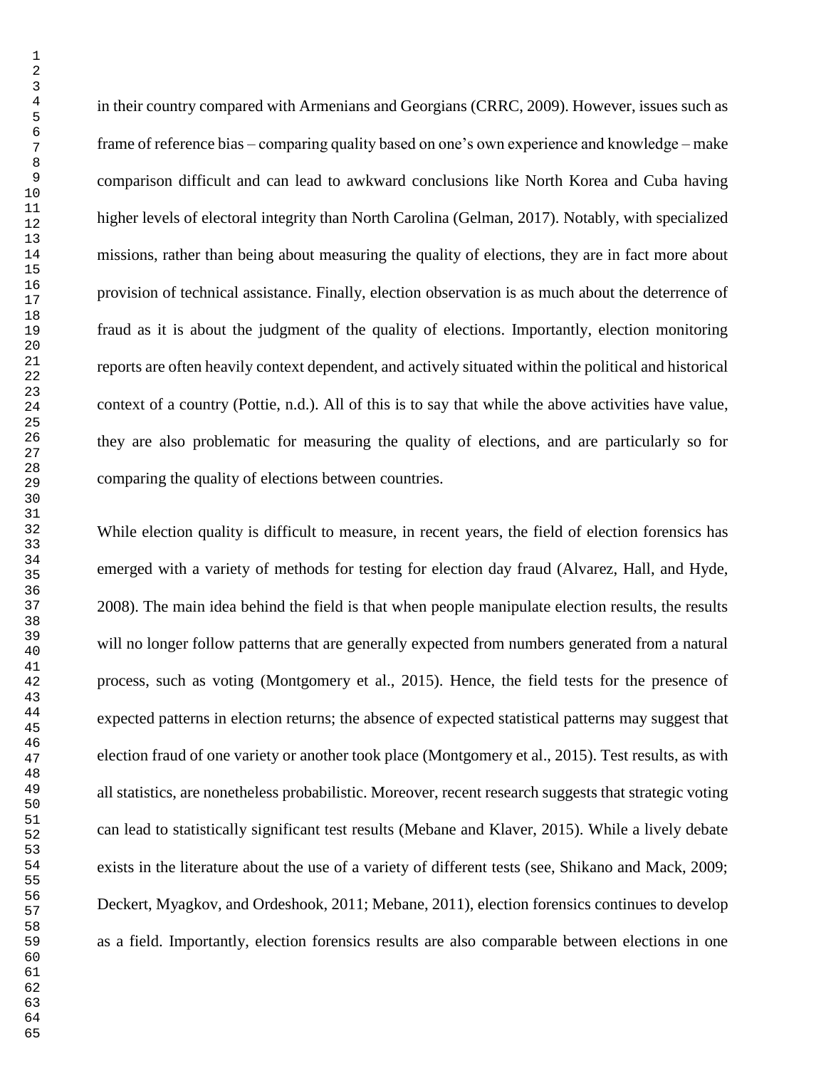in their country compared with Armenians and Georgians (CRRC, 2009). However, issues such as frame of reference bias – comparing quality based on one's own experience and knowledge – make comparison difficult and can lead to awkward conclusions like North Korea and Cuba having higher levels of electoral integrity than North Carolina (Gelman, 2017). Notably, with specialized missions, rather than being about measuring the quality of elections, they are in fact more about provision of technical assistance. Finally, election observation is as much about the deterrence of fraud as it is about the judgment of the quality of elections. Importantly, election monitoring reports are often heavily context dependent, and actively situated within the political and historical context of a country (Pottie, n.d.). All of this is to say that while the above activities have value, they are also problematic for measuring the quality of elections, and are particularly so for comparing the quality of elections between countries.

While election quality is difficult to measure, in recent years, the field of election forensics has emerged with a variety of methods for testing for election day fraud (Alvarez, Hall, and Hyde, 2008). The main idea behind the field is that when people manipulate election results, the results will no longer follow patterns that are generally expected from numbers generated from a natural process, such as voting (Montgomery et al., 2015). Hence, the field tests for the presence of expected patterns in election returns; the absence of expected statistical patterns may suggest that election fraud of one variety or another took place (Montgomery et al., 2015). Test results, as with all statistics, are nonetheless probabilistic. Moreover, recent research suggests that strategic voting can lead to statistically significant test results (Mebane and Klaver, 2015). While a lively debate exists in the literature about the use of a variety of different tests (see, Shikano and Mack, 2009; Deckert, Myagkov, and Ordeshook, 2011; Mebane, 2011), election forensics continues to develop as a field. Importantly, election forensics results are also comparable between elections in one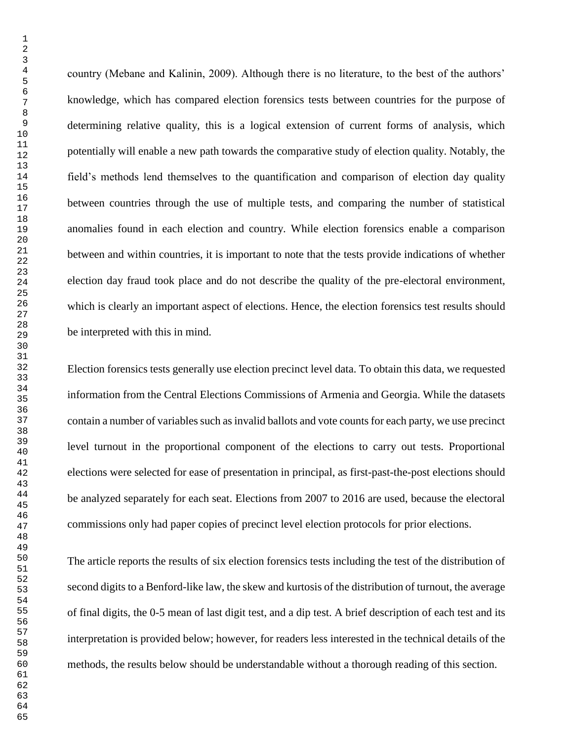country (Mebane and Kalinin, 2009). Although there is no literature, to the best of the authors' knowledge, which has compared election forensics tests between countries for the purpose of determining relative quality, this is a logical extension of current forms of analysis, which potentially will enable a new path towards the comparative study of election quality. Notably, the field's methods lend themselves to the quantification and comparison of election day quality between countries through the use of multiple tests, and comparing the number of statistical anomalies found in each election and country. While election forensics enable a comparison between and within countries, it is important to note that the tests provide indications of whether election day fraud took place and do not describe the quality of the pre-electoral environment, which is clearly an important aspect of elections. Hence, the election forensics test results should be interpreted with this in mind.

Election forensics tests generally use election precinct level data. To obtain this data, we requested information from the Central Elections Commissions of Armenia and Georgia. While the datasets contain a number of variables such as invalid ballots and vote counts for each party, we use precinct level turnout in the proportional component of the elections to carry out tests. Proportional elections were selected for ease of presentation in principal, as first-past-the-post elections should be analyzed separately for each seat. Elections from 2007 to 2016 are used, because the electoral commissions only had paper copies of precinct level election protocols for prior elections.

The article reports the results of six election forensics tests including the test of the distribution of second digits to a Benford-like law, the skew and kurtosis of the distribution of turnout, the average of final digits, the 0-5 mean of last digit test, and a dip test. A brief description of each test and its interpretation is provided below; however, for readers less interested in the technical details of the methods, the results below should be understandable without a thorough reading of this section.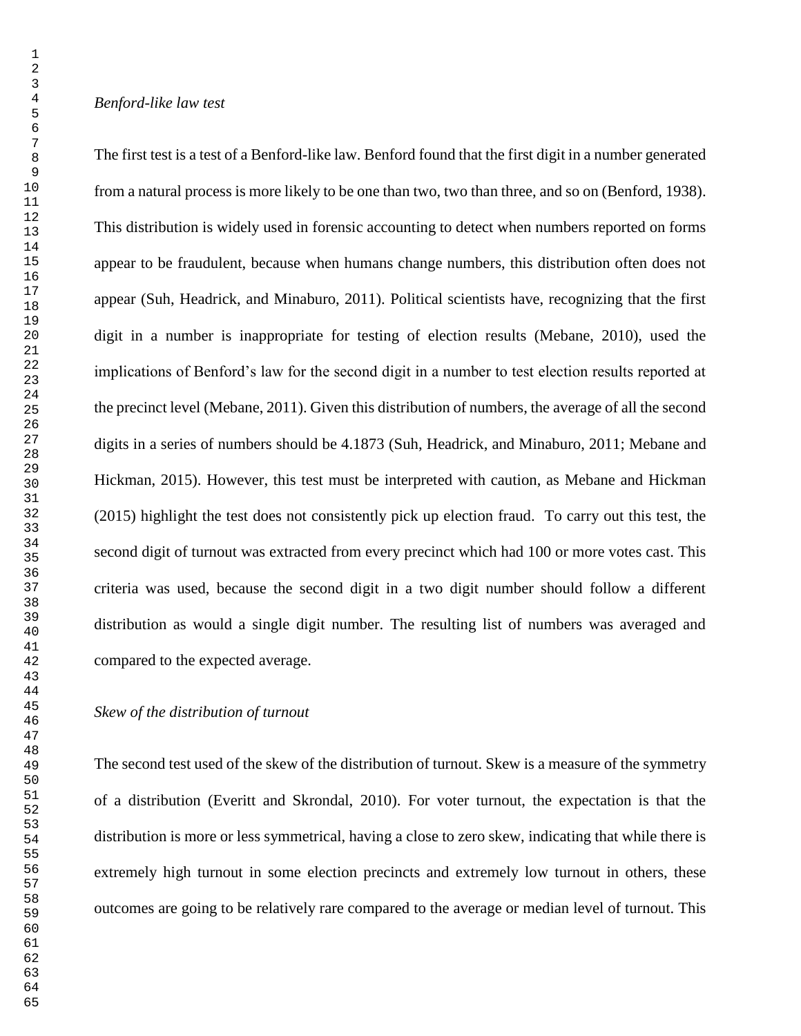*Benford-like law test*

The first test is a test of a Benford-like law. Benford found that the first digit in a number generated from a natural process is more likely to be one than two, two than three, and so on (Benford, 1938). This distribution is widely used in forensic accounting to detect when numbers reported on forms appear to be fraudulent, because when humans change numbers, this distribution often does not appear (Suh, Headrick, and Minaburo, 2011). Political scientists have, recognizing that the first digit in a number is inappropriate for testing of election results (Mebane, 2010), used the implications of Benford's law for the second digit in a number to test election results reported at the precinct level (Mebane, 2011). Given this distribution of numbers, the average of all the second digits in a series of numbers should be 4.1873 (Suh, Headrick, and Minaburo, 2011; Mebane and Hickman, 2015). However, this test must be interpreted with caution, as Mebane and Hickman (2015) highlight the test does not consistently pick up election fraud. To carry out this test, the second digit of turnout was extracted from every precinct which had 100 or more votes cast. This criteria was used, because the second digit in a two digit number should follow a different distribution as would a single digit number. The resulting list of numbers was averaged and compared to the expected average.

*Skew of the distribution of turnout*

The second test used of the skew of the distribution of turnout. Skew is a measure of the symmetry of a distribution (Everitt and Skrondal, 2010). For voter turnout, the expectation is that the distribution is more or less symmetrical, having a close to zero skew, indicating that while there is extremely high turnout in some election precincts and extremely low turnout in others, these outcomes are going to be relatively rare compared to the average or median level of turnout. This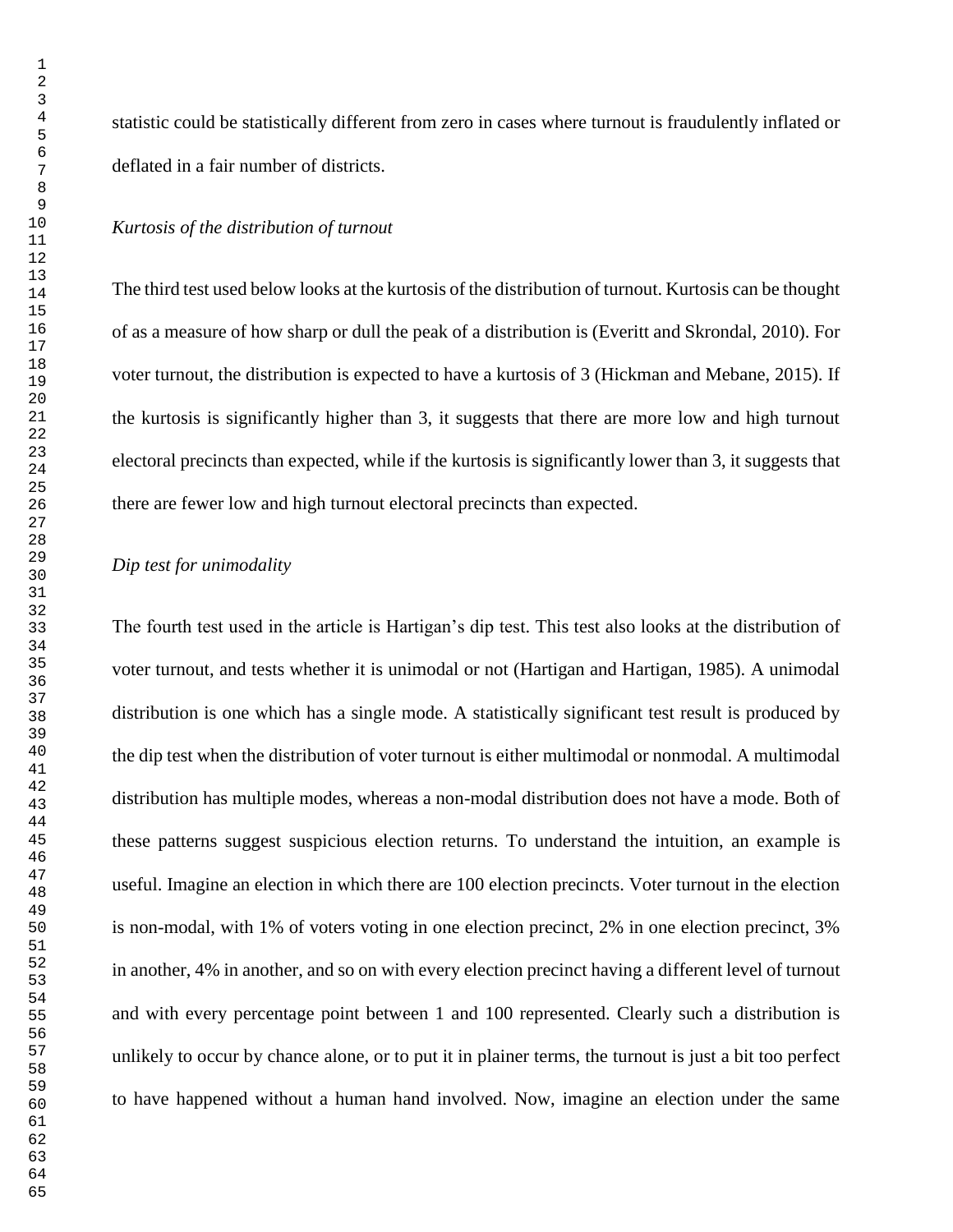statistic could be statistically different from zero in cases where turnout is fraudulently inflated or deflated in a fair number of districts.

*Kurtosis of the distribution of turnout*

The third test used below looks at the kurtosis of the distribution of turnout. Kurtosis can be thought of as a measure of how sharp or dull the peak of a distribution is (Everitt and Skrondal, 2010). For voter turnout, the distribution is expected to have a kurtosis of 3 (Hickman and Mebane, 2015). If the kurtosis is significantly higher than 3, it suggests that there are more low and high turnout electoral precincts than expected, while if the kurtosis is significantly lower than 3, it suggests that there are fewer low and high turnout electoral precincts than expected.

*Dip test for unimodality*

The fourth test used in the article is Hartigan's dip test. This test also looks at the distribution of voter turnout, and tests whether it is unimodal or not (Hartigan and Hartigan, 1985). A unimodal distribution is one which has a single mode. A statistically significant test result is produced by the dip test when the distribution of voter turnout is either multimodal or nonmodal. A multimodal distribution has multiple modes, whereas a non-modal distribution does not have a mode. Both of these patterns suggest suspicious election returns. To understand the intuition, an example is useful. Imagine an election in which there are 100 election precincts. Voter turnout in the election is non-modal, with 1% of voters voting in one election precinct, 2% in one election precinct, 3% in another, 4% in another, and so on with every election precinct having a different level of turnout and with every percentage point between 1 and 100 represented. Clearly such a distribution is unlikely to occur by chance alone, or to put it in plainer terms, the turnout is just a bit too perfect to have happened without a human hand involved. Now, imagine an election under the same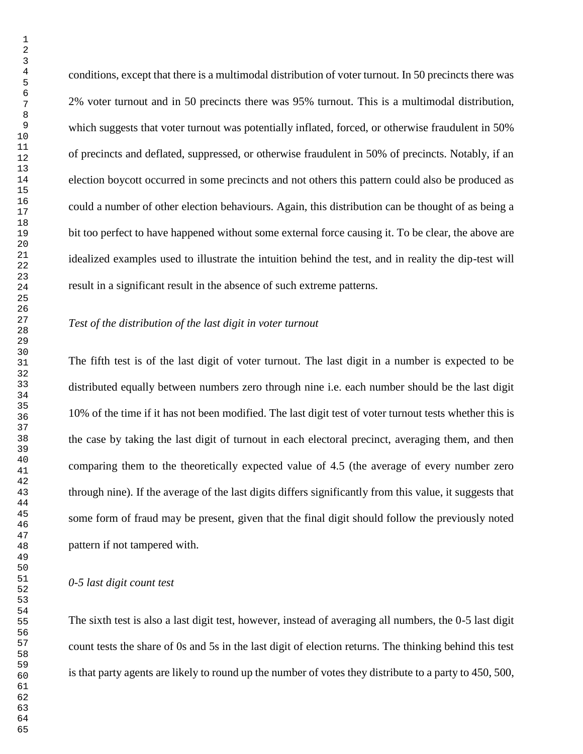conditions, except that there is a multimodal distribution of voter turnout. In 50 precincts there was 2% voter turnout and in 50 precincts there was 95% turnout. This is a multimodal distribution, which suggests that voter turnout was potentially inflated, forced, or otherwise fraudulent in 50% of precincts and deflated, suppressed, or otherwise fraudulent in 50% of precincts. Notably, if an election boycott occurred in some precincts and not others this pattern could also be produced as could a number of other election behaviours. Again, this distribution can be thought of as being a bit too perfect to have happened without some external force causing it. To be clear, the above are idealized examples used to illustrate the intuition behind the test, and in reality the dip-test will result in a significant result in the absence of such extreme patterns.

*Test of the distribution of the last digit in voter turnout*

The fifth test is of the last digit of voter turnout. The last digit in a number is expected to be distributed equally between numbers zero through nine i.e. each number should be the last digit 10% of the time if it has not been modified. The last digit test of voter turnout tests whether this is the case by taking the last digit of turnout in each electoral precinct, averaging them, and then comparing them to the theoretically expected value of 4.5 (the average of every number zero through nine). If the average of the last digits differs significantly from this value, it suggests that some form of fraud may be present, given that the final digit should follow the previously noted pattern if not tampered with.

*0-5 last digit count test*

The sixth test is also a last digit test, however, instead of averaging all numbers, the 0-5 last digit count tests the share of 0s and 5s in the last digit of election returns. The thinking behind this test is that party agents are likely to round up the number of votes they distribute to a party to 450, 500,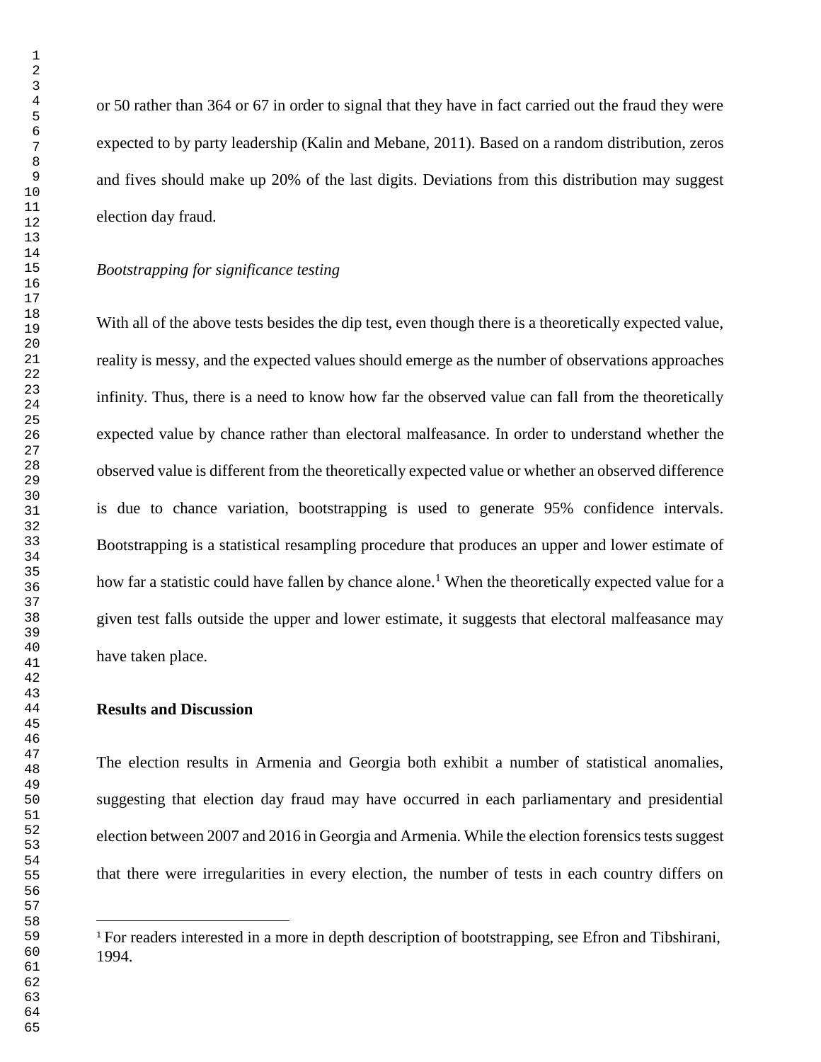or 50 rather than 364 or 67 in order to signal that they have in fact carried out the fraud they were expected to by party leadership (Kalin and Mebane, 2011). Based on a random distribution, zeros and fives should make up 20% of the last digits. Deviations from this distribution may suggest election day fraud.

*Bootstrapping for significance testing*

With all of the above tests besides the dip test, even though there is a theoretically expected value, reality is messy, and the expected values should emerge as the number of observations approaches infinity. Thus, there is a need to know how far the observed value can fall from the theoretically expected value by chance rather than electoral malfeasance. In order to understand whether the observed value is different from the theoretically expected value or whether an observed difference is due to chance variation, bootstrapping is used to generate 95% confidence intervals. Bootstrapping is a statistical resampling procedure that produces an upper and lower estimate of how far a statistic could have fallen by chance alone.[1] When the theoretically expected value for a given test falls outside the upper and lower estimate, it suggests that electoral malfeasance may have taken place.

**Results and Discussion**

The election results in Armenia and Georgia both exhibit a number of statistical anomalies, suggesting that election day fraud may have occurred in each parliamentary and presidential election between 2007 and 2016 in Georgia and Armenia. While the election forensics tests suggest that there were irregularities in every election, the number of tests in each country differs on

[1] For readers interested in a more in depth description of bootstrapping, see Efron and Tibshirani, 1994.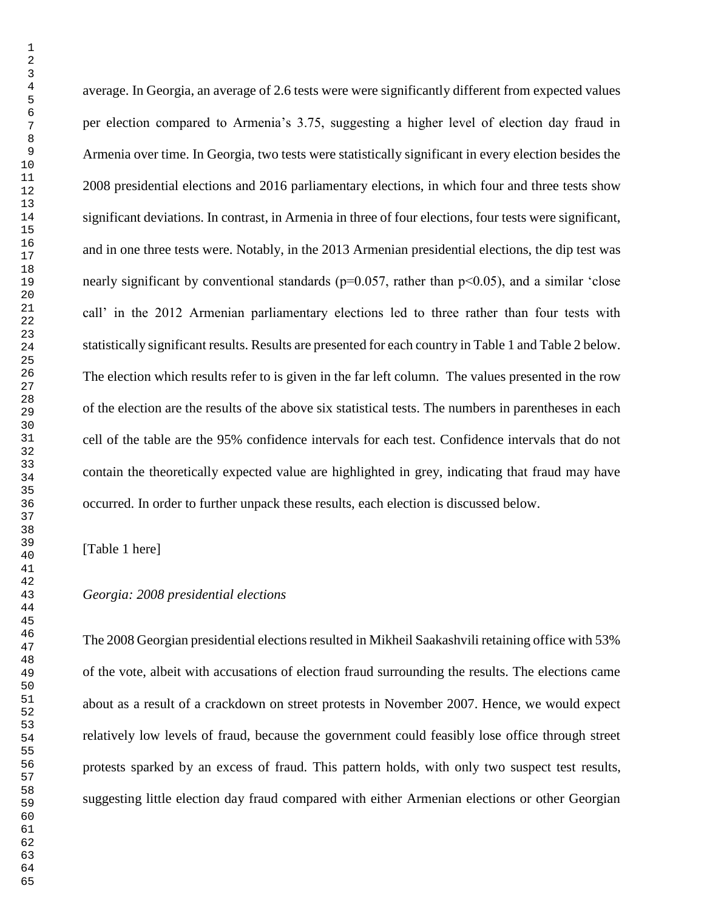average. In Georgia, an average of 2.6 tests were were significantly different from expected values per election compared to Armenia's 3.75, suggesting a higher level of election day fraud in Armenia over time. In Georgia, two tests were statistically significant in every election besides the 2008 presidential elections and 2016 parliamentary elections, in which four and three tests show significant deviations. In contrast, in Armenia in three of four elections, four tests were significant, and in one three tests were. Notably, in the 2013 Armenian presidential elections, the dip test was nearly significant by conventional standards ($p=0.057$, rather than $p<0.05$), and a similar 'close call' in the 2012 Armenian parliamentary elections led to three rather than four tests with statistically significant results. Results are presented for each country in Table 1 and Table 2 below. The election which results refer to is given in the far left column. The values presented in the row of the election are the results of the above six statistical tests. The numbers in parentheses in each cell of the table are the 95% confidence intervals for each test. Confidence intervals that do not contain the theoretically expected value are highlighted in grey, indicating that fraud may have occurred. In order to further unpack these results, each election is discussed below.

[Table 1 here]

*Georgia: 2008 presidential elections*

The 2008 Georgian presidential elections resulted in Mikheil Saakashvili retaining office with 53% of the vote, albeit with accusations of election fraud surrounding the results. The elections came about as a result of a crackdown on street protests in November 2007. Hence, we would expect relatively low levels of fraud, because the government could feasibly lose office through street protests sparked by an excess of fraud. This pattern holds, with only two suspect test results, suggesting little election day fraud compared with either Armenian elections or other Georgian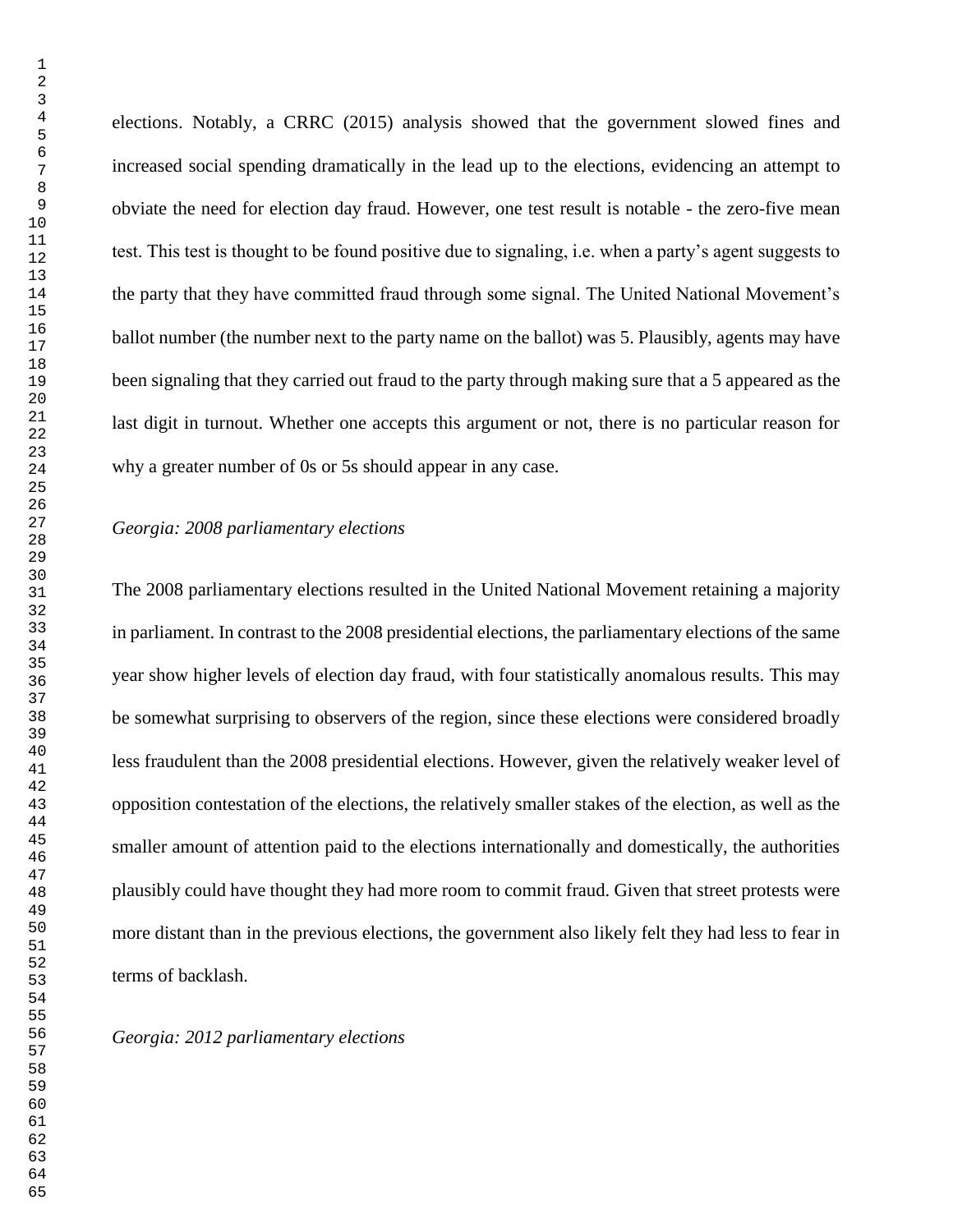elections. Notably, a CRRC (2015) analysis showed that the government slowed fines and increased social spending dramatically in the lead up to the elections, evidencing an attempt to obviate the need for election day fraud. However, one test result is notable - the zero-five mean test. This test is thought to be found positive due to signaling, i.e. when a party's agent suggests to the party that they have committed fraud through some signal. The United National Movement's ballot number (the number next to the party name on the ballot) was 5. Plausibly, agents may have been signaling that they carried out fraud to the party through making sure that a 5 appeared as the last digit in turnout. Whether one accepts this argument or not, there is no particular reason for why a greater number of 0s or 5s should appear in any case.

*Georgia: 2008 parliamentary elections*

The 2008 parliamentary elections resulted in the United National Movement retaining a majority in parliament. In contrast to the 2008 presidential elections, the parliamentary elections of the same year show higher levels of election day fraud, with four statistically anomalous results. This may be somewhat surprising to observers of the region, since these elections were considered broadly less fraudulent than the 2008 presidential elections. However, given the relatively weaker level of opposition contestation of the elections, the relatively smaller stakes of the election, as well as the smaller amount of attention paid to the elections internationally and domestically, the authorities plausibly could have thought they had more room to commit fraud. Given that street protests were more distant than in the previous elections, the government also likely felt they had less to fear in terms of backlash.

*Georgia: 2012 parliamentary elections*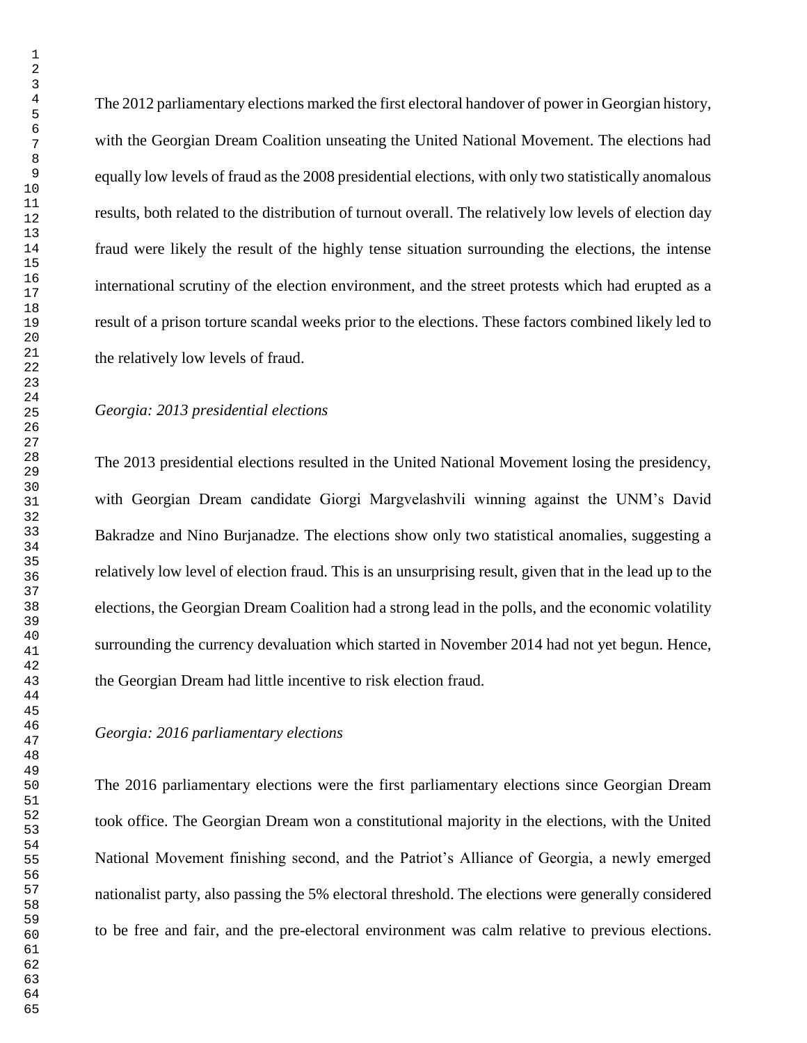The 2012 parliamentary elections marked the first electoral handover of power in Georgian history, with the Georgian Dream Coalition unseating the United National Movement. The elections had equally low levels of fraud as the 2008 presidential elections, with only two statistically anomalous results, both related to the distribution of turnout overall. The relatively low levels of election day fraud were likely the result of the highly tense situation surrounding the elections, the intense international scrutiny of the election environment, and the street protests which had erupted as a result of a prison torture scandal weeks prior to the elections. These factors combined likely led to the relatively low levels of fraud.

*Georgia: 2013 presidential elections*

The 2013 presidential elections resulted in the United National Movement losing the presidency, with Georgian Dream candidate Giorgi Margvelashvili winning against the UNM's David Bakradze and Nino Burjanadze. The elections show only two statistical anomalies, suggesting a relatively low level of election fraud. This is an unsurprising result, given that in the lead up to the elections, the Georgian Dream Coalition had a strong lead in the polls, and the economic volatility surrounding the currency devaluation which started in November 2014 had not yet begun. Hence, the Georgian Dream had little incentive to risk election fraud.

*Georgia: 2016 parliamentary elections*

The 2016 parliamentary elections were the first parliamentary elections since Georgian Dream took office. The Georgian Dream won a constitutional majority in the elections, with the United National Movement finishing second, and the Patriot's Alliance of Georgia, a newly emerged nationalist party, also passing the 5% electoral threshold. The elections were generally considered to be free and fair, and the pre-electoral environment was calm relative to previous elections.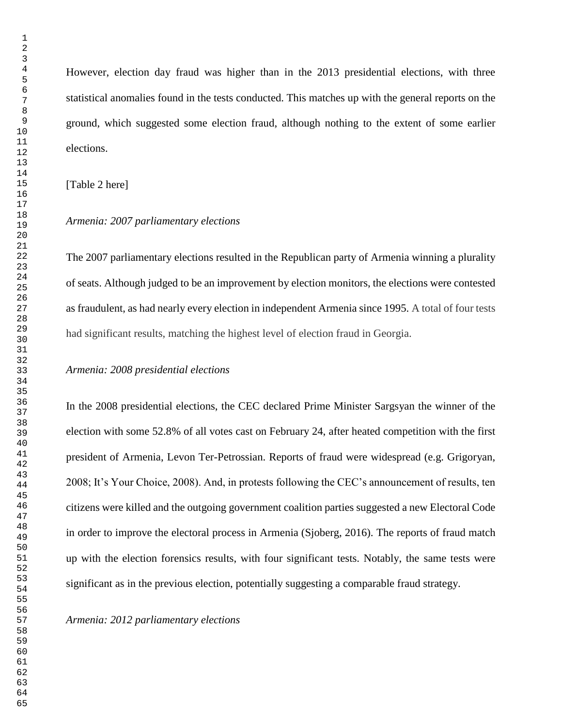However, election day fraud was higher than in the 2013 presidential elections, with three statistical anomalies found in the tests conducted. This matches up with the general reports on the ground, which suggested some election fraud, although nothing to the extent of some earlier elections.

[Table 2 here]

*Armenia: 2007 parliamentary elections*

The 2007 parliamentary elections resulted in the Republican party of Armenia winning a plurality of seats. Although judged to be an improvement by election monitors, the elections were contested as fraudulent, as had nearly every election in independent Armenia since 1995. A total of four tests had significant results, matching the highest level of election fraud in Georgia.

*Armenia: 2008 presidential elections*

In the 2008 presidential elections, the CEC declared Prime Minister Sargsyan the winner of the election with some 52.8% of all votes cast on February 24, after heated competition with the first president of Armenia, Levon Ter-Petrossian. Reports of fraud were widespread (e.g. Grigoryan, 2008; It's Your Choice, 2008). And, in protests following the CEC's announcement of results, ten citizens were killed and the outgoing government coalition parties suggested a new Electoral Code in order to improve the electoral process in Armenia (Sjoberg, 2016). The reports of fraud match up with the election forensics results, with four significant tests. Notably, the same tests were significant as in the previous election, potentially suggesting a comparable fraud strategy.

*Armenia: 2012 parliamentary elections*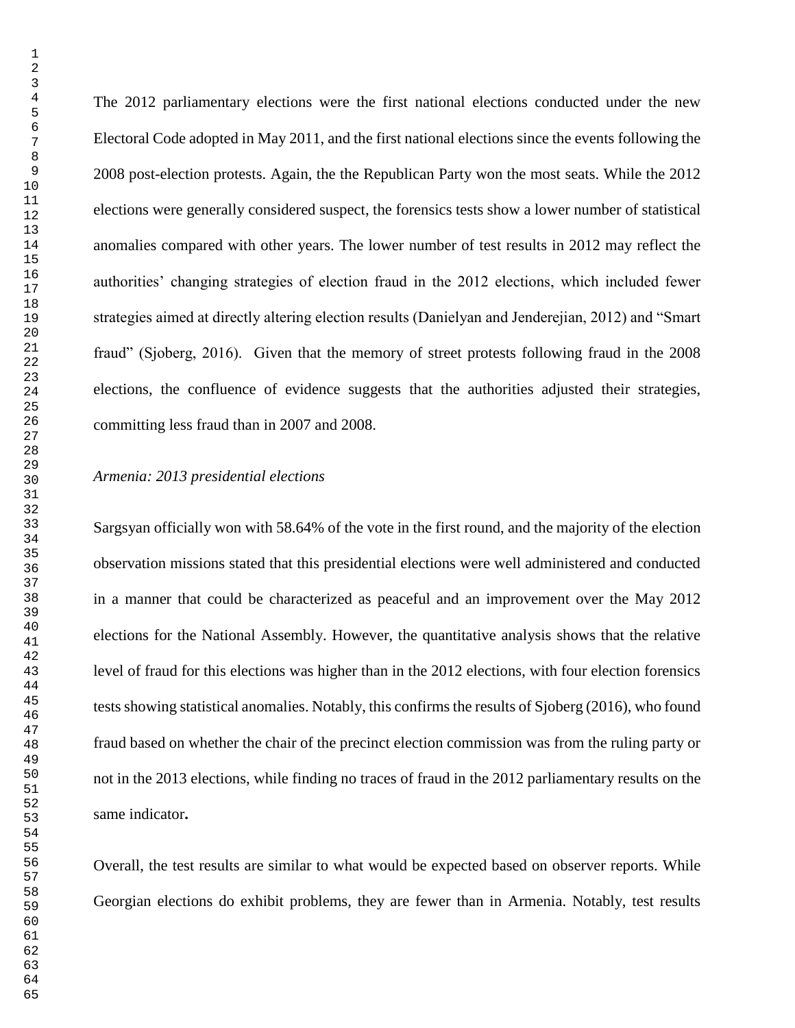The 2012 parliamentary elections were the first national elections conducted under the new Electoral Code adopted in May 2011, and the first national elections since the events following the 2008 post-election protests. Again, the the Republican Party won the most seats. While the 2012 elections were generally considered suspect, the forensics tests show a lower number of statistical anomalies compared with other years. The lower number of test results in 2012 may reflect the authorities' changing strategies of election fraud in the 2012 elections, which included fewer strategies aimed at directly altering election results (Danielyan and Jenderejian, 2012) and "Smart fraud" (Sjoberg, 2016). Given that the memory of street protests following fraud in the 2008 elections, the confluence of evidence suggests that the authorities adjusted their strategies, committing less fraud than in 2007 and 2008.

*Armenia: 2013 presidential elections*

Sargsyan officially won with 58.64% of the vote in the first round, and the majority of the election observation missions stated that this presidential elections were well administered and conducted in a manner that could be characterized as peaceful and an improvement over the May 2012 elections for the National Assembly. However, the quantitative analysis shows that the relative level of fraud for this elections was higher than in the 2012 elections, with four election forensics tests showing statistical anomalies. Notably, this confirms the results of Sjoberg (2016), who found fraud based on whether the chair of the precinct election commission was from the ruling party or not in the 2013 elections, while finding no traces of fraud in the 2012 parliamentary results on the same indicator**.**

Overall, the test results are similar to what would be expected based on observer reports. While Georgian elections do exhibit problems, they are fewer than in Armenia. Notably, test results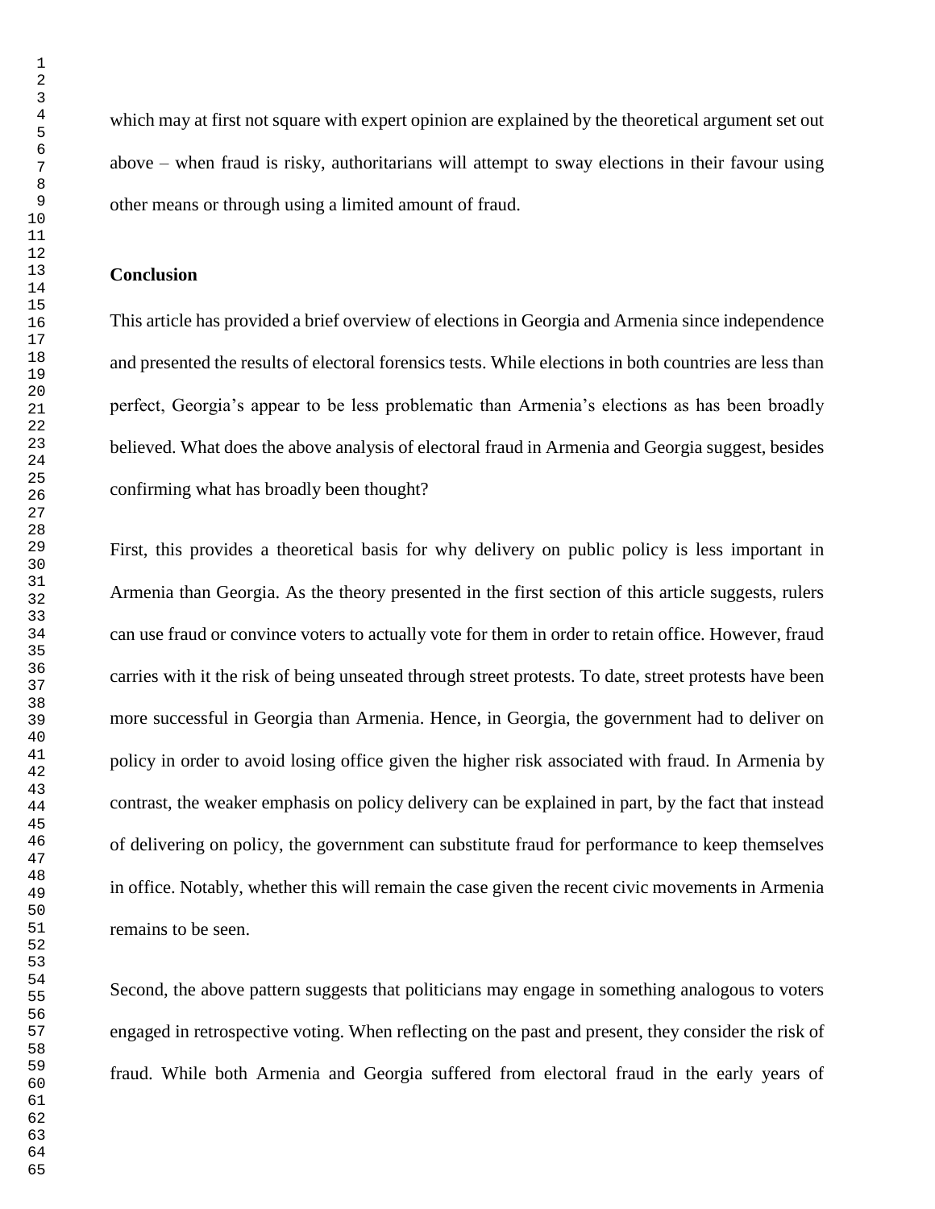which may at first not square with expert opinion are explained by the theoretical argument set out above – when fraud is risky, authoritarians will attempt to sway elections in their favour using other means or through using a limited amount of fraud.

## Conclusion

This article has provided a brief overview of elections in Georgia and Armenia since independence and presented the results of electoral forensics tests. While elections in both countries are less than perfect, Georgia's appear to be less problematic than Armenia's elections as has been broadly believed. What does the above analysis of electoral fraud in Armenia and Georgia suggest, besides confirming what has broadly been thought?

First, this provides a theoretical basis for why delivery on public policy is less important in Armenia than Georgia. As the theory presented in the first section of this article suggests, rulers can use fraud or convince voters to actually vote for them in order to retain office. However, fraud carries with it the risk of being unseated through street protests. To date, street protests have been more successful in Georgia than Armenia. Hence, in Georgia, the government had to deliver on policy in order to avoid losing office given the higher risk associated with fraud. In Armenia by contrast, the weaker emphasis on policy delivery can be explained in part, by the fact that instead of delivering on policy, the government can substitute fraud for performance to keep themselves in office. Notably, whether this will remain the case given the recent civic movements in Armenia remains to be seen.

Second, the above pattern suggests that politicians may engage in something analogous to voters engaged in retrospective voting. When reflecting on the past and present, they consider the risk of fraud. While both Armenia and Georgia suffered from electoral fraud in the early years of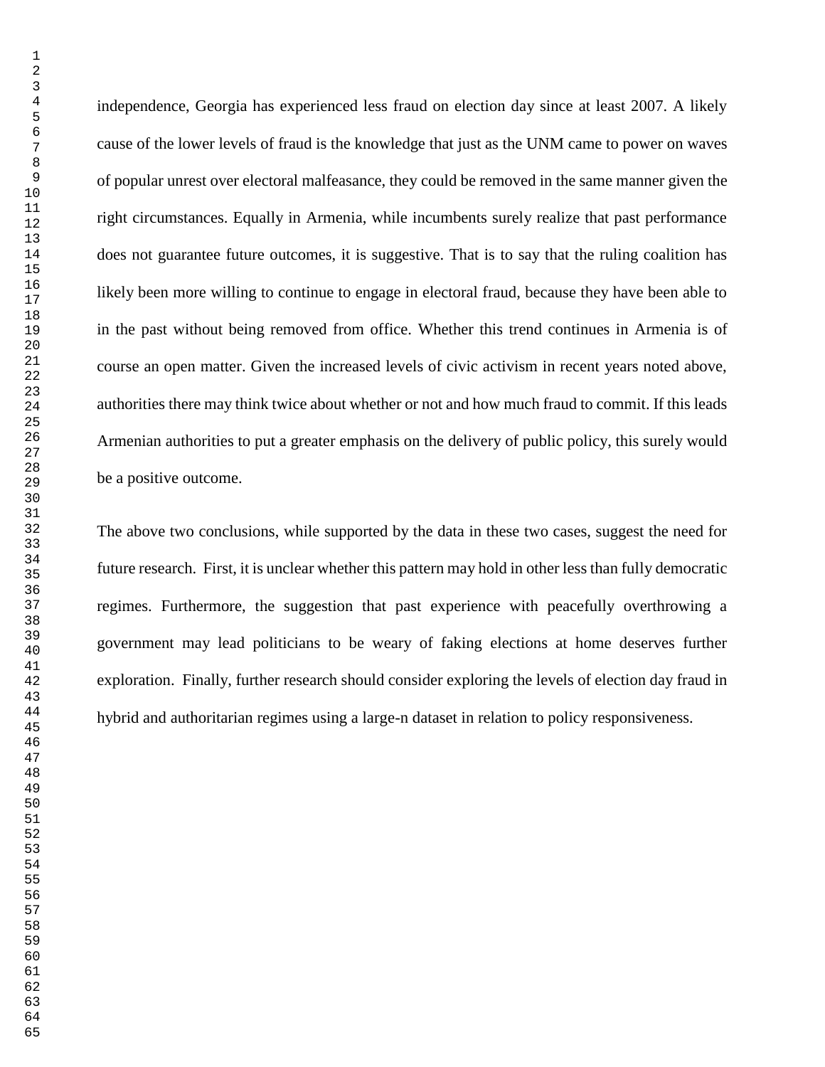independence, Georgia has experienced less fraud on election day since at least 2007. A likely cause of the lower levels of fraud is the knowledge that just as the UNM came to power on waves of popular unrest over electoral malfeasance, they could be removed in the same manner given the right circumstances. Equally in Armenia, while incumbents surely realize that past performance does not guarantee future outcomes, it is suggestive. That is to say that the ruling coalition has likely been more willing to continue to engage in electoral fraud, because they have been able to in the past without being removed from office. Whether this trend continues in Armenia is of course an open matter. Given the increased levels of civic activism in recent years noted above, authorities there may think twice about whether or not and how much fraud to commit. If this leads Armenian authorities to put a greater emphasis on the delivery of public policy, this surely would be a positive outcome.

The above two conclusions, while supported by the data in these two cases, suggest the need for future research. First, it is unclear whether this pattern may hold in other less than fully democratic regimes. Furthermore, the suggestion that past experience with peacefully overthrowing a government may lead politicians to be weary of faking elections at home deserves further exploration. Finally, further research should consider exploring the levels of election day fraud in hybrid and authoritarian regimes using a large-n dataset in relation to policy responsiveness.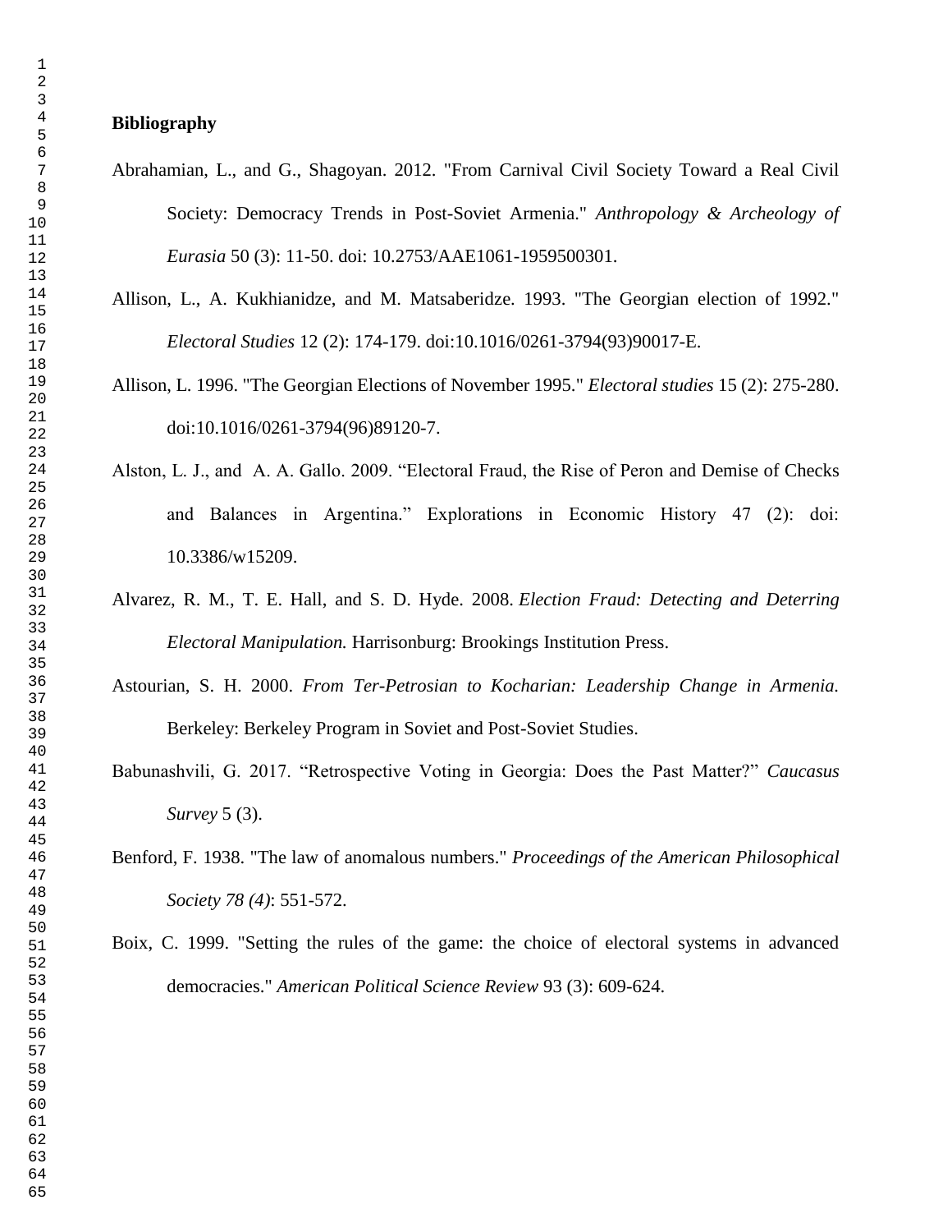**Bibliography**

Abrahamian, L., and G., Shagoyan. 2012. "From Carnival Civil Society Toward a Real Civil Society: Democracy Trends in Post-Soviet Armenia." *Anthropology & Archeology of Eurasia* 50 (3): 11-50. doi: 10.2753/AAE1061-1959500301.

Allison, L., A. Kukhianidze, and M. Matsaberidze. 1993. "The Georgian election of 1992." *Electoral Studies* 12 (2): 174-179. doi:10.1016/0261-3794(93)90017-E.

Allison, L. 1996. "The Georgian Elections of November 1995." *Electoral studies* 15 (2): 275-280. doi:10.1016/0261-3794(96)89120-7.

Alston, L. J., and A. A. Gallo. 2009. "Electoral Fraud, the Rise of Peron and Demise of Checks and Balances in Argentina." Explorations in Economic History 47 (2): doi: 10.3386/w15209.

Alvarez, R. M., T. E. Hall, and S. D. Hyde. 2008. *Election Fraud: Detecting and Deterring Electoral Manipulation.* Harrisonburg: Brookings Institution Press.

Astourian, S. H. 2000. *From Ter-Petrosian to Kocharian: Leadership Change in Armenia.* Berkeley: Berkeley Program in Soviet and Post-Soviet Studies.

Babunashvili, G. 2017. "Retrospective Voting in Georgia: Does the Past Matter?" *Caucasus Survey* 5 (3).

Benford, F. 1938. "The law of anomalous numbers." *Proceedings of the American Philosophical Society 78 (4)*: 551-572.

Boix, C. 1999. "Setting the rules of the game: the choice of electoral systems in advanced democracies." *American Political Science Review* 93 (3): 609-624.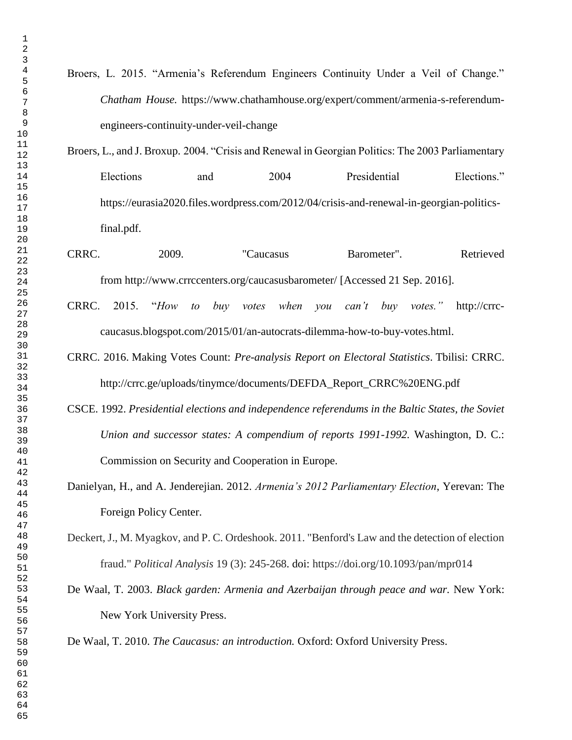Broers, L. 2015. “Armenia’s Referendum Engineers Continuity Under a Veil of Change.” *Chatham House.* https://www.chathamhouse.org/expert/comment/armenia-s-referendum-engineers-continuity-under-veil-change

Broers, L., and J. Broxup. 2004. “Crisis and Renewal in Georgian Politics: The 2003 Parliamentary Elections and 2004 Presidential Elections.” https://eurasia2020.files.wordpress.com/2012/04/crisis-and-renewal-in-georgian-politics-final.pdf.

CRRC. 2009. "Caucasus Barometer". Retrieved from http://www.crrccenters.org/caucasusbarometer/ [Accessed 21 Sep. 2016].

CRRC. 2015. “*How to buy votes when you can’t buy votes.”* http://crrc-caucasus.blogspot.com/2015/01/an-autocrats-dilemma-how-to-buy-votes.html.

CRRC. 2016. Making Votes Count: *Pre-analysis Report on Electoral Statistics*. Tbilisi: CRRC. http://crrc.ge/uploads/tinymce/documents/DEFDA_Report_CRRC%20ENG.pdf

CSCE. 1992. *Presidential elections and independence referendums in the Baltic States, the Soviet Union and successor states: A compendium of reports 1991-1992.* Washington, D. C.: Commission on Security and Cooperation in Europe.

Danielyan, H., and A. Jenderejian. 2012. *Armenia’s 2012 Parliamentary Election*, Yerevan: The Foreign Policy Center.

Deckert, J., M. Myagkov, and P. C. Ordeshook. 2011. "Benford's Law and the detection of election fraud." *Political Analysis* 19 (3): 245-268. doi: https://doi.org/10.1093/pan/mpr014

De Waal, T. 2003. *Black garden: Armenia and Azerbaijan through peace and war.* New York: New York University Press.

De Waal, T. 2010. *The Caucasus: an introduction.* Oxford: Oxford University Press.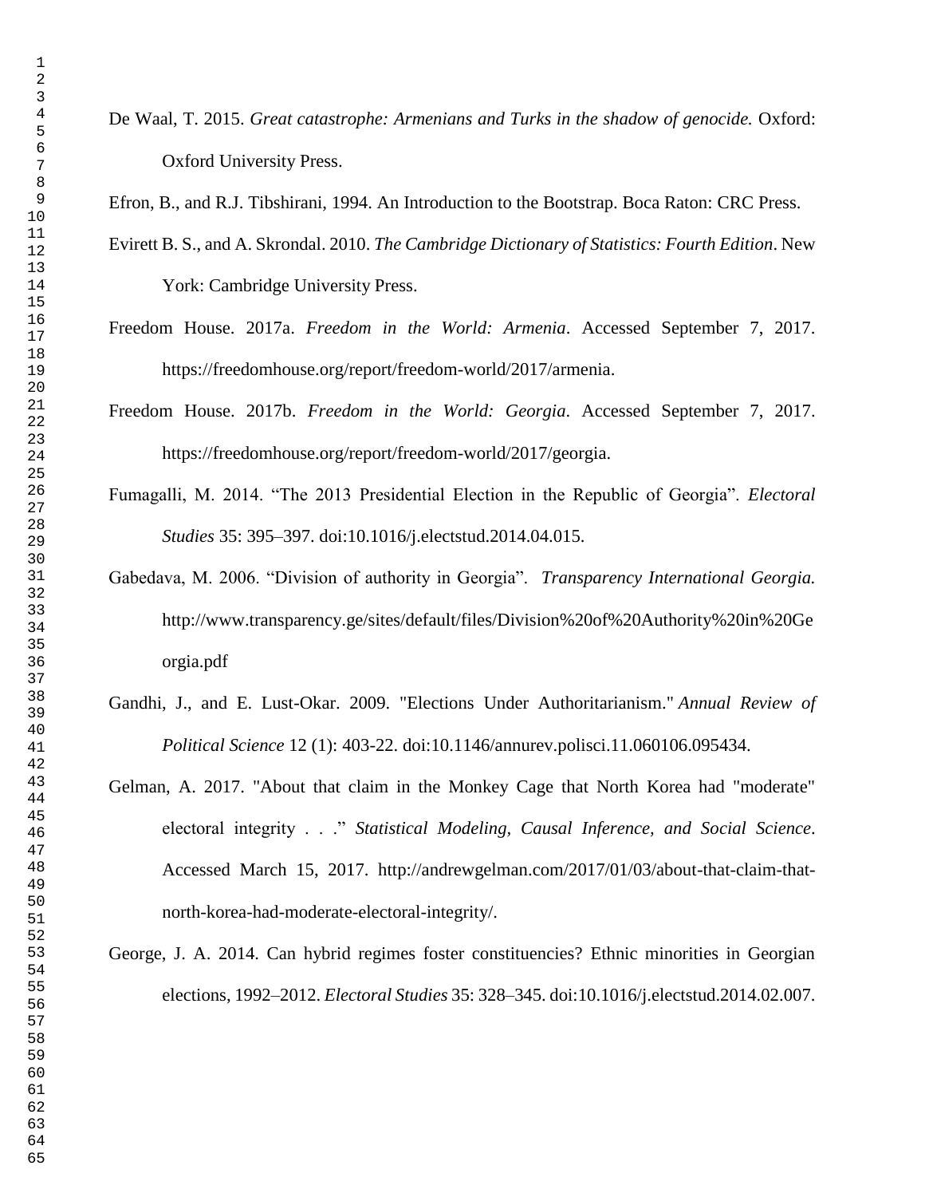De Waal, T. 2015. *Great catastrophe: Armenians and Turks in the shadow of genocide.* Oxford: Oxford University Press.

Efron, B., and R.J. Tibshirani, 1994. An Introduction to the Bootstrap. Boca Raton: CRC Press.

Evirett B. S., and A. Skrondal. 2010. *The Cambridge Dictionary of Statistics: Fourth Edition*. New York: Cambridge University Press.

Freedom House. 2017a. *Freedom in the World: Armenia*. Accessed September 7, 2017. https://freedomhouse.org/report/freedom-world/2017/armenia.

Freedom House. 2017b. *Freedom in the World: Georgia*. Accessed September 7, 2017. https://freedomhouse.org/report/freedom-world/2017/georgia.

Fumagalli, M. 2014. "The 2013 Presidential Election in the Republic of Georgia". *Electoral Studies* 35: 395–397. doi:10.1016/j.electstud.2014.04.015.

Gabedava, M. 2006. "Division of authority in Georgia". *Transparency International Georgia.* http://www.transparency.ge/sites/default/files/Division%20of%20Authority%20in%20Georgia.pdf

Gandhi, J., and E. Lust-Okar. 2009. "Elections Under Authoritarianism." *Annual Review of Political Science* 12 (1): 403-22. doi:10.1146/annurev.polisci.11.060106.095434.

Gelman, A. 2017. "About that claim in the Monkey Cage that North Korea had "moderate" electoral integrity . . ." *Statistical Modeling, Causal Inference, and Social Science*. Accessed March 15, 2017. http://andrewgelman.com/2017/01/03/about-that-claim-that-north-korea-had-moderate-electoral-integrity/.

George, J. A. 2014. Can hybrid regimes foster constituencies? Ethnic minorities in Georgian elections, 1992–2012. *Electoral Studies* 35: 328–345. doi:10.1016/j.electstud.2014.02.007.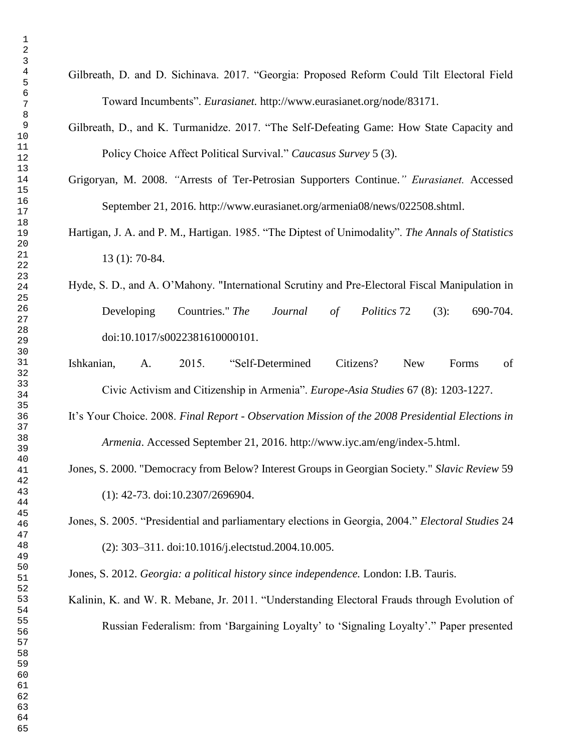Gilbreath, D. and D. Sichinava. 2017. “Georgia: Proposed Reform Could Tilt Electoral Field Toward Incumbents”. *Eurasianet.* http://www.eurasianet.org/node/83171.

Gilbreath, D., and K. Turmanidze. 2017. “The Self-Defeating Game: How State Capacity and Policy Choice Affect Political Survival.” *Caucasus Survey* 5 (3).

Grigoryan, M. 2008. *“*Arrests of Ter-Petrosian Supporters Continue.*” Eurasianet.* Accessed September 21, 2016. http://www.eurasianet.org/armenia08/news/022508.shtml.

Hartigan, J. A. and P. M., Hartigan. 1985. “The Diptest of Unimodality”. *The Annals of Statistics* 13 (1): 70-84.

Hyde, S. D., and A. O’Mahony. "International Scrutiny and Pre-Electoral Fiscal Manipulation in Developing Countries." *The Journal of Politics* 72 (3): 690-704. doi:10.1017/s0022381610000101.

Ishkanian, A. 2015. “Self-Determined Citizens? New Forms of Civic Activism and Citizenship in Armenia”. *Europe-Asia Studies* 67 (8): 1203-1227.

It’s Your Choice. 2008. *Final Report - Observation Mission of the 2008 Presidential Elections in Armenia*. Accessed September 21, 2016. http://www.iyc.am/eng/index-5.html.

Jones, S. 2000. "Democracy from Below? Interest Groups in Georgian Society." *Slavic Review* 59 (1): 42-73. doi:10.2307/2696904.

Jones, S. 2005. “Presidential and parliamentary elections in Georgia, 2004.” *Electoral Studies* 24 (2): 303–311. doi:10.1016/j.electstud.2004.10.005.

Jones, S. 2012. *Georgia: a political history since independence.* London: I.B. Tauris.

Kalinin, K. and W. R. Mebane, Jr. 2011. “Understanding Electoral Frauds through Evolution of Russian Federalism: from ‘Bargaining Loyalty’ to ‘Signaling Loyalty’.” Paper presented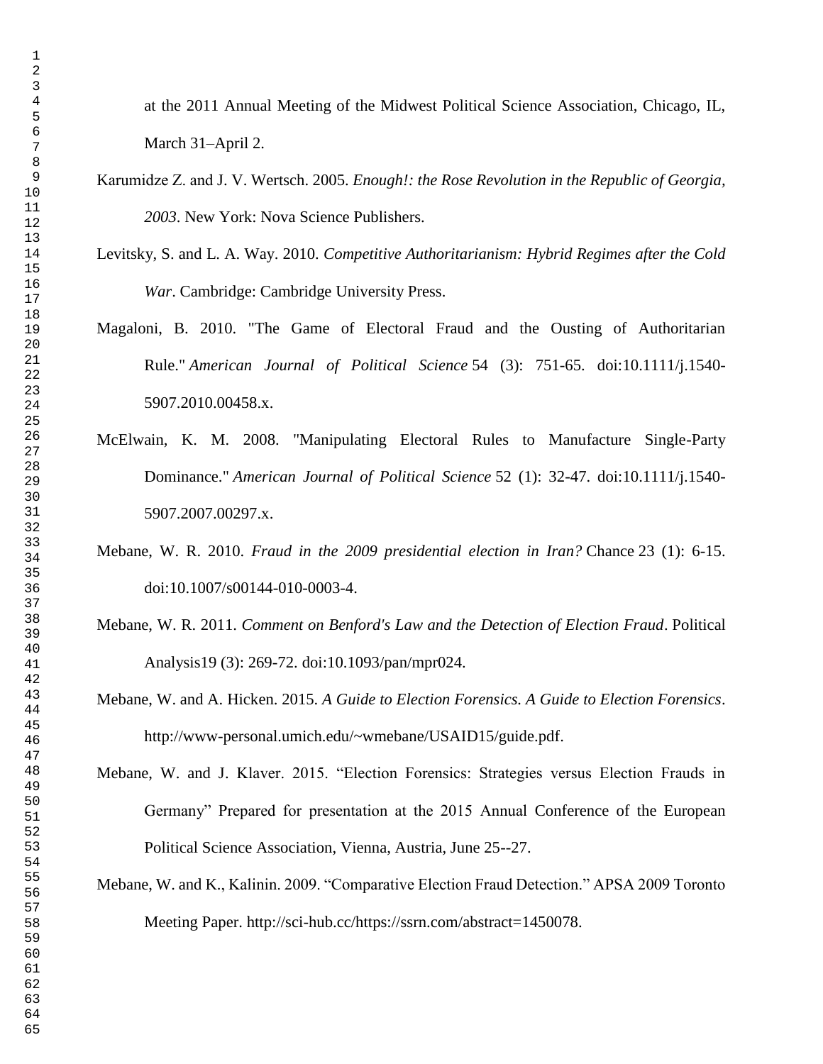at the 2011 Annual Meeting of the Midwest Political Science Association, Chicago, IL, March 31–April 2.

Karumidze Z. and J. V. Wertsch. 2005. *Enough!: the Rose Revolution in the Republic of Georgia, 2003*. New York: Nova Science Publishers.

Levitsky, S. and L. A. Way. 2010. *Competitive Authoritarianism: Hybrid Regimes after the Cold War*. Cambridge: Cambridge University Press.

Magaloni, B. 2010. "The Game of Electoral Fraud and the Ousting of Authoritarian Rule." *American Journal of Political Science* 54 (3): 751-65. doi:10.1111/j.1540-5907.2010.00458.x.

McElwain, K. M. 2008. "Manipulating Electoral Rules to Manufacture Single-Party Dominance." *American Journal of Political Science* 52 (1): 32-47. doi:10.1111/j.1540-5907.2007.00297.x.

Mebane, W. R. 2010. *Fraud in the 2009 presidential election in Iran?* Chance 23 (1): 6-15. doi:10.1007/s00144-010-0003-4.

Mebane, W. R. 2011. *Comment on Benford's Law and the Detection of Election Fraud*. Political Analysis19 (3): 269-72. doi:10.1093/pan/mpr024.

Mebane, W. and A. Hicken. 2015. *A Guide to Election Forensics. A Guide to Election Forensics*. http://www-personal.umich.edu/~wmebane/USAID15/guide.pdf.

Mebane, W. and J. Klaver. 2015. "Election Forensics: Strategies versus Election Frauds in Germany" Prepared for presentation at the 2015 Annual Conference of the European Political Science Association, Vienna, Austria, June 25--27.

Mebane, W. and K., Kalinin. 2009. "Comparative Election Fraud Detection." APSA 2009 Toronto Meeting Paper. http://sci-hub.cc/https://ssrn.com/abstract=1450078.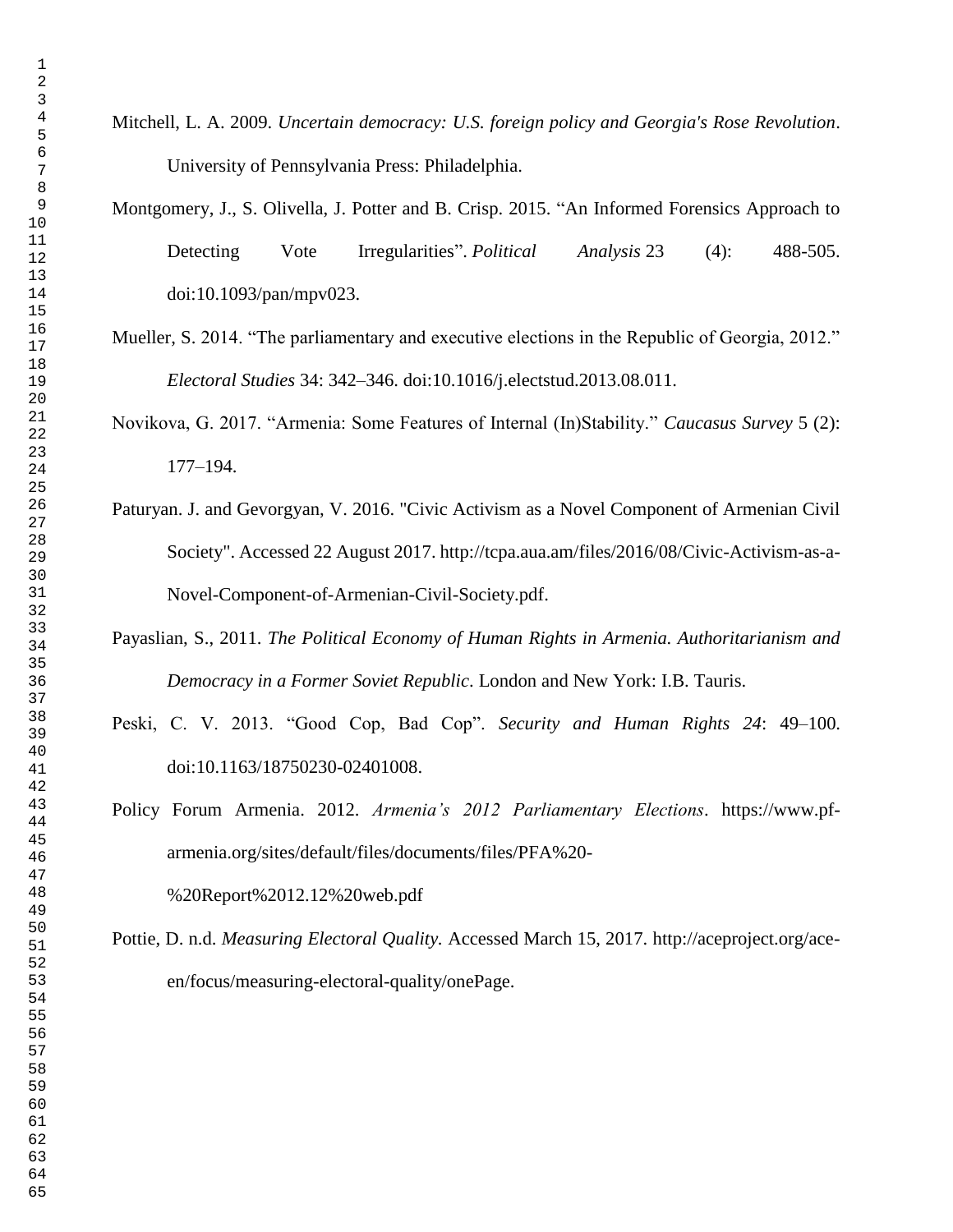Mitchell, L. A. 2009. *Uncertain democracy: U.S. foreign policy and Georgia's Rose Revolution*. University of Pennsylvania Press: Philadelphia.

Montgomery, J., S. Olivella, J. Potter and B. Crisp. 2015. "An Informed Forensics Approach to Detecting Vote Irregularities". *Political Analysis* 23 (4): 488-505. doi:10.1093/pan/mpv023.

Mueller, S. 2014. "The parliamentary and executive elections in the Republic of Georgia, 2012." *Electoral Studies* 34: 342–346. doi:10.1016/j.electstud.2013.08.011.

Novikova, G. 2017. "Armenia: Some Features of Internal (In)Stability." *Caucasus Survey* 5 (2): 177–194.

Paturyan. J. and Gevorgyan, V. 2016. "Civic Activism as a Novel Component of Armenian Civil Society". Accessed 22 August 2017. http://tcpa.aua.am/files/2016/08/Civic-Activism-as-a-Novel-Component-of-Armenian-Civil-Society.pdf.

Payaslian, S., 2011. *The Political Economy of Human Rights in Armenia. Authoritarianism and Democracy in a Former Soviet Republic*. London and New York: I.B. Tauris.

Peski, C. V. 2013. "Good Cop, Bad Cop". *Security and Human Rights 24*: 49–100. doi:10.1163/18750230-02401008.

Policy Forum Armenia. 2012. *Armenia's 2012 Parliamentary Elections*. https://www.pf-armenia.org/sites/default/files/documents/files/PFA%20-%20Report%2012.12%20web.pdf

Pottie, D. n.d. *Measuring Electoral Quality.* Accessed March 15, 2017. http://aceproject.org/ace-en/focus/measuring-electoral-quality/onePage.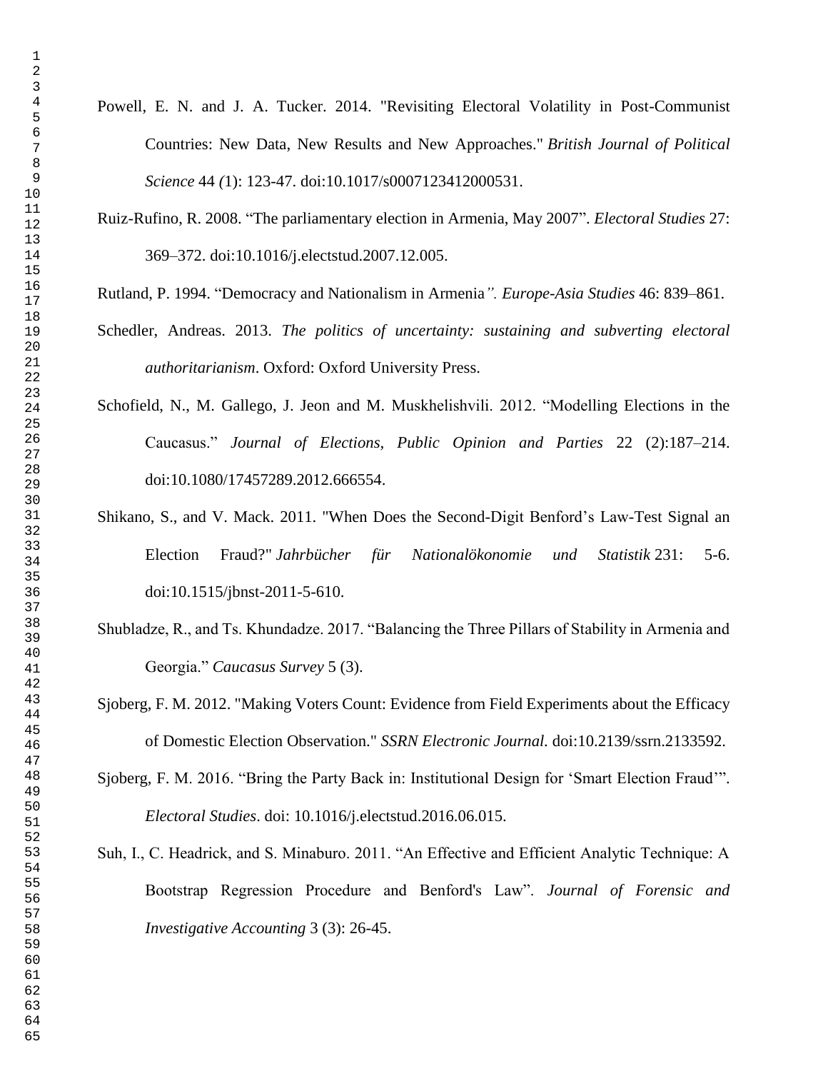Powell, E. N. and J. A. Tucker. 2014. "Revisiting Electoral Volatility in Post-Communist Countries: New Data, New Results and New Approaches." *British Journal of Political Science* 44 *(*1): 123-47. doi:10.1017/s0007123412000531.

Ruiz-Rufino, R. 2008. "The parliamentary election in Armenia, May 2007". *Electoral Studies* 27: 369–372. doi:10.1016/j.electstud.2007.12.005.

Rutland, P. 1994. "Democracy and Nationalism in Armenia*". Europe-Asia Studies* 46: 839–861.

Schedler, Andreas. 2013. *The politics of uncertainty: sustaining and subverting electoral authoritarianism*. Oxford: Oxford University Press.

Schofield, N., M. Gallego, J. Jeon and M. Muskhelishvili. 2012. "Modelling Elections in the Caucasus." *Journal of Elections, Public Opinion and Parties* 22 (2):187–214. doi:10.1080/17457289.2012.666554.

Shikano, S., and V. Mack. 2011. "When Does the Second-Digit Benford's Law-Test Signal an Election Fraud?" *Jahrbücher für Nationalökonomie und Statistik* 231: 5-6. doi:10.1515/jbnst-2011-5-610.

Shubladze, R., and Ts. Khundadze. 2017. "Balancing the Three Pillars of Stability in Armenia and Georgia." *Caucasus Survey* 5 (3).

Sjoberg, F. M. 2012. "Making Voters Count: Evidence from Field Experiments about the Efficacy of Domestic Election Observation." *SSRN Electronic Journal*. doi:10.2139/ssrn.2133592.

Sjoberg, F. M. 2016. "Bring the Party Back in: Institutional Design for 'Smart Election Fraud'". *Electoral Studies*. doi: 10.1016/j.electstud.2016.06.015.

Suh, I., C. Headrick, and S. Minaburo. 2011. "An Effective and Efficient Analytic Technique: A Bootstrap Regression Procedure and Benford's Law". *Journal of Forensic and Investigative Accounting* 3 (3): 26-45.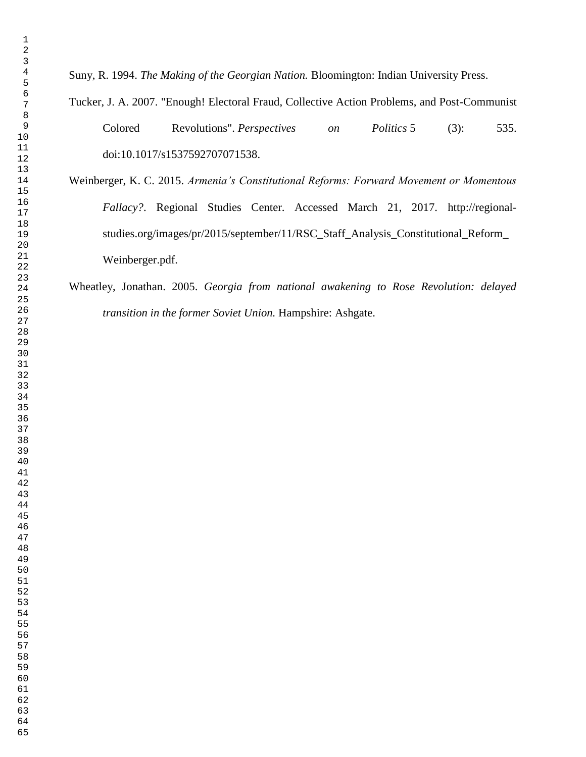Suny, R. 1994. *The Making of the Georgian Nation.* Bloomington: Indian University Press.

Tucker, J. A. 2007. "Enough! Electoral Fraud, Collective Action Problems, and Post-Communist Colored Revolutions". *Perspectives on Politics* 5 (3): 535. doi:10.1017/s1537592707071538.

Weinberger, K. C. 2015. *Armenia's Constitutional Reforms: Forward Movement or Momentous Fallacy?*. Regional Studies Center. Accessed March 21, 2017. http://regional-studies.org/images/pr/2015/september/11/RSC_Staff_Analysis_Constitutional_Reform_Weinberger.pdf.

Wheatley, Jonathan. 2005. *Georgia from national awakening to Rose Revolution: delayed transition in the former Soviet Union.* Hampshire: Ashgate.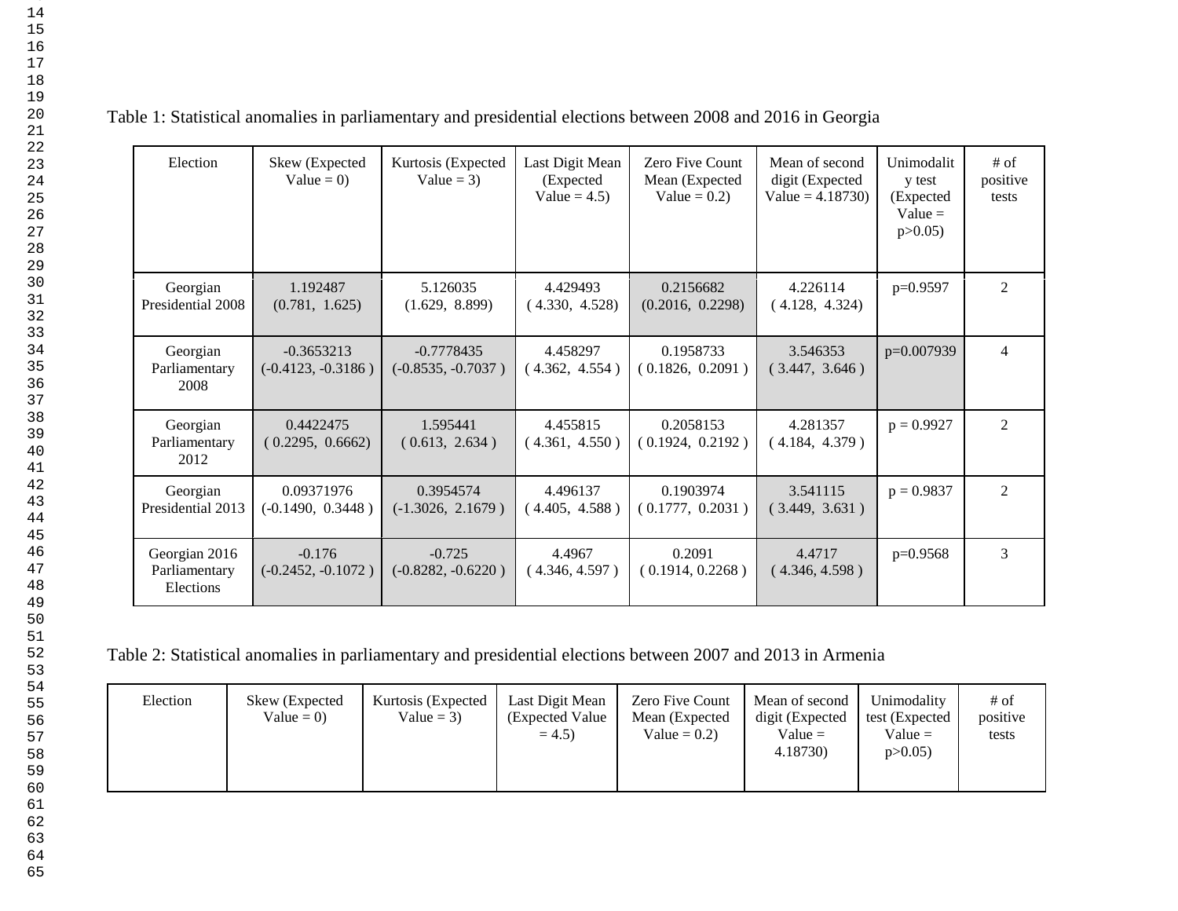Table 1: Statistical anomalies in parliamentary and presidential elections between 2008 and 2016 in Georgia

| Election | Skew (Expected Value = 0) | Kurtosis (Expected Value = 3) | Last Digit Mean (Expected Value = 4.5) | Zero Five Count Mean (Expected Value = 0.2) | Mean of second digit (Expected Value = 4.18730) | Unimodality test (Expected Value = p>0.05) | # of positive tests |
|---|---|---|---|---|---|---|---|
| Georgian Presidential 2008 | 1.192487 (0.781, 1.625) | 5.126035 (1.629, 8.899) | 4.429493 ( 4.330, 4.528) | 0.2156682 (0.2016, 0.2298) | 4.226114 ( 4.128, 4.324) | p=0.9597 | 2 |
| Georgian Parliamentary 2008 | -0.3653213 (-0.4123, -0.3186 ) | -0.7778435 (-0.8535, -0.7037 ) | 4.458297 ( 4.362, 4.554 ) | 0.1958733 ( 0.1826, 0.2091 ) | 3.546353 ( 3.447, 3.646 ) | p=0.007939 | 4 |
| Georgian Parliamentary 2012 | 0.4422475 ( 0.2295, 0.6662) | 1.595441 ( 0.613, 2.634 ) | 4.455815 ( 4.361, 4.550 ) | 0.2058153 ( 0.1924, 0.2192 ) | 4.281357 ( 4.184, 4.379 ) | p = 0.9927 | 2 |
| Georgian Presidential 2013 | 0.09371976 (-0.1490, 0.3448 ) | 0.3954574 (-1.3026, 2.1679 ) | 4.496137 ( 4.405, 4.588 ) | 0.1903974 ( 0.1777, 0.2031 ) | 3.541115 ( 3.449, 3.631 ) | p = 0.9837 | 2 |
| Georgian 2016 Parliamentary Elections | -0.176 (-0.2452, -0.1072 ) | -0.725 (-0.8282, -0.6220 ) | 4.4967 ( 4.346, 4.597 ) | 0.2091 ( 0.1914, 0.2268 ) | 4.4717 ( 4.346, 4.598 ) | p=0.9568 | 3 |

Table 2: Statistical anomalies in parliamentary and presidential elections between 2007 and 2013 in Armenia

| Election | Skew (Expected Value = 0) | Kurtosis (Expected Value = 3) | Last Digit Mean (Expected Value = 4.5) | Zero Five Count Mean (Expected Value = 0.2) | Mean of second digit (Expected Value = 4.18730) | Unimodality test (Expected Value = p>0.05) | # of positive tests |
|---|---|---|---|---|---|---|---|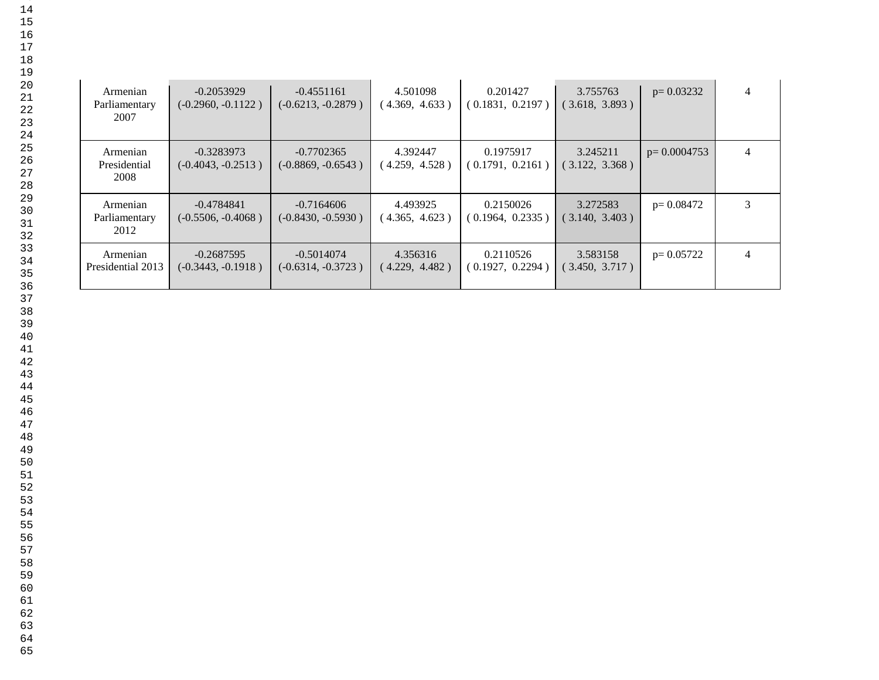| | | | | | | | |
|---|---|---|---|---|---|---|---|
| Armenian Parliamentary 2007 | -0.2053929 (-0.2960, -0.1122 ) | -0.4551161 (-0.6213, -0.2879 ) | 4.501098 ( 4.369, 4.633 ) | 0.201427 ( 0.1831, 0.2197 ) | 3.755763 ( 3.618, 3.893 ) | p= 0.03232 | 4 |
| Armenian Presidential 2008 | -0.3283973 (-0.4043, -0.2513 ) | -0.7702365 (-0.8869, -0.6543 ) | 4.392447 ( 4.259, 4.528 ) | 0.1975917 ( 0.1791, 0.2161 ) | 3.245211 ( 3.122, 3.368 ) | p= 0.0004753 | 4 |
| Armenian Parliamentary 2012 | -0.4784841 (-0.5506, -0.4068 ) | -0.7164606 (-0.8430, -0.5930 ) | 4.493925 ( 4.365, 4.623 ) | 0.2150026 ( 0.1964, 0.2335 ) | 3.272583 ( 3.140, 3.403 ) | p= 0.08472 | 3 |
| Armenian Presidential 2013 | -0.2687595 (-0.3443, -0.1918 ) | -0.5014074 (-0.6314, -0.3723 ) | 4.356316 ( 4.229, 4.482 ) | 0.2110526 ( 0.1927, 0.2294 ) | 3.583158 ( 3.450, 3.717 ) | p= 0.05722 | 4 |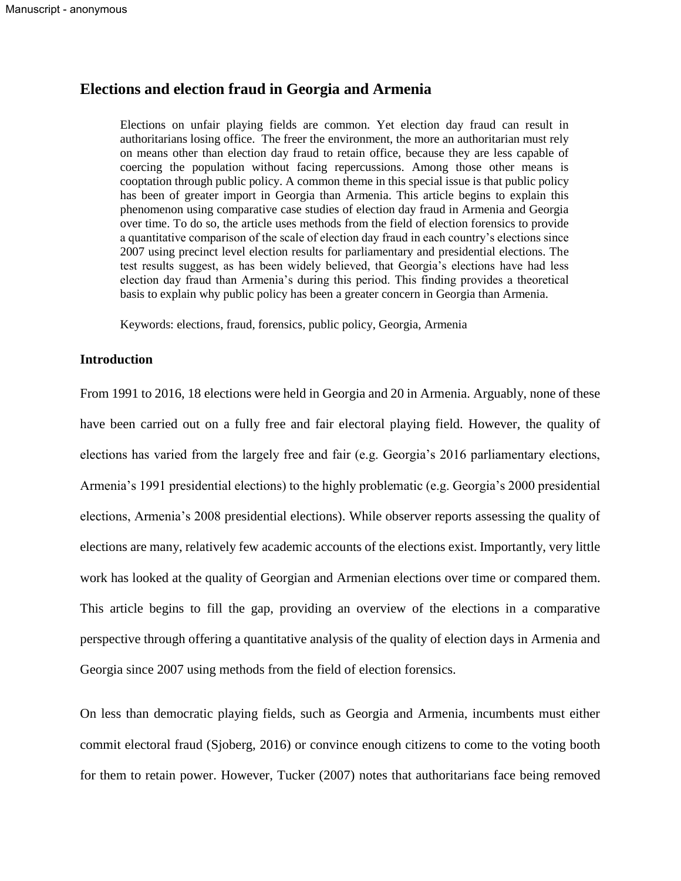# Elections and election fraud in Georgia and Armenia

> Elections on unfair playing fields are common. Yet election day fraud can result in authoritarians losing office. The freer the environment, the more an authoritarian must rely on means other than election day fraud to retain office, because they are less capable of coercing the population without facing repercussions. Among those other means is cooptation through public policy. A common theme in this special issue is that public policy has been of greater import in Georgia than Armenia. This article begins to explain this phenomenon using comparative case studies of election day fraud in Armenia and Georgia over time. To do so, the article uses methods from the field of election forensics to provide a quantitative comparison of the scale of election day fraud in each country's elections since 2007 using precinct level election results for parliamentary and presidential elections. The test results suggest, as has been widely believed, that Georgia's elections have had less election day fraud than Armenia's during this period. This finding provides a theoretical basis to explain why public policy has been a greater concern in Georgia than Armenia.
>
> Keywords: elections, fraud, forensics, public policy, Georgia, Armenia

## Introduction

From 1991 to 2016, 18 elections were held in Georgia and 20 in Armenia. Arguably, none of these have been carried out on a fully free and fair electoral playing field. However, the quality of elections has varied from the largely free and fair (e.g. Georgia's 2016 parliamentary elections, Armenia's 1991 presidential elections) to the highly problematic (e.g. Georgia's 2000 presidential elections, Armenia's 2008 presidential elections). While observer reports assessing the quality of elections are many, relatively few academic accounts of the elections exist. Importantly, very little work has looked at the quality of Georgian and Armenian elections over time or compared them. This article begins to fill the gap, providing an overview of the elections in a comparative perspective through offering a quantitative analysis of the quality of election days in Armenia and Georgia since 2007 using methods from the field of election forensics.

On less than democratic playing fields, such as Georgia and Armenia, incumbents must either commit electoral fraud (Sjoberg, 2016) or convince enough citizens to come to the voting booth for them to retain power. However, Tucker (2007) notes that authoritarians face being removed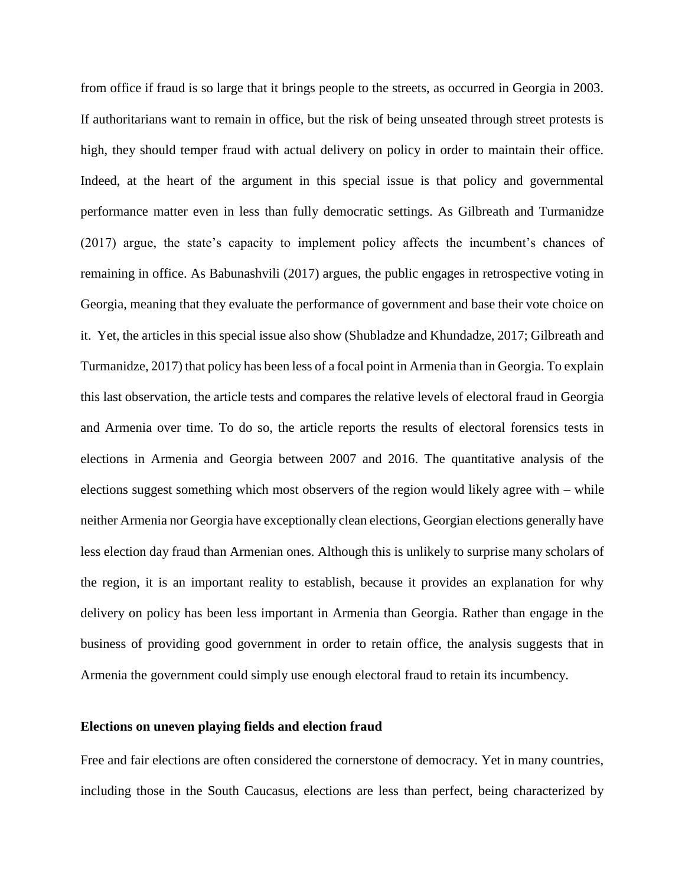from office if fraud is so large that it brings people to the streets, as occurred in Georgia in 2003. If authoritarians want to remain in office, but the risk of being unseated through street protests is high, they should temper fraud with actual delivery on policy in order to maintain their office. Indeed, at the heart of the argument in this special issue is that policy and governmental performance matter even in less than fully democratic settings. As Gilbreath and Turmanidze (2017) argue, the state's capacity to implement policy affects the incumbent's chances of remaining in office. As Babunashvili (2017) argues, the public engages in retrospective voting in Georgia, meaning that they evaluate the performance of government and base their vote choice on it. Yet, the articles in this special issue also show (Shubladze and Khundadze, 2017; Gilbreath and Turmanidze, 2017) that policy has been less of a focal point in Armenia than in Georgia. To explain this last observation, the article tests and compares the relative levels of electoral fraud in Georgia and Armenia over time. To do so, the article reports the results of electoral forensics tests in elections in Armenia and Georgia between 2007 and 2016. The quantitative analysis of the elections suggest something which most observers of the region would likely agree with – while neither Armenia nor Georgia have exceptionally clean elections, Georgian elections generally have less election day fraud than Armenian ones. Although this is unlikely to surprise many scholars of the region, it is an important reality to establish, because it provides an explanation for why delivery on policy has been less important in Armenia than Georgia. Rather than engage in the business of providing good government in order to retain office, the analysis suggests that in Armenia the government could simply use enough electoral fraud to retain its incumbency.

## Elections on uneven playing fields and election fraud

Free and fair elections are often considered the cornerstone of democracy. Yet in many countries, including those in the South Caucasus, elections are less than perfect, being characterized by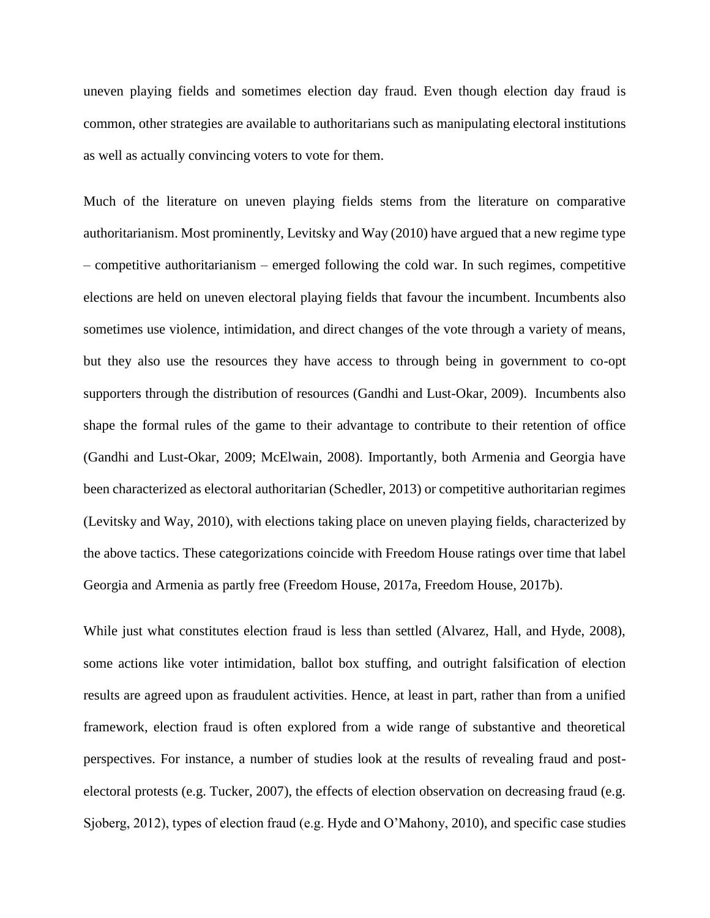uneven playing fields and sometimes election day fraud. Even though election day fraud is common, other strategies are available to authoritarians such as manipulating electoral institutions as well as actually convincing voters to vote for them.

Much of the literature on uneven playing fields stems from the literature on comparative authoritarianism. Most prominently, Levitsky and Way (2010) have argued that a new regime type – competitive authoritarianism – emerged following the cold war. In such regimes, competitive elections are held on uneven electoral playing fields that favour the incumbent. Incumbents also sometimes use violence, intimidation, and direct changes of the vote through a variety of means, but they also use the resources they have access to through being in government to co-opt supporters through the distribution of resources (Gandhi and Lust-Okar, 2009). Incumbents also shape the formal rules of the game to their advantage to contribute to their retention of office (Gandhi and Lust-Okar, 2009; McElwain, 2008). Importantly, both Armenia and Georgia have been characterized as electoral authoritarian (Schedler, 2013) or competitive authoritarian regimes (Levitsky and Way, 2010), with elections taking place on uneven playing fields, characterized by the above tactics. These categorizations coincide with Freedom House ratings over time that label Georgia and Armenia as partly free (Freedom House, 2017a, Freedom House, 2017b).

While just what constitutes election fraud is less than settled (Alvarez, Hall, and Hyde, 2008), some actions like voter intimidation, ballot box stuffing, and outright falsification of election results are agreed upon as fraudulent activities. Hence, at least in part, rather than from a unified framework, election fraud is often explored from a wide range of substantive and theoretical perspectives. For instance, a number of studies look at the results of revealing fraud and post-electoral protests (e.g. Tucker, 2007), the effects of election observation on decreasing fraud (e.g. Sjoberg, 2012), types of election fraud (e.g. Hyde and O'Mahony, 2010), and specific case studies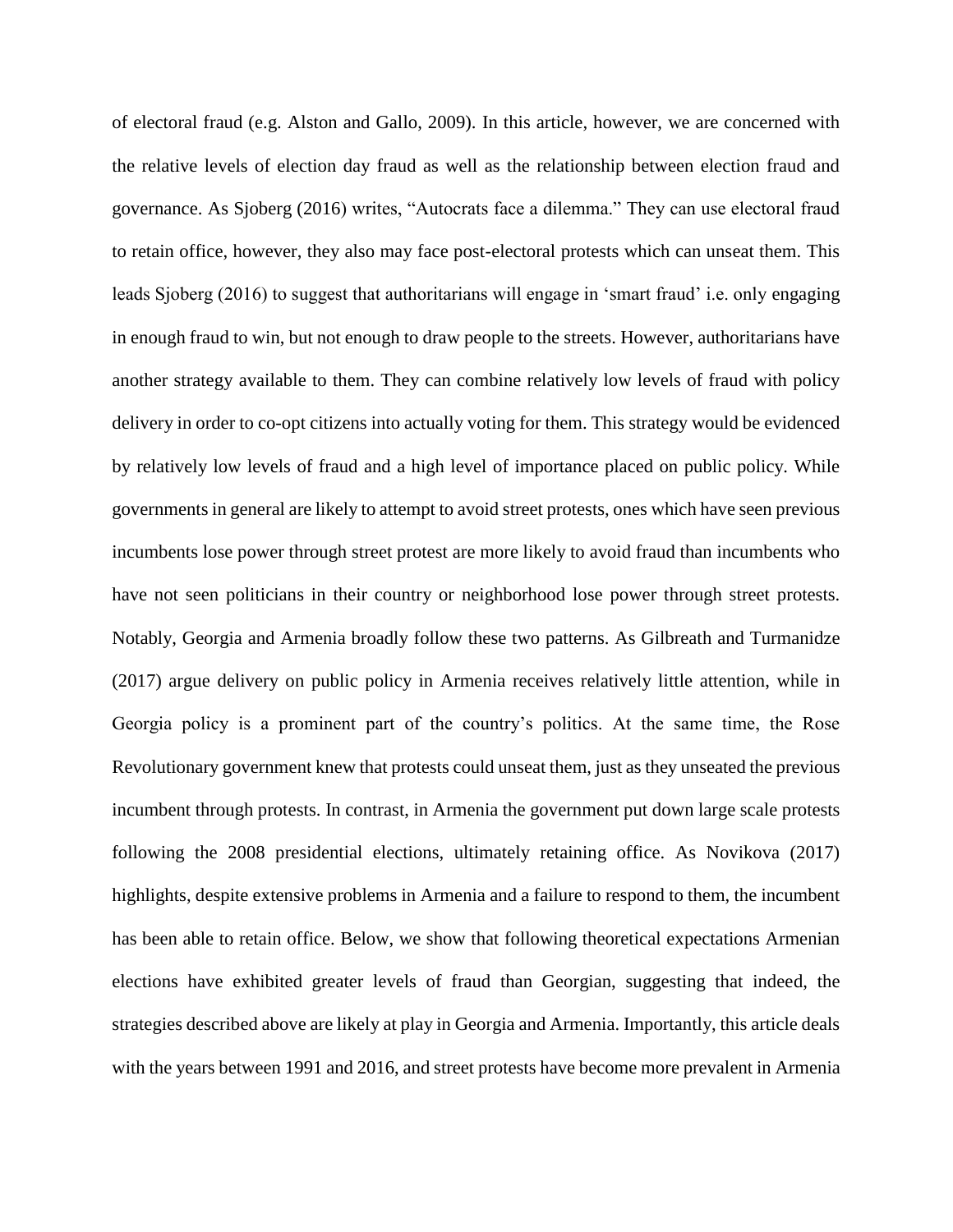of electoral fraud (e.g. Alston and Gallo, 2009). In this article, however, we are concerned with the relative levels of election day fraud as well as the relationship between election fraud and governance. As Sjoberg (2016) writes, "Autocrats face a dilemma." They can use electoral fraud to retain office, however, they also may face post-electoral protests which can unseat them. This leads Sjoberg (2016) to suggest that authoritarians will engage in 'smart fraud' i.e. only engaging in enough fraud to win, but not enough to draw people to the streets. However, authoritarians have another strategy available to them. They can combine relatively low levels of fraud with policy delivery in order to co-opt citizens into actually voting for them. This strategy would be evidenced by relatively low levels of fraud and a high level of importance placed on public policy. While governments in general are likely to attempt to avoid street protests, ones which have seen previous incumbents lose power through street protest are more likely to avoid fraud than incumbents who have not seen politicians in their country or neighborhood lose power through street protests. Notably, Georgia and Armenia broadly follow these two patterns. As Gilbreath and Turmanidze (2017) argue delivery on public policy in Armenia receives relatively little attention, while in Georgia policy is a prominent part of the country's politics. At the same time, the Rose Revolutionary government knew that protests could unseat them, just as they unseated the previous incumbent through protests. In contrast, in Armenia the government put down large scale protests following the 2008 presidential elections, ultimately retaining office. As Novikova (2017) highlights, despite extensive problems in Armenia and a failure to respond to them, the incumbent has been able to retain office. Below, we show that following theoretical expectations Armenian elections have exhibited greater levels of fraud than Georgian, suggesting that indeed, the strategies described above are likely at play in Georgia and Armenia. Importantly, this article deals with the years between 1991 and 2016, and street protests have become more prevalent in Armenia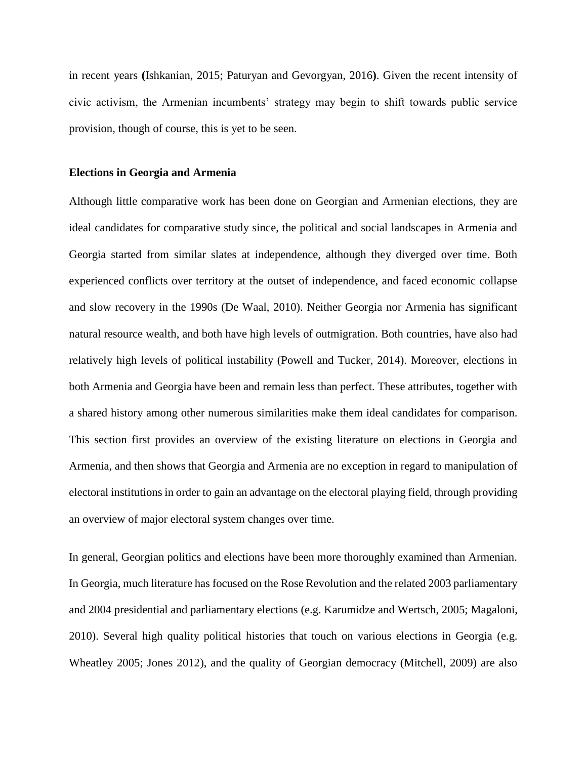in recent years **(**Ishkanian, 2015; Paturyan and Gevorgyan, 2016**)**. Given the recent intensity of civic activism, the Armenian incumbents' strategy may begin to shift towards public service provision, though of course, this is yet to be seen.

**Elections in Georgia and Armenia**

Although little comparative work has been done on Georgian and Armenian elections, they are ideal candidates for comparative study since, the political and social landscapes in Armenia and Georgia started from similar slates at independence, although they diverged over time. Both experienced conflicts over territory at the outset of independence, and faced economic collapse and slow recovery in the 1990s (De Waal, 2010). Neither Georgia nor Armenia has significant natural resource wealth, and both have high levels of outmigration. Both countries, have also had relatively high levels of political instability (Powell and Tucker, 2014). Moreover, elections in both Armenia and Georgia have been and remain less than perfect. These attributes, together with a shared history among other numerous similarities make them ideal candidates for comparison. This section first provides an overview of the existing literature on elections in Georgia and Armenia, and then shows that Georgia and Armenia are no exception in regard to manipulation of electoral institutions in order to gain an advantage on the electoral playing field, through providing an overview of major electoral system changes over time.

In general, Georgian politics and elections have been more thoroughly examined than Armenian. In Georgia, much literature has focused on the Rose Revolution and the related 2003 parliamentary and 2004 presidential and parliamentary elections (e.g. Karumidze and Wertsch, 2005; Magaloni, 2010). Several high quality political histories that touch on various elections in Georgia (e.g. Wheatley 2005; Jones 2012), and the quality of Georgian democracy (Mitchell, 2009) are also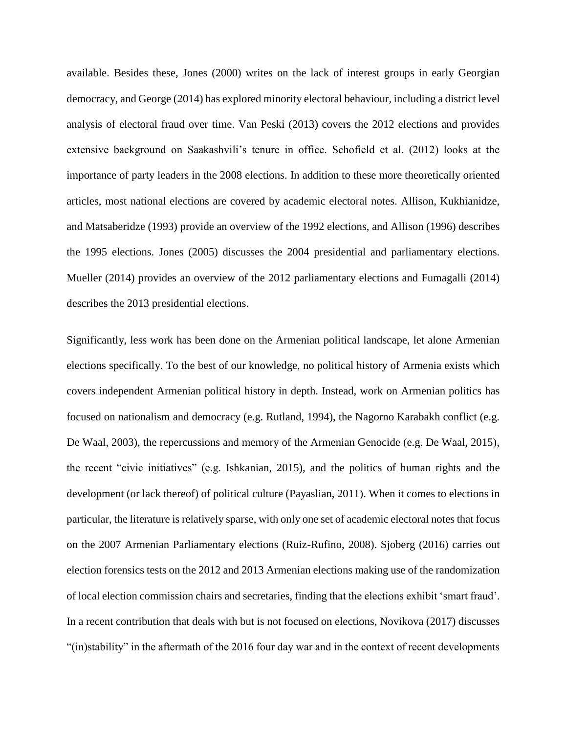available. Besides these, Jones (2000) writes on the lack of interest groups in early Georgian democracy, and George (2014) has explored minority electoral behaviour, including a district level analysis of electoral fraud over time. Van Peski (2013) covers the 2012 elections and provides extensive background on Saakashvili's tenure in office. Schofield et al. (2012) looks at the importance of party leaders in the 2008 elections. In addition to these more theoretically oriented articles, most national elections are covered by academic electoral notes. Allison, Kukhianidze, and Matsaberidze (1993) provide an overview of the 1992 elections, and Allison (1996) describes the 1995 elections. Jones (2005) discusses the 2004 presidential and parliamentary elections. Mueller (2014) provides an overview of the 2012 parliamentary elections and Fumagalli (2014) describes the 2013 presidential elections.

Significantly, less work has been done on the Armenian political landscape, let alone Armenian elections specifically. To the best of our knowledge, no political history of Armenia exists which covers independent Armenian political history in depth. Instead, work on Armenian politics has focused on nationalism and democracy (e.g. Rutland, 1994), the Nagorno Karabakh conflict (e.g. De Waal, 2003), the repercussions and memory of the Armenian Genocide (e.g. De Waal, 2015), the recent "civic initiatives" (e.g. Ishkanian, 2015), and the politics of human rights and the development (or lack thereof) of political culture (Payaslian, 2011). When it comes to elections in particular, the literature is relatively sparse, with only one set of academic electoral notes that focus on the 2007 Armenian Parliamentary elections (Ruiz-Rufino, 2008). Sjoberg (2016) carries out election forensics tests on the 2012 and 2013 Armenian elections making use of the randomization of local election commission chairs and secretaries, finding that the elections exhibit 'smart fraud'. In a recent contribution that deals with but is not focused on elections, Novikova (2017) discusses "(in)stability" in the aftermath of the 2016 four day war and in the context of recent developments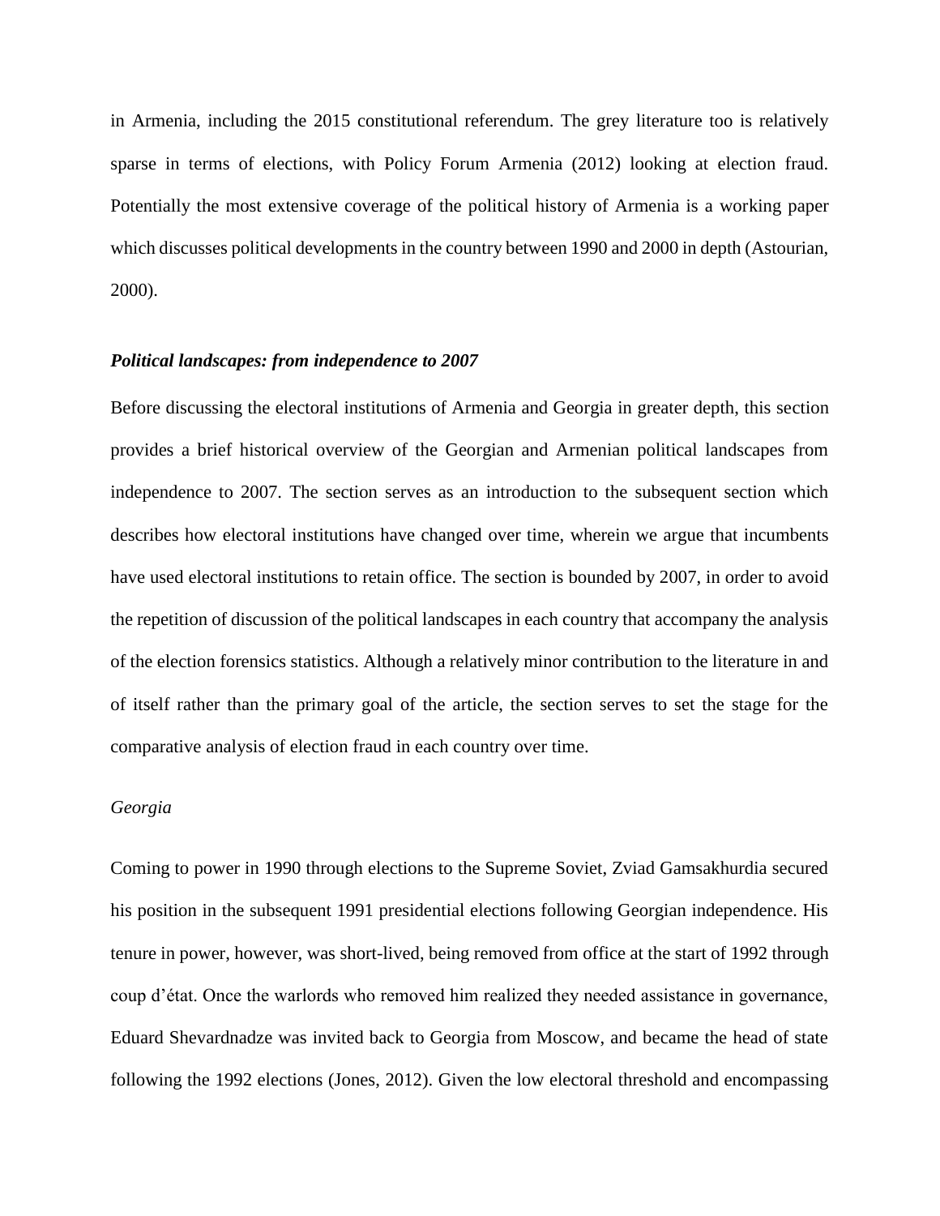in Armenia, including the 2015 constitutional referendum. The grey literature too is relatively sparse in terms of elections, with Policy Forum Armenia (2012) looking at election fraud. Potentially the most extensive coverage of the political history of Armenia is a working paper which discusses political developments in the country between 1990 and 2000 in depth (Astourian, 2000).

### *Political landscapes: from independence to 2007*

Before discussing the electoral institutions of Armenia and Georgia in greater depth, this section provides a brief historical overview of the Georgian and Armenian political landscapes from independence to 2007. The section serves as an introduction to the subsequent section which describes how electoral institutions have changed over time, wherein we argue that incumbents have used electoral institutions to retain office. The section is bounded by 2007, in order to avoid the repetition of discussion of the political landscapes in each country that accompany the analysis of the election forensics statistics. Although a relatively minor contribution to the literature in and of itself rather than the primary goal of the article, the section serves to set the stage for the comparative analysis of election fraud in each country over time.

#### *Georgia*

Coming to power in 1990 through elections to the Supreme Soviet, Zviad Gamsakhurdia secured his position in the subsequent 1991 presidential elections following Georgian independence. His tenure in power, however, was short-lived, being removed from office at the start of 1992 through coup d'état. Once the warlords who removed him realized they needed assistance in governance, Eduard Shevardnadze was invited back to Georgia from Moscow, and became the head of state following the 1992 elections (Jones, 2012). Given the low electoral threshold and encompassing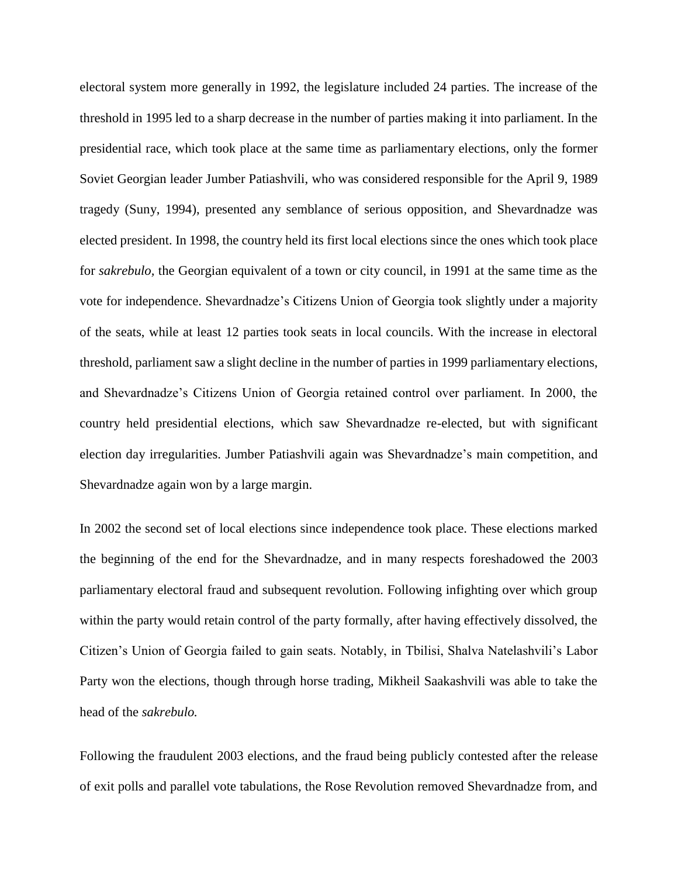electoral system more generally in 1992, the legislature included 24 parties. The increase of the threshold in 1995 led to a sharp decrease in the number of parties making it into parliament. In the presidential race, which took place at the same time as parliamentary elections, only the former Soviet Georgian leader Jumber Patiashvili, who was considered responsible for the April 9, 1989 tragedy (Suny, 1994), presented any semblance of serious opposition, and Shevardnadze was elected president. In 1998, the country held its first local elections since the ones which took place for *sakrebulo*, the Georgian equivalent of a town or city council, in 1991 at the same time as the vote for independence. Shevardnadze's Citizens Union of Georgia took slightly under a majority of the seats, while at least 12 parties took seats in local councils. With the increase in electoral threshold, parliament saw a slight decline in the number of parties in 1999 parliamentary elections, and Shevardnadze's Citizens Union of Georgia retained control over parliament. In 2000, the country held presidential elections, which saw Shevardnadze re-elected, but with significant election day irregularities. Jumber Patiashvili again was Shevardnadze's main competition, and Shevardnadze again won by a large margin.

In 2002 the second set of local elections since independence took place. These elections marked the beginning of the end for the Shevardnadze, and in many respects foreshadowed the 2003 parliamentary electoral fraud and subsequent revolution. Following infighting over which group within the party would retain control of the party formally, after having effectively dissolved, the Citizen's Union of Georgia failed to gain seats. Notably, in Tbilisi, Shalva Natelashvili's Labor Party won the elections, though through horse trading, Mikheil Saakashvili was able to take the head of the *sakrebulo.*

Following the fraudulent 2003 elections, and the fraud being publicly contested after the release of exit polls and parallel vote tabulations, the Rose Revolution removed Shevardnadze from, and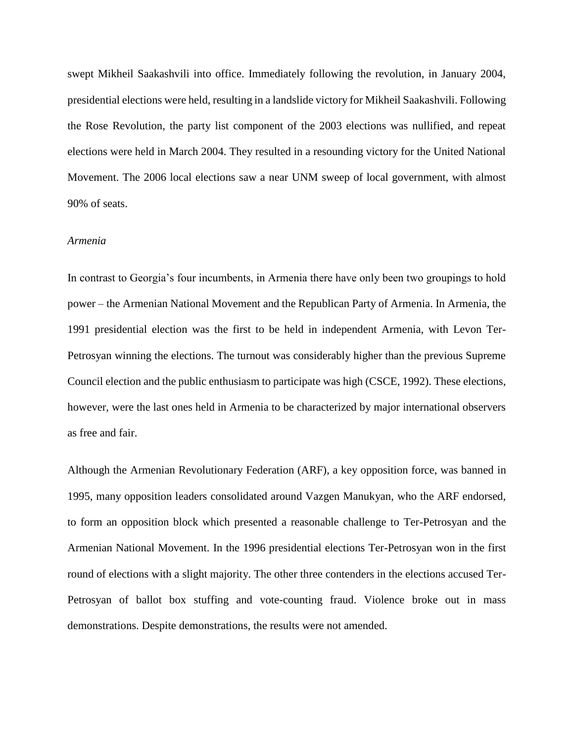swept Mikheil Saakashvili into office. Immediately following the revolution, in January 2004, presidential elections were held, resulting in a landslide victory for Mikheil Saakashvili. Following the Rose Revolution, the party list component of the 2003 elections was nullified, and repeat elections were held in March 2004. They resulted in a resounding victory for the United National Movement. The 2006 local elections saw a near UNM sweep of local government, with almost 90% of seats.

*Armenia*

In contrast to Georgia's four incumbents, in Armenia there have only been two groupings to hold power – the Armenian National Movement and the Republican Party of Armenia. In Armenia, the 1991 presidential election was the first to be held in independent Armenia, with Levon Ter-Petrosyan winning the elections. The turnout was considerably higher than the previous Supreme Council election and the public enthusiasm to participate was high (CSCE, 1992). These elections, however, were the last ones held in Armenia to be characterized by major international observers as free and fair.

Although the Armenian Revolutionary Federation (ARF), a key opposition force, was banned in 1995, many opposition leaders consolidated around Vazgen Manukyan, who the ARF endorsed, to form an opposition block which presented a reasonable challenge to Ter-Petrosyan and the Armenian National Movement. In the 1996 presidential elections Ter-Petrosyan won in the first round of elections with a slight majority. The other three contenders in the elections accused Ter-Petrosyan of ballot box stuffing and vote-counting fraud. Violence broke out in mass demonstrations. Despite demonstrations, the results were not amended.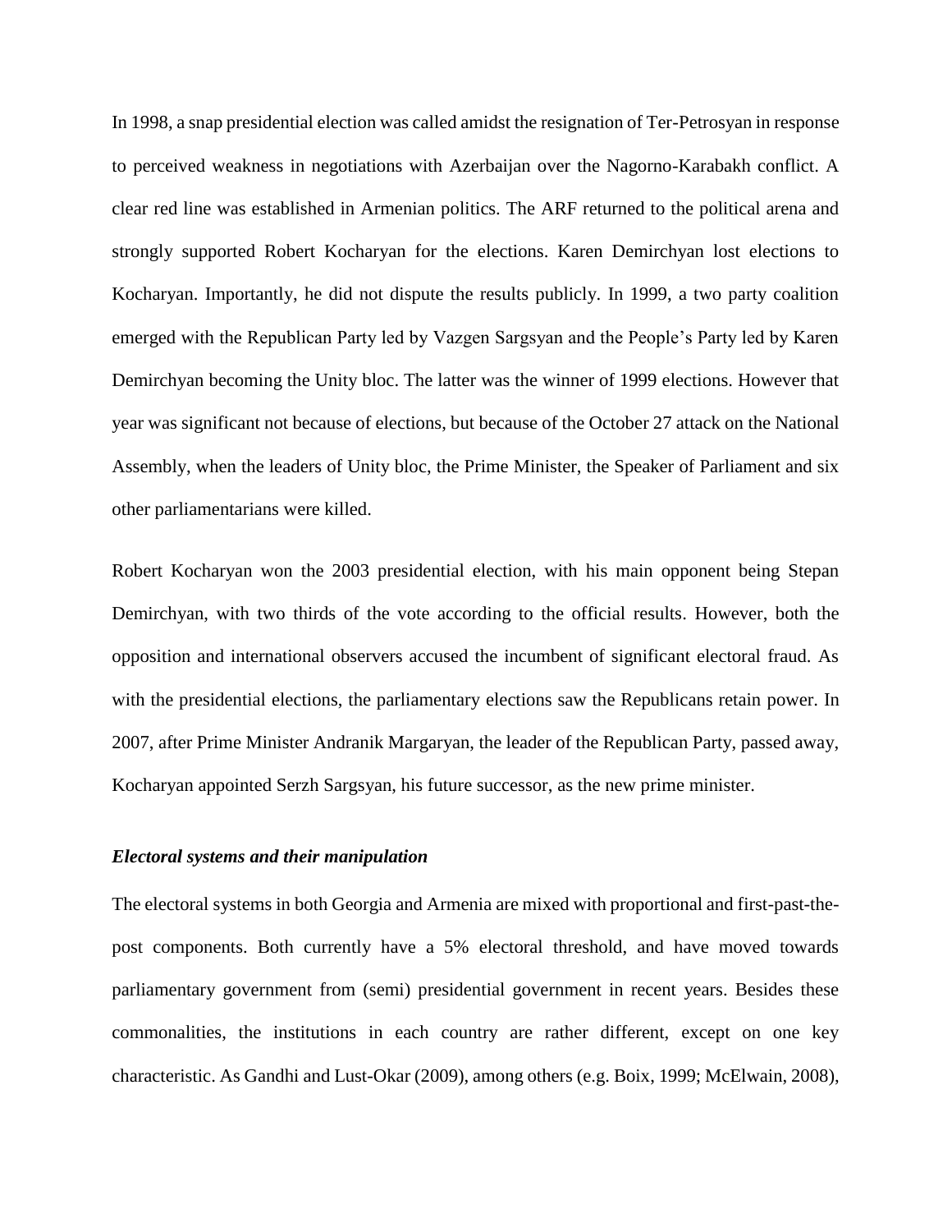In 1998, a snap presidential election was called amidst the resignation of Ter-Petrosyan in response to perceived weakness in negotiations with Azerbaijan over the Nagorno-Karabakh conflict. A clear red line was established in Armenian politics. The ARF returned to the political arena and strongly supported Robert Kocharyan for the elections. Karen Demirchyan lost elections to Kocharyan. Importantly, he did not dispute the results publicly. In 1999, a two party coalition emerged with the Republican Party led by Vazgen Sargsyan and the People's Party led by Karen Demirchyan becoming the Unity bloc. The latter was the winner of 1999 elections. However that year was significant not because of elections, but because of the October 27 attack on the National Assembly, when the leaders of Unity bloc, the Prime Minister, the Speaker of Parliament and six other parliamentarians were killed.

Robert Kocharyan won the 2003 presidential election, with his main opponent being Stepan Demirchyan, with two thirds of the vote according to the official results. However, both the opposition and international observers accused the incumbent of significant electoral fraud. As with the presidential elections, the parliamentary elections saw the Republicans retain power. In 2007, after Prime Minister Andranik Margaryan, the leader of the Republican Party, passed away, Kocharyan appointed Serzh Sargsyan, his future successor, as the new prime minister.

### *Electoral systems and their manipulation*

The electoral systems in both Georgia and Armenia are mixed with proportional and first-past-the-post components. Both currently have a 5% electoral threshold, and have moved towards parliamentary government from (semi) presidential government in recent years. Besides these commonalities, the institutions in each country are rather different, except on one key characteristic. As Gandhi and Lust-Okar (2009), among others (e.g. Boix, 1999; McElwain, 2008),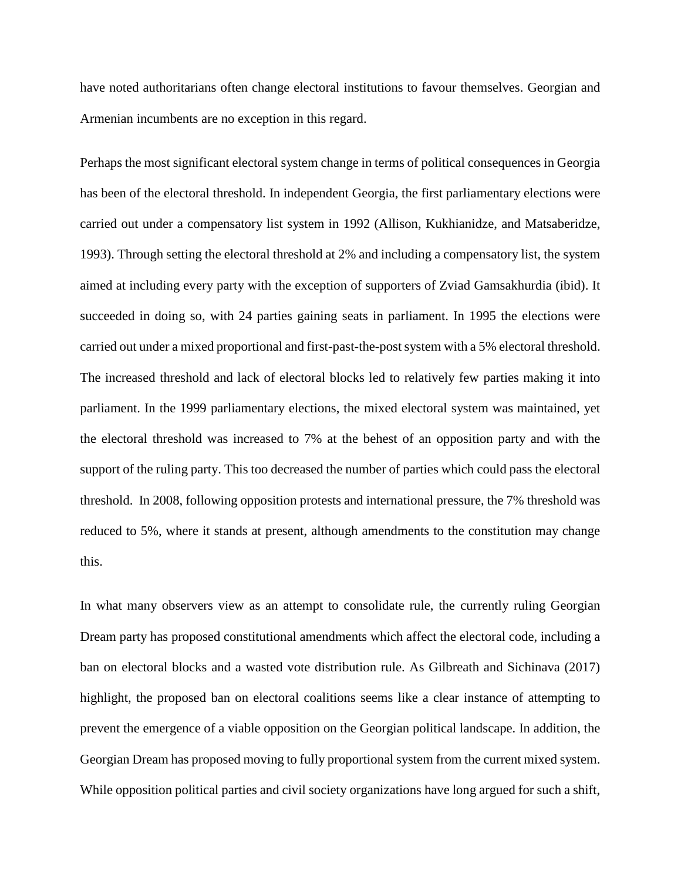have noted authoritarians often change electoral institutions to favour themselves. Georgian and Armenian incumbents are no exception in this regard.

Perhaps the most significant electoral system change in terms of political consequences in Georgia has been of the electoral threshold. In independent Georgia, the first parliamentary elections were carried out under a compensatory list system in 1992 (Allison, Kukhianidze, and Matsaberidze, 1993). Through setting the electoral threshold at 2% and including a compensatory list, the system aimed at including every party with the exception of supporters of Zviad Gamsakhurdia (ibid). It succeeded in doing so, with 24 parties gaining seats in parliament. In 1995 the elections were carried out under a mixed proportional and first-past-the-post system with a 5% electoral threshold. The increased threshold and lack of electoral blocks led to relatively few parties making it into parliament. In the 1999 parliamentary elections, the mixed electoral system was maintained, yet the electoral threshold was increased to 7% at the behest of an opposition party and with the support of the ruling party. This too decreased the number of parties which could pass the electoral threshold. In 2008, following opposition protests and international pressure, the 7% threshold was reduced to 5%, where it stands at present, although amendments to the constitution may change this.

In what many observers view as an attempt to consolidate rule, the currently ruling Georgian Dream party has proposed constitutional amendments which affect the electoral code, including a ban on electoral blocks and a wasted vote distribution rule. As Gilbreath and Sichinava (2017) highlight, the proposed ban on electoral coalitions seems like a clear instance of attempting to prevent the emergence of a viable opposition on the Georgian political landscape. In addition, the Georgian Dream has proposed moving to fully proportional system from the current mixed system. While opposition political parties and civil society organizations have long argued for such a shift,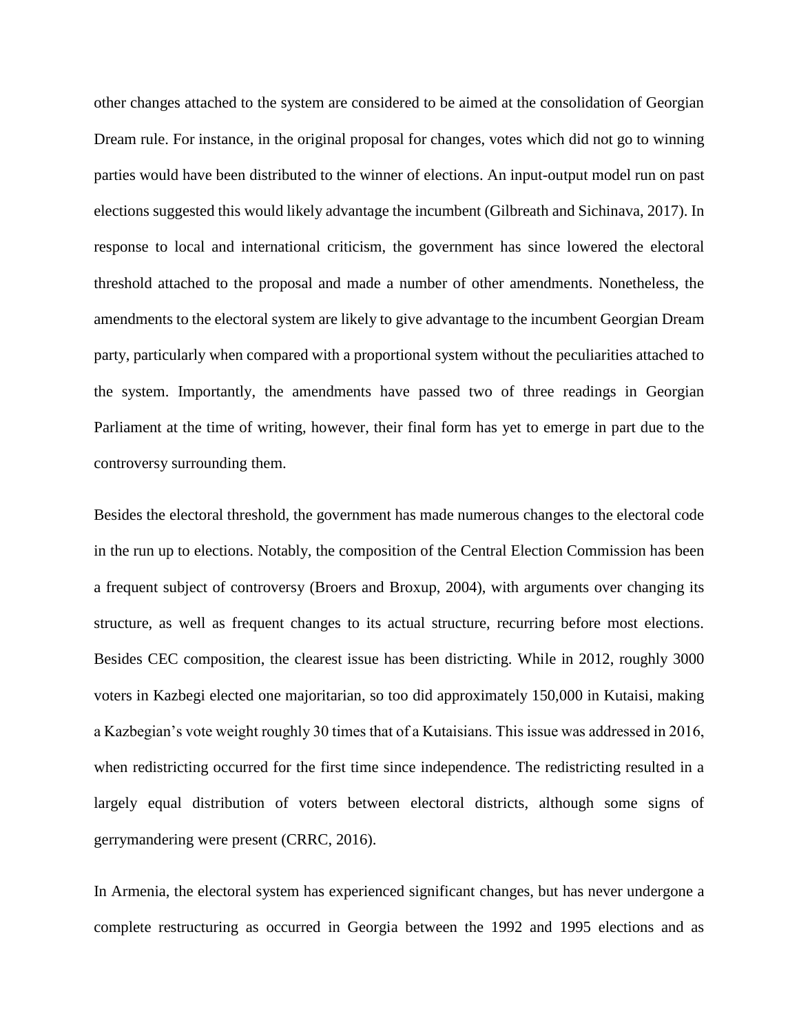other changes attached to the system are considered to be aimed at the consolidation of Georgian Dream rule. For instance, in the original proposal for changes, votes which did not go to winning parties would have been distributed to the winner of elections. An input-output model run on past elections suggested this would likely advantage the incumbent (Gilbreath and Sichinava, 2017). In response to local and international criticism, the government has since lowered the electoral threshold attached to the proposal and made a number of other amendments. Nonetheless, the amendments to the electoral system are likely to give advantage to the incumbent Georgian Dream party, particularly when compared with a proportional system without the peculiarities attached to the system. Importantly, the amendments have passed two of three readings in Georgian Parliament at the time of writing, however, their final form has yet to emerge in part due to the controversy surrounding them.

Besides the electoral threshold, the government has made numerous changes to the electoral code in the run up to elections. Notably, the composition of the Central Election Commission has been a frequent subject of controversy (Broers and Broxup, 2004), with arguments over changing its structure, as well as frequent changes to its actual structure, recurring before most elections. Besides CEC composition, the clearest issue has been districting. While in 2012, roughly 3000 voters in Kazbegi elected one majoritarian, so too did approximately 150,000 in Kutaisi, making a Kazbegian's vote weight roughly 30 times that of a Kutaisians. This issue was addressed in 2016, when redistricting occurred for the first time since independence. The redistricting resulted in a largely equal distribution of voters between electoral districts, although some signs of gerrymandering were present (CRRC, 2016).

In Armenia, the electoral system has experienced significant changes, but has never undergone a complete restructuring as occurred in Georgia between the 1992 and 1995 elections and as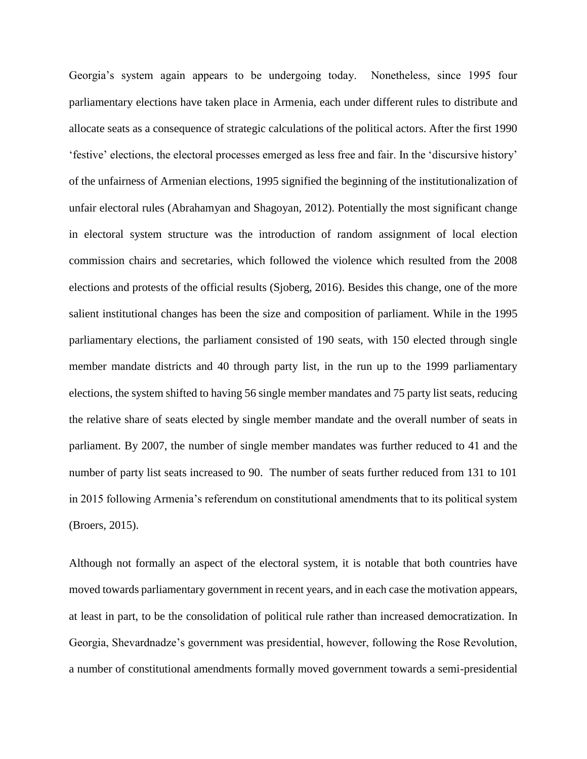Georgia's system again appears to be undergoing today. Nonetheless, since 1995 four parliamentary elections have taken place in Armenia, each under different rules to distribute and allocate seats as a consequence of strategic calculations of the political actors. After the first 1990 'festive' elections, the electoral processes emerged as less free and fair. In the 'discursive history' of the unfairness of Armenian elections, 1995 signified the beginning of the institutionalization of unfair electoral rules (Abrahamyan and Shagoyan, 2012). Potentially the most significant change in electoral system structure was the introduction of random assignment of local election commission chairs and secretaries, which followed the violence which resulted from the 2008 elections and protests of the official results (Sjoberg, 2016). Besides this change, one of the more salient institutional changes has been the size and composition of parliament. While in the 1995 parliamentary elections, the parliament consisted of 190 seats, with 150 elected through single member mandate districts and 40 through party list, in the run up to the 1999 parliamentary elections, the system shifted to having 56 single member mandates and 75 party list seats, reducing the relative share of seats elected by single member mandate and the overall number of seats in parliament. By 2007, the number of single member mandates was further reduced to 41 and the number of party list seats increased to 90. The number of seats further reduced from 131 to 101 in 2015 following Armenia's referendum on constitutional amendments that to its political system (Broers, 2015).

Although not formally an aspect of the electoral system, it is notable that both countries have moved towards parliamentary government in recent years, and in each case the motivation appears, at least in part, to be the consolidation of political rule rather than increased democratization. In Georgia, Shevardnadze's government was presidential, however, following the Rose Revolution, a number of constitutional amendments formally moved government towards a semi-presidential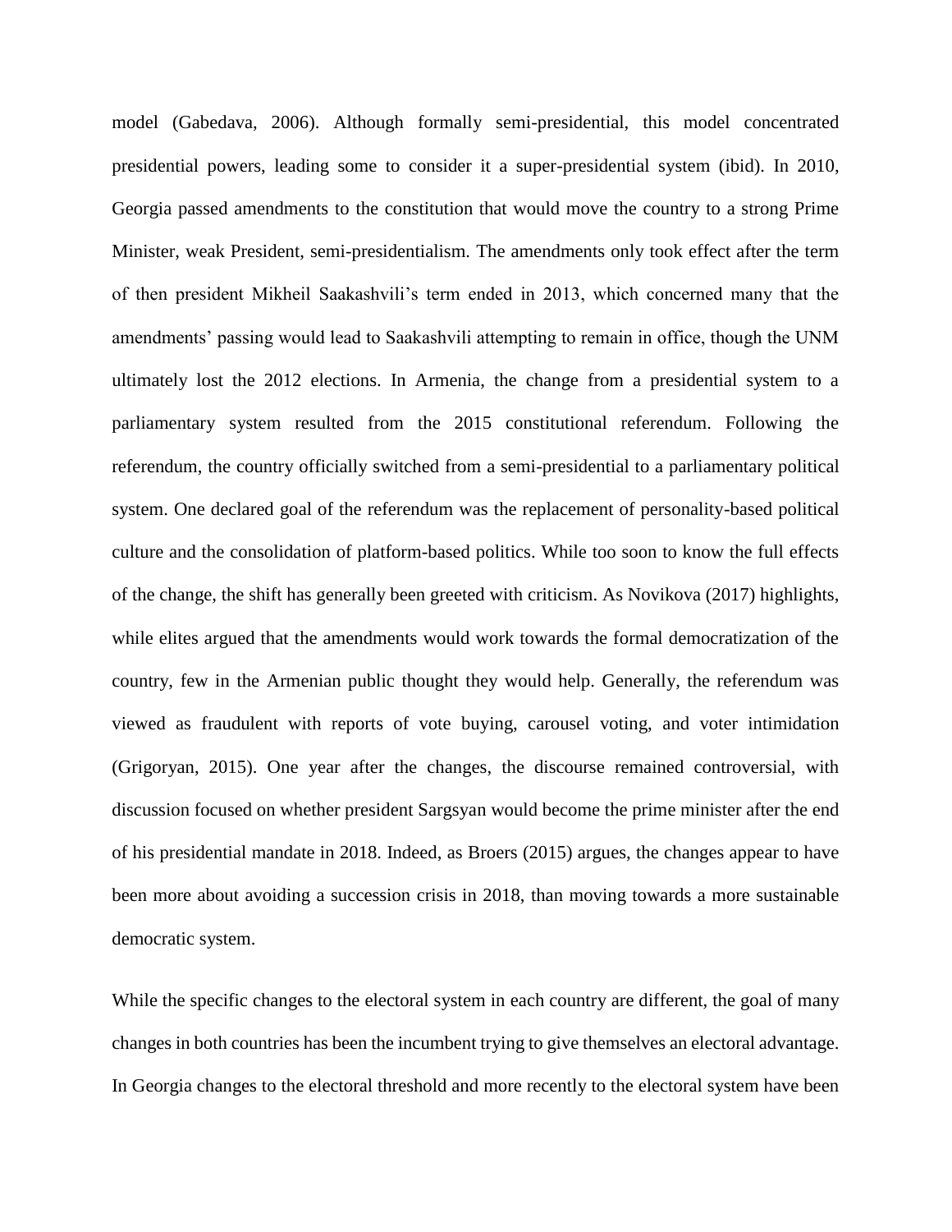model (Gabedava, 2006). Although formally semi-presidential, this model concentrated presidential powers, leading some to consider it a super-presidential system (ibid). In 2010, Georgia passed amendments to the constitution that would move the country to a strong Prime Minister, weak President, semi-presidentialism. The amendments only took effect after the term of then president Mikheil Saakashvili's term ended in 2013, which concerned many that the amendments' passing would lead to Saakashvili attempting to remain in office, though the UNM ultimately lost the 2012 elections. In Armenia, the change from a presidential system to a parliamentary system resulted from the 2015 constitutional referendum. Following the referendum, the country officially switched from a semi-presidential to a parliamentary political system. One declared goal of the referendum was the replacement of personality-based political culture and the consolidation of platform-based politics. While too soon to know the full effects of the change, the shift has generally been greeted with criticism. As Novikova (2017) highlights, while elites argued that the amendments would work towards the formal democratization of the country, few in the Armenian public thought they would help. Generally, the referendum was viewed as fraudulent with reports of vote buying, carousel voting, and voter intimidation (Grigoryan, 2015). One year after the changes, the discourse remained controversial, with discussion focused on whether president Sargsyan would become the prime minister after the end of his presidential mandate in 2018. Indeed, as Broers (2015) argues, the changes appear to have been more about avoiding a succession crisis in 2018, than moving towards a more sustainable democratic system.

While the specific changes to the electoral system in each country are different, the goal of many changes in both countries has been the incumbent trying to give themselves an electoral advantage. In Georgia changes to the electoral threshold and more recently to the electoral system have been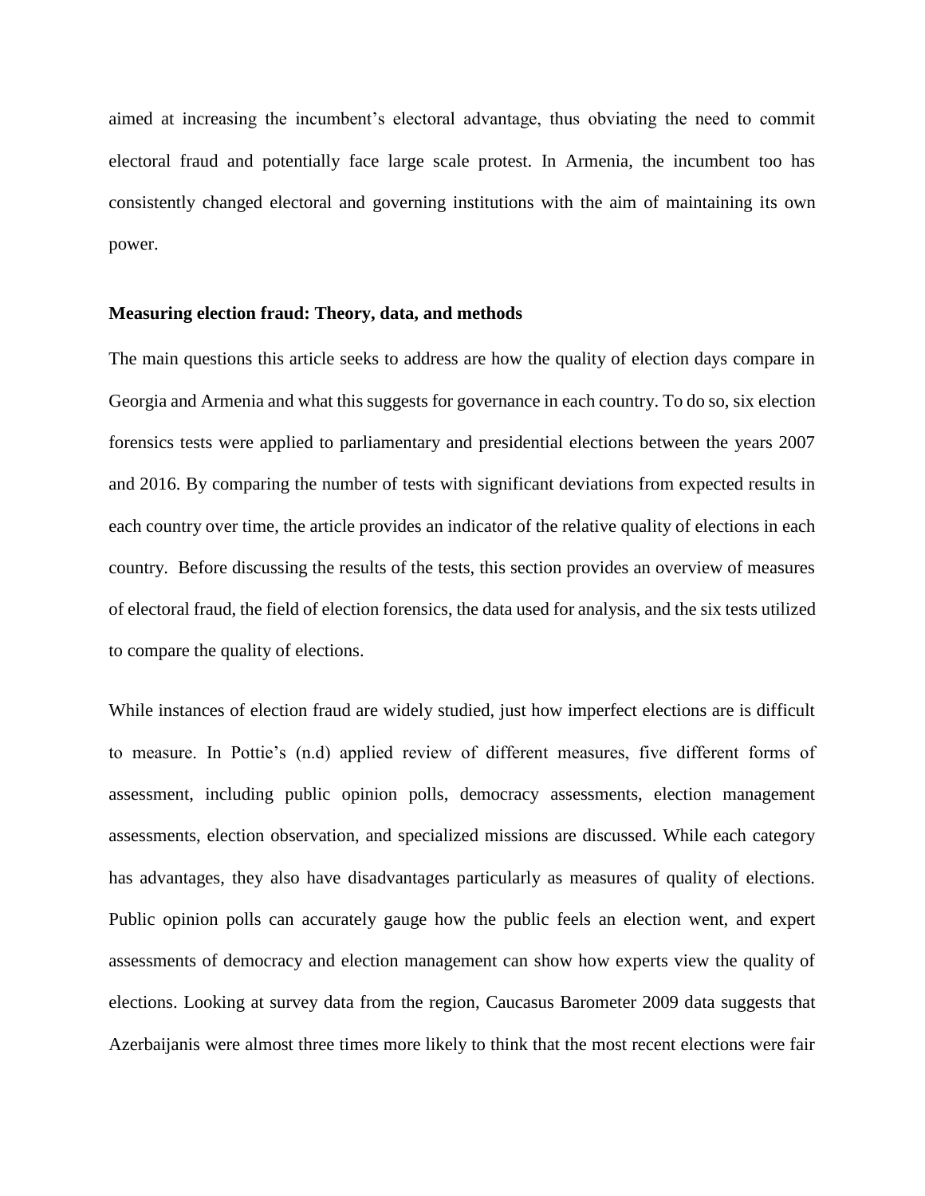aimed at increasing the incumbent's electoral advantage, thus obviating the need to commit electoral fraud and potentially face large scale protest. In Armenia, the incumbent too has consistently changed electoral and governing institutions with the aim of maintaining its own power.

**Measuring election fraud: Theory, data, and methods**

The main questions this article seeks to address are how the quality of election days compare in Georgia and Armenia and what this suggests for governance in each country. To do so, six election forensics tests were applied to parliamentary and presidential elections between the years 2007 and 2016. By comparing the number of tests with significant deviations from expected results in each country over time, the article provides an indicator of the relative quality of elections in each country. Before discussing the results of the tests, this section provides an overview of measures of electoral fraud, the field of election forensics, the data used for analysis, and the six tests utilized to compare the quality of elections.

While instances of election fraud are widely studied, just how imperfect elections are is difficult to measure. In Pottie's (n.d) applied review of different measures, five different forms of assessment, including public opinion polls, democracy assessments, election management assessments, election observation, and specialized missions are discussed. While each category has advantages, they also have disadvantages particularly as measures of quality of elections. Public opinion polls can accurately gauge how the public feels an election went, and expert assessments of democracy and election management can show how experts view the quality of elections. Looking at survey data from the region, Caucasus Barometer 2009 data suggests that Azerbaijanis were almost three times more likely to think that the most recent elections were fair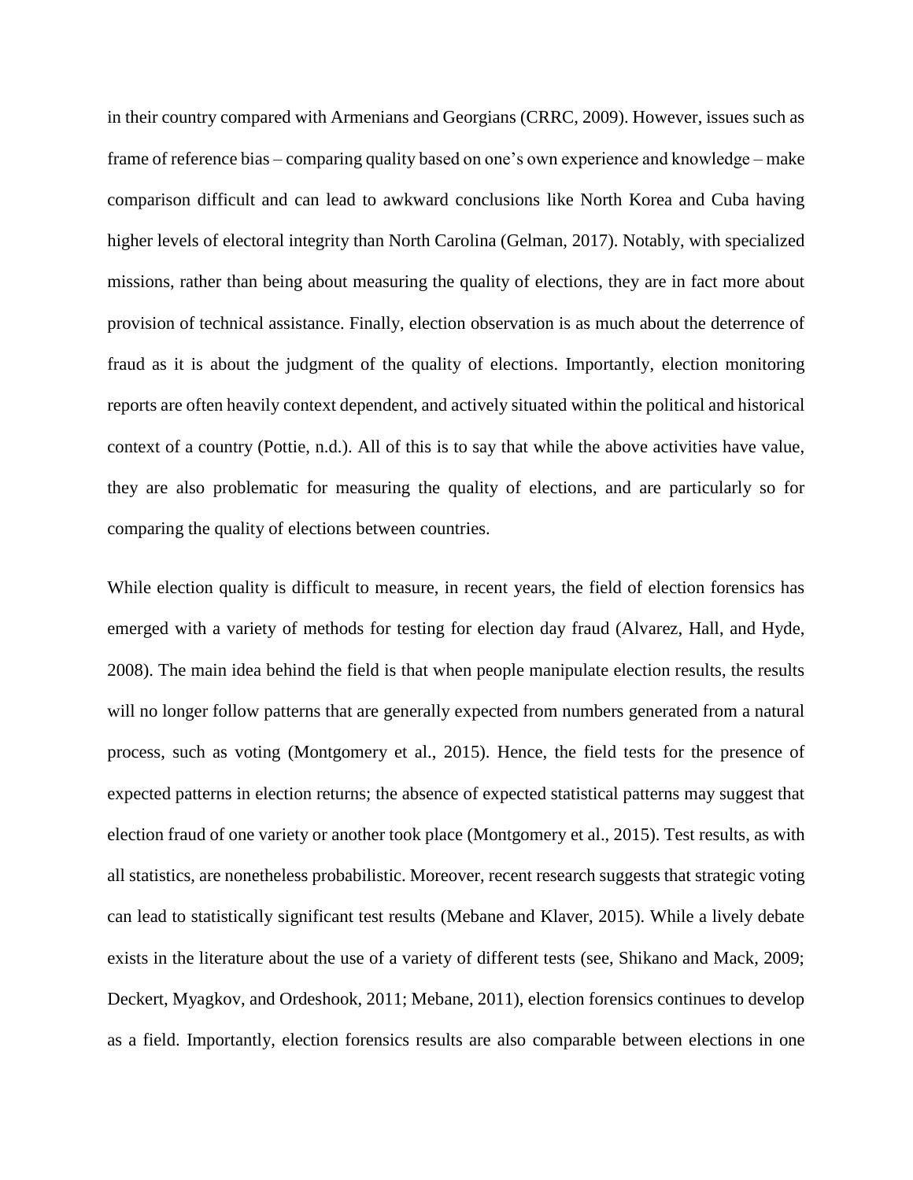in their country compared with Armenians and Georgians (CRRC, 2009). However, issues such as frame of reference bias – comparing quality based on one's own experience and knowledge – make comparison difficult and can lead to awkward conclusions like North Korea and Cuba having higher levels of electoral integrity than North Carolina (Gelman, 2017). Notably, with specialized missions, rather than being about measuring the quality of elections, they are in fact more about provision of technical assistance. Finally, election observation is as much about the deterrence of fraud as it is about the judgment of the quality of elections. Importantly, election monitoring reports are often heavily context dependent, and actively situated within the political and historical context of a country (Pottie, n.d.). All of this is to say that while the above activities have value, they are also problematic for measuring the quality of elections, and are particularly so for comparing the quality of elections between countries.

While election quality is difficult to measure, in recent years, the field of election forensics has emerged with a variety of methods for testing for election day fraud (Alvarez, Hall, and Hyde, 2008). The main idea behind the field is that when people manipulate election results, the results will no longer follow patterns that are generally expected from numbers generated from a natural process, such as voting (Montgomery et al., 2015). Hence, the field tests for the presence of expected patterns in election returns; the absence of expected statistical patterns may suggest that election fraud of one variety or another took place (Montgomery et al., 2015). Test results, as with all statistics, are nonetheless probabilistic. Moreover, recent research suggests that strategic voting can lead to statistically significant test results (Mebane and Klaver, 2015). While a lively debate exists in the literature about the use of a variety of different tests (see, Shikano and Mack, 2009; Deckert, Myagkov, and Ordeshook, 2011; Mebane, 2011), election forensics continues to develop as a field. Importantly, election forensics results are also comparable between elections in one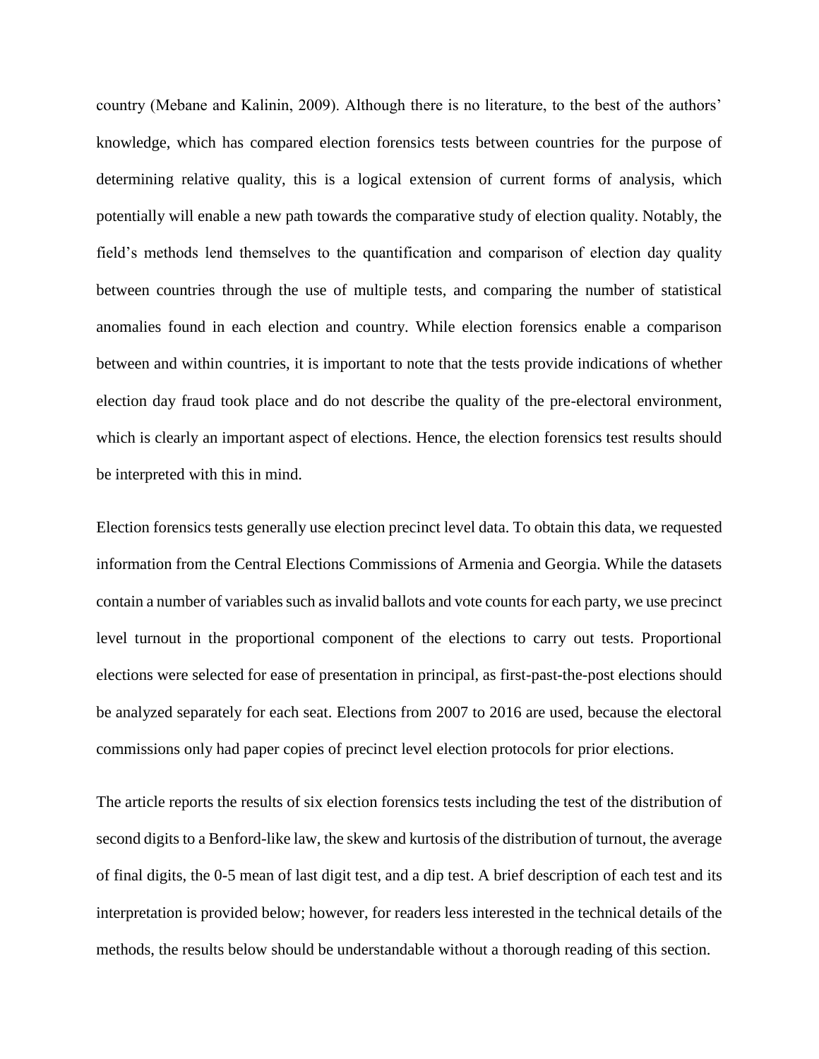country (Mebane and Kalinin, 2009). Although there is no literature, to the best of the authors' knowledge, which has compared election forensics tests between countries for the purpose of determining relative quality, this is a logical extension of current forms of analysis, which potentially will enable a new path towards the comparative study of election quality. Notably, the field's methods lend themselves to the quantification and comparison of election day quality between countries through the use of multiple tests, and comparing the number of statistical anomalies found in each election and country. While election forensics enable a comparison between and within countries, it is important to note that the tests provide indications of whether election day fraud took place and do not describe the quality of the pre-electoral environment, which is clearly an important aspect of elections. Hence, the election forensics test results should be interpreted with this in mind.

Election forensics tests generally use election precinct level data. To obtain this data, we requested information from the Central Elections Commissions of Armenia and Georgia. While the datasets contain a number of variables such as invalid ballots and vote counts for each party, we use precinct level turnout in the proportional component of the elections to carry out tests. Proportional elections were selected for ease of presentation in principal, as first-past-the-post elections should be analyzed separately for each seat. Elections from 2007 to 2016 are used, because the electoral commissions only had paper copies of precinct level election protocols for prior elections.

The article reports the results of six election forensics tests including the test of the distribution of second digits to a Benford-like law, the skew and kurtosis of the distribution of turnout, the average of final digits, the 0-5 mean of last digit test, and a dip test. A brief description of each test and its interpretation is provided below; however, for readers less interested in the technical details of the methods, the results below should be understandable without a thorough reading of this section.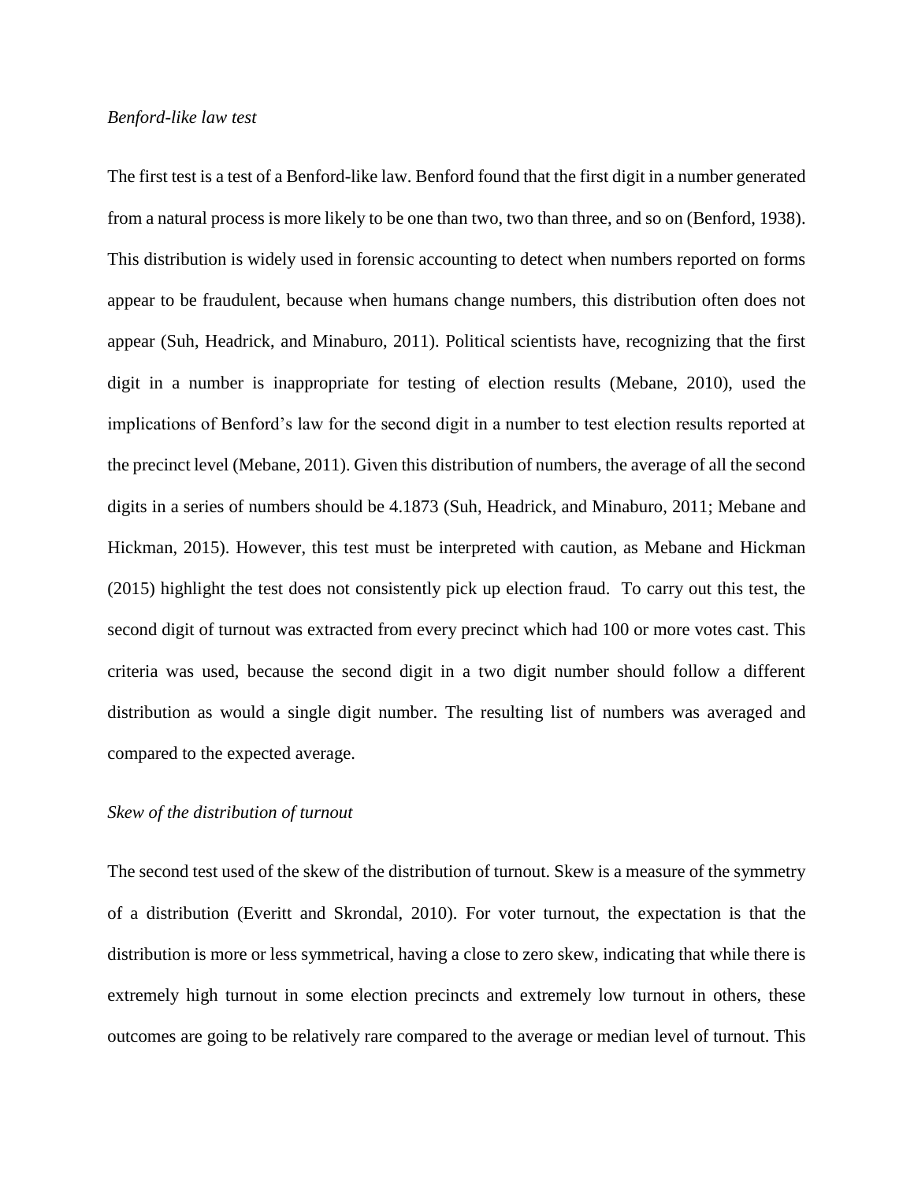*Benford-like law test*

The first test is a test of a Benford-like law. Benford found that the first digit in a number generated from a natural process is more likely to be one than two, two than three, and so on (Benford, 1938). This distribution is widely used in forensic accounting to detect when numbers reported on forms appear to be fraudulent, because when humans change numbers, this distribution often does not appear (Suh, Headrick, and Minaburo, 2011). Political scientists have, recognizing that the first digit in a number is inappropriate for testing of election results (Mebane, 2010), used the implications of Benford's law for the second digit in a number to test election results reported at the precinct level (Mebane, 2011). Given this distribution of numbers, the average of all the second digits in a series of numbers should be 4.1873 (Suh, Headrick, and Minaburo, 2011; Mebane and Hickman, 2015). However, this test must be interpreted with caution, as Mebane and Hickman (2015) highlight the test does not consistently pick up election fraud. To carry out this test, the second digit of turnout was extracted from every precinct which had 100 or more votes cast. This criteria was used, because the second digit in a two digit number should follow a different distribution as would a single digit number. The resulting list of numbers was averaged and compared to the expected average.

*Skew of the distribution of turnout*

The second test used of the skew of the distribution of turnout. Skew is a measure of the symmetry of a distribution (Everitt and Skrondal, 2010). For voter turnout, the expectation is that the distribution is more or less symmetrical, having a close to zero skew, indicating that while there is extremely high turnout in some election precincts and extremely low turnout in others, these outcomes are going to be relatively rare compared to the average or median level of turnout. This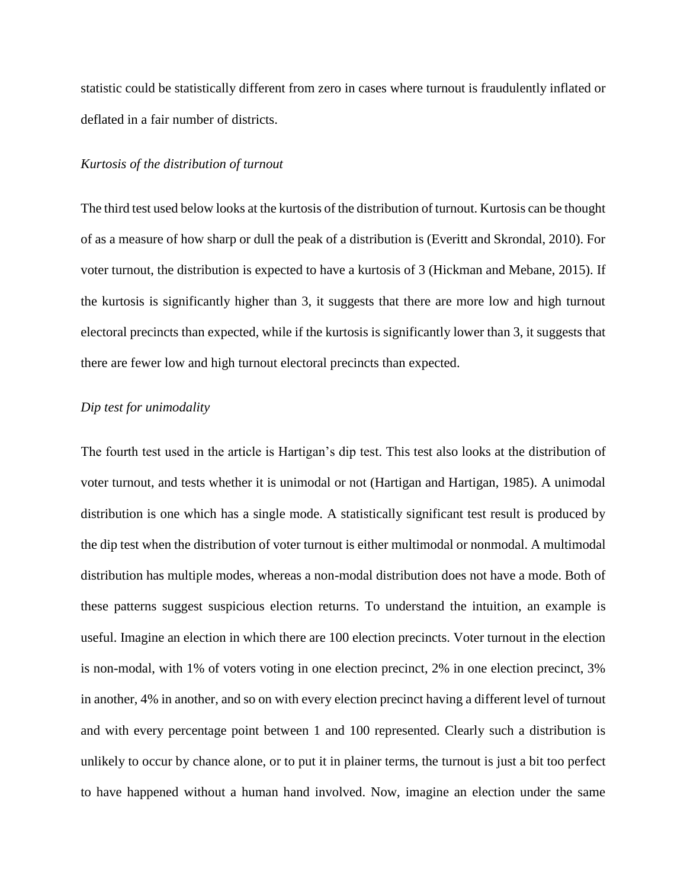statistic could be statistically different from zero in cases where turnout is fraudulently inflated or deflated in a fair number of districts.

*Kurtosis of the distribution of turnout*

The third test used below looks at the kurtosis of the distribution of turnout. Kurtosis can be thought of as a measure of how sharp or dull the peak of a distribution is (Everitt and Skrondal, 2010). For voter turnout, the distribution is expected to have a kurtosis of 3 (Hickman and Mebane, 2015). If the kurtosis is significantly higher than 3, it suggests that there are more low and high turnout electoral precincts than expected, while if the kurtosis is significantly lower than 3, it suggests that there are fewer low and high turnout electoral precincts than expected.

*Dip test for unimodality*

The fourth test used in the article is Hartigan's dip test. This test also looks at the distribution of voter turnout, and tests whether it is unimodal or not (Hartigan and Hartigan, 1985). A unimodal distribution is one which has a single mode. A statistically significant test result is produced by the dip test when the distribution of voter turnout is either multimodal or nonmodal. A multimodal distribution has multiple modes, whereas a non-modal distribution does not have a mode. Both of these patterns suggest suspicious election returns. To understand the intuition, an example is useful. Imagine an election in which there are 100 election precincts. Voter turnout in the election is non-modal, with 1% of voters voting in one election precinct, 2% in one election precinct, 3% in another, 4% in another, and so on with every election precinct having a different level of turnout and with every percentage point between 1 and 100 represented. Clearly such a distribution is unlikely to occur by chance alone, or to put it in plainer terms, the turnout is just a bit too perfect to have happened without a human hand involved. Now, imagine an election under the same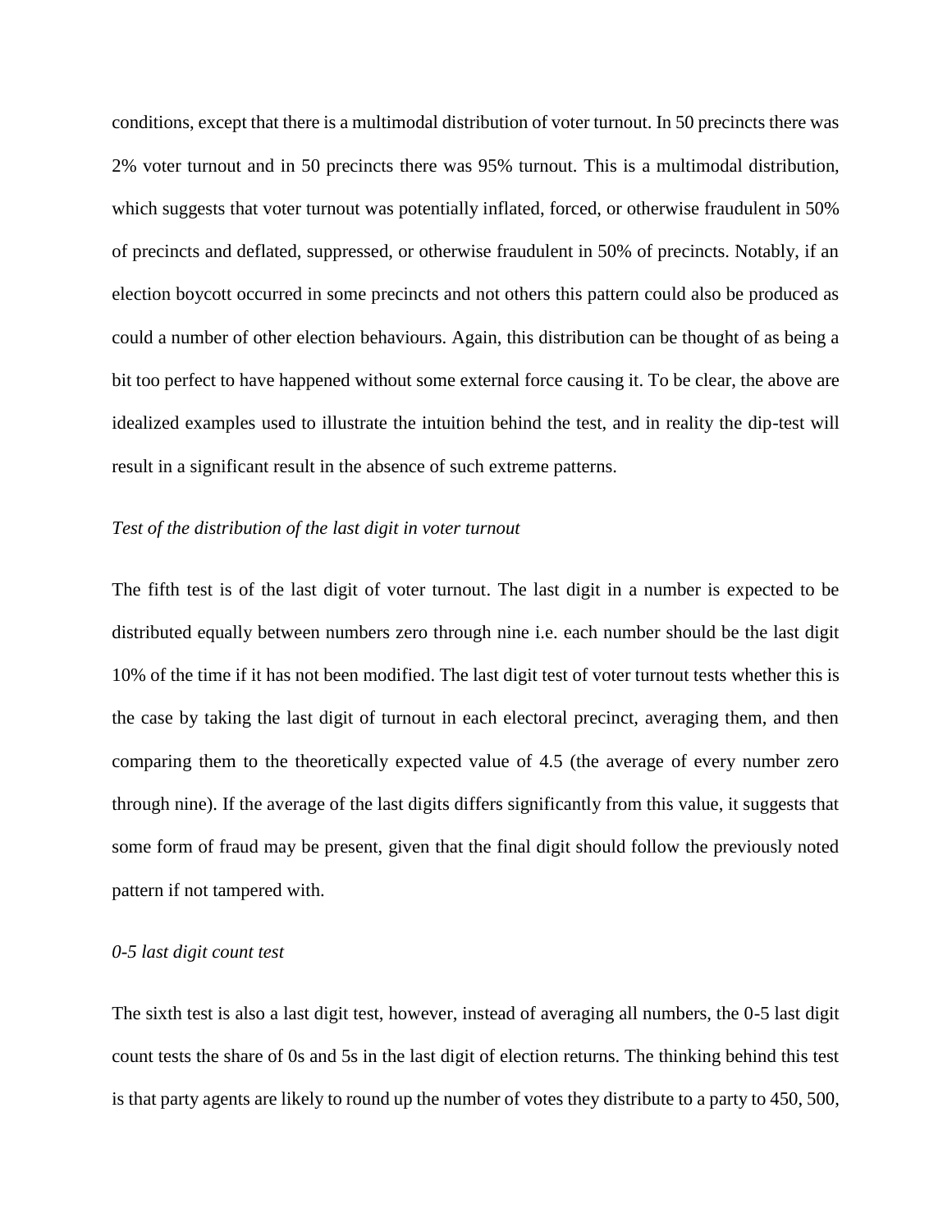conditions, except that there is a multimodal distribution of voter turnout. In 50 precincts there was 2% voter turnout and in 50 precincts there was 95% turnout. This is a multimodal distribution, which suggests that voter turnout was potentially inflated, forced, or otherwise fraudulent in 50% of precincts and deflated, suppressed, or otherwise fraudulent in 50% of precincts. Notably, if an election boycott occurred in some precincts and not others this pattern could also be produced as could a number of other election behaviours. Again, this distribution can be thought of as being a bit too perfect to have happened without some external force causing it. To be clear, the above are idealized examples used to illustrate the intuition behind the test, and in reality the dip-test will result in a significant result in the absence of such extreme patterns.

*Test of the distribution of the last digit in voter turnout*

The fifth test is of the last digit of voter turnout. The last digit in a number is expected to be distributed equally between numbers zero through nine i.e. each number should be the last digit 10% of the time if it has not been modified. The last digit test of voter turnout tests whether this is the case by taking the last digit of turnout in each electoral precinct, averaging them, and then comparing them to the theoretically expected value of 4.5 (the average of every number zero through nine). If the average of the last digits differs significantly from this value, it suggests that some form of fraud may be present, given that the final digit should follow the previously noted pattern if not tampered with.

*0-5 last digit count test*

The sixth test is also a last digit test, however, instead of averaging all numbers, the 0-5 last digit count tests the share of 0s and 5s in the last digit of election returns. The thinking behind this test is that party agents are likely to round up the number of votes they distribute to a party to 450, 500,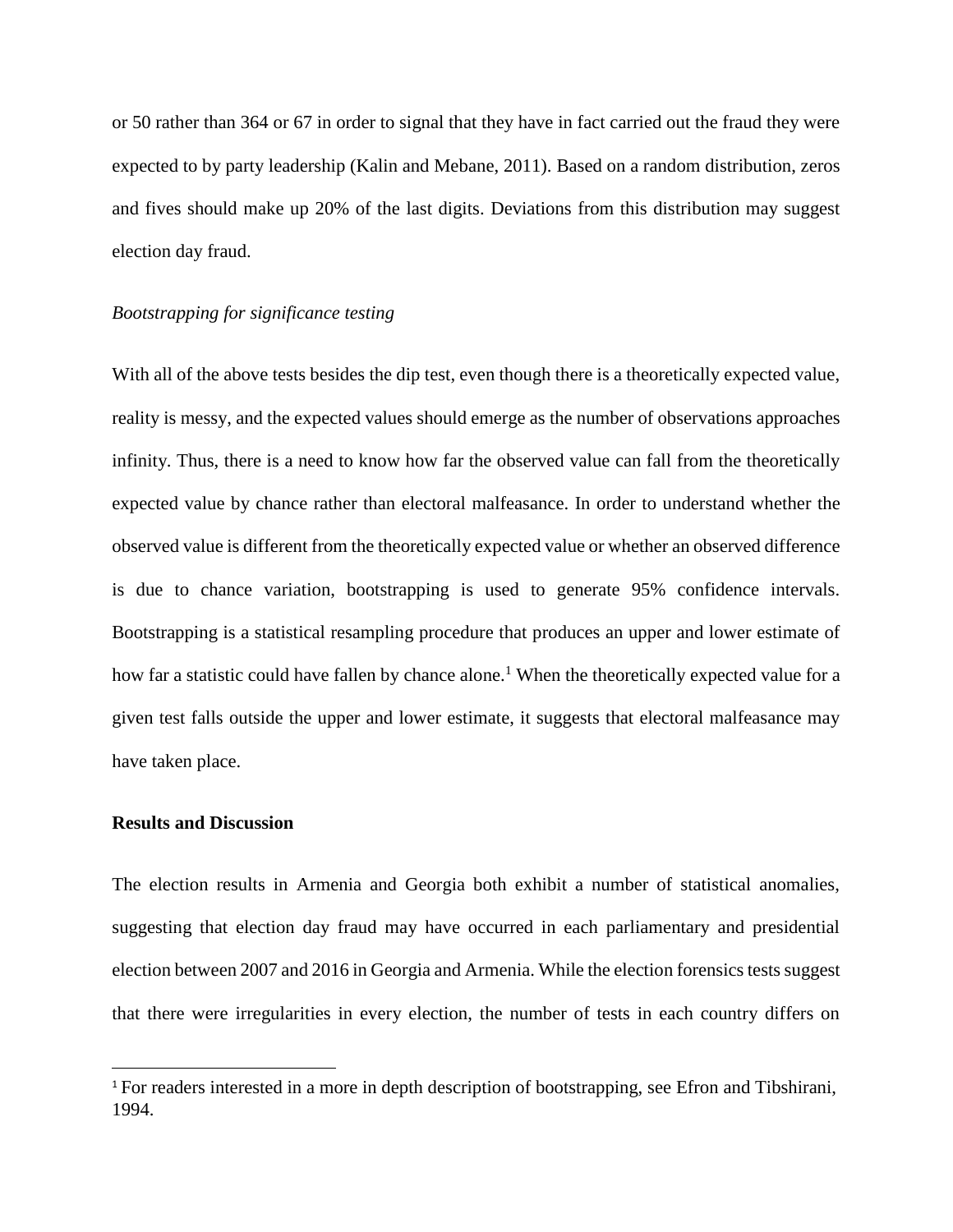or 50 rather than 364 or 67 in order to signal that they have in fact carried out the fraud they were expected to by party leadership (Kalin and Mebane, 2011). Based on a random distribution, zeros and fives should make up 20% of the last digits. Deviations from this distribution may suggest election day fraud.

*Bootstrapping for significance testing*

With all of the above tests besides the dip test, even though there is a theoretically expected value, reality is messy, and the expected values should emerge as the number of observations approaches infinity. Thus, there is a need to know how far the observed value can fall from the theoretically expected value by chance rather than electoral malfeasance. In order to understand whether the observed value is different from the theoretically expected value or whether an observed difference is due to chance variation, bootstrapping is used to generate 95% confidence intervals. Bootstrapping is a statistical resampling procedure that produces an upper and lower estimate of how far a statistic could have fallen by chance alone.[1] When the theoretically expected value for a given test falls outside the upper and lower estimate, it suggests that electoral malfeasance may have taken place.

**Results and Discussion**

The election results in Armenia and Georgia both exhibit a number of statistical anomalies, suggesting that election day fraud may have occurred in each parliamentary and presidential election between 2007 and 2016 in Georgia and Armenia. While the election forensics tests suggest that there were irregularities in every election, the number of tests in each country differs on

[1] For readers interested in a more in depth description of bootstrapping, see Efron and Tibshirani, 1994.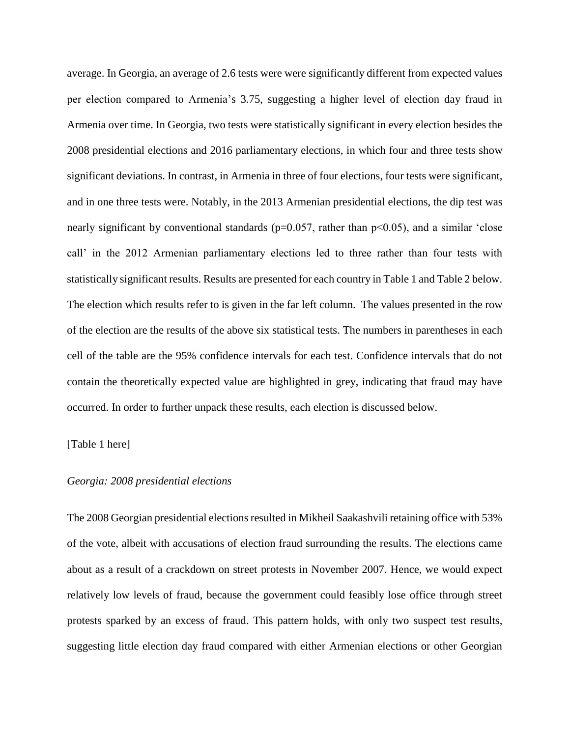average. In Georgia, an average of 2.6 tests were were significantly different from expected values per election compared to Armenia's 3.75, suggesting a higher level of election day fraud in Armenia over time. In Georgia, two tests were statistically significant in every election besides the 2008 presidential elections and 2016 parliamentary elections, in which four and three tests show significant deviations. In contrast, in Armenia in three of four elections, four tests were significant, and in one three tests were. Notably, in the 2013 Armenian presidential elections, the dip test was nearly significant by conventional standards ($p=0.057$, rather than $p<0.05$), and a similar 'close call' in the 2012 Armenian parliamentary elections led to three rather than four tests with statistically significant results. Results are presented for each country in Table 1 and Table 2 below. The election which results refer to is given in the far left column. The values presented in the row of the election are the results of the above six statistical tests. The numbers in parentheses in each cell of the table are the 95% confidence intervals for each test. Confidence intervals that do not contain the theoretically expected value are highlighted in grey, indicating that fraud may have occurred. In order to further unpack these results, each election is discussed below.

[Table 1 here]

*Georgia: 2008 presidential elections*

The 2008 Georgian presidential elections resulted in Mikheil Saakashvili retaining office with 53% of the vote, albeit with accusations of election fraud surrounding the results. The elections came about as a result of a crackdown on street protests in November 2007. Hence, we would expect relatively low levels of fraud, because the government could feasibly lose office through street protests sparked by an excess of fraud. This pattern holds, with only two suspect test results, suggesting little election day fraud compared with either Armenian elections or other Georgian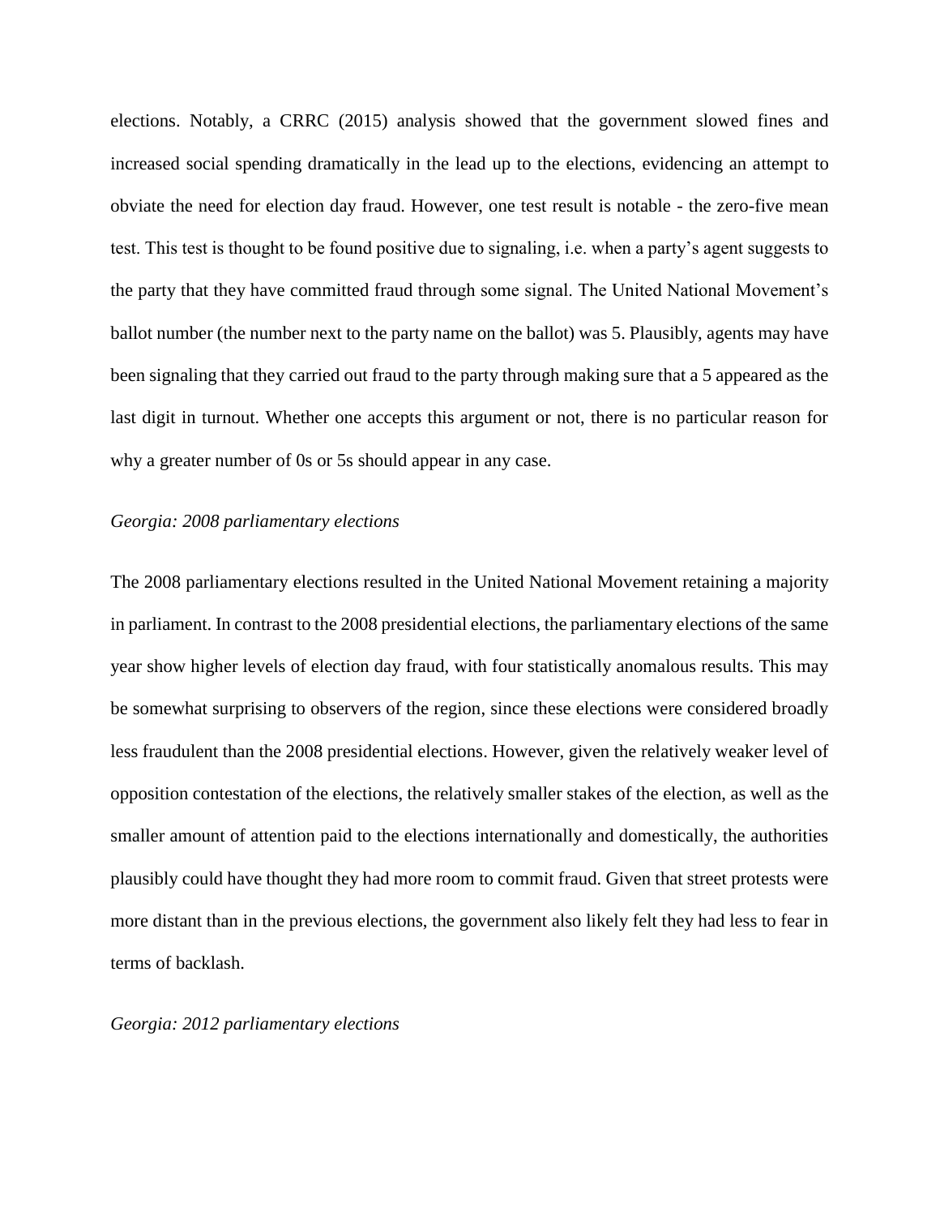elections. Notably, a CRRC (2015) analysis showed that the government slowed fines and increased social spending dramatically in the lead up to the elections, evidencing an attempt to obviate the need for election day fraud. However, one test result is notable - the zero-five mean test. This test is thought to be found positive due to signaling, i.e. when a party's agent suggests to the party that they have committed fraud through some signal. The United National Movement's ballot number (the number next to the party name on the ballot) was 5. Plausibly, agents may have been signaling that they carried out fraud to the party through making sure that a 5 appeared as the last digit in turnout. Whether one accepts this argument or not, there is no particular reason for why a greater number of 0s or 5s should appear in any case.

*Georgia: 2008 parliamentary elections*

The 2008 parliamentary elections resulted in the United National Movement retaining a majority in parliament. In contrast to the 2008 presidential elections, the parliamentary elections of the same year show higher levels of election day fraud, with four statistically anomalous results. This may be somewhat surprising to observers of the region, since these elections were considered broadly less fraudulent than the 2008 presidential elections. However, given the relatively weaker level of opposition contestation of the elections, the relatively smaller stakes of the election, as well as the smaller amount of attention paid to the elections internationally and domestically, the authorities plausibly could have thought they had more room to commit fraud. Given that street protests were more distant than in the previous elections, the government also likely felt they had less to fear in terms of backlash.

*Georgia: 2012 parliamentary elections*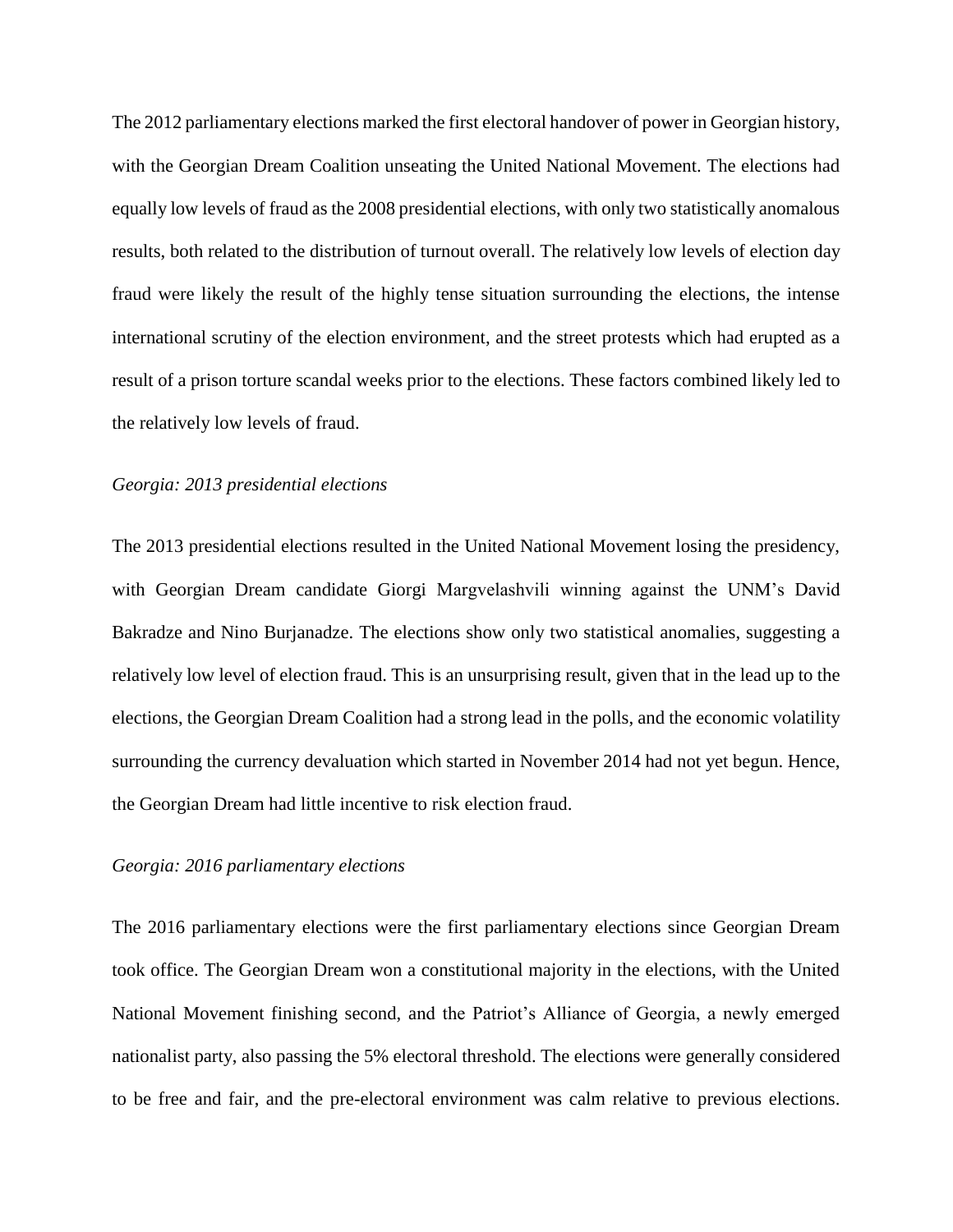The 2012 parliamentary elections marked the first electoral handover of power in Georgian history, with the Georgian Dream Coalition unseating the United National Movement. The elections had equally low levels of fraud as the 2008 presidential elections, with only two statistically anomalous results, both related to the distribution of turnout overall. The relatively low levels of election day fraud were likely the result of the highly tense situation surrounding the elections, the intense international scrutiny of the election environment, and the street protests which had erupted as a result of a prison torture scandal weeks prior to the elections. These factors combined likely led to the relatively low levels of fraud.

*Georgia: 2013 presidential elections*

The 2013 presidential elections resulted in the United National Movement losing the presidency, with Georgian Dream candidate Giorgi Margvelashvili winning against the UNM's David Bakradze and Nino Burjanadze. The elections show only two statistical anomalies, suggesting a relatively low level of election fraud. This is an unsurprising result, given that in the lead up to the elections, the Georgian Dream Coalition had a strong lead in the polls, and the economic volatility surrounding the currency devaluation which started in November 2014 had not yet begun. Hence, the Georgian Dream had little incentive to risk election fraud.

*Georgia: 2016 parliamentary elections*

The 2016 parliamentary elections were the first parliamentary elections since Georgian Dream took office. The Georgian Dream won a constitutional majority in the elections, with the United National Movement finishing second, and the Patriot's Alliance of Georgia, a newly emerged nationalist party, also passing the 5% electoral threshold. The elections were generally considered to be free and fair, and the pre-electoral environment was calm relative to previous elections.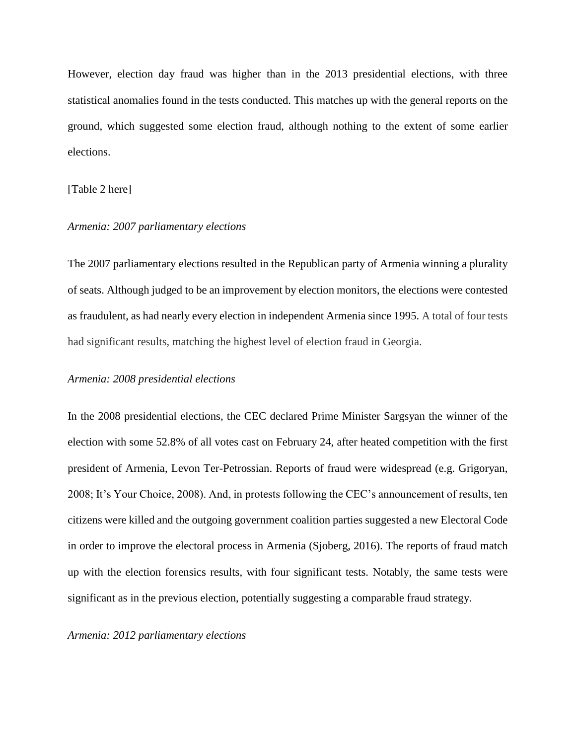However, election day fraud was higher than in the 2013 presidential elections, with three statistical anomalies found in the tests conducted. This matches up with the general reports on the ground, which suggested some election fraud, although nothing to the extent of some earlier elections.

[Table 2 here]

*Armenia: 2007 parliamentary elections*

The 2007 parliamentary elections resulted in the Republican party of Armenia winning a plurality of seats. Although judged to be an improvement by election monitors, the elections were contested as fraudulent, as had nearly every election in independent Armenia since 1995. A total of four tests had significant results, matching the highest level of election fraud in Georgia.

*Armenia: 2008 presidential elections*

In the 2008 presidential elections, the CEC declared Prime Minister Sargsyan the winner of the election with some 52.8% of all votes cast on February 24, after heated competition with the first president of Armenia, Levon Ter-Petrossian. Reports of fraud were widespread (e.g. Grigoryan, 2008; It's Your Choice, 2008). And, in protests following the CEC's announcement of results, ten citizens were killed and the outgoing government coalition parties suggested a new Electoral Code in order to improve the electoral process in Armenia (Sjoberg, 2016). The reports of fraud match up with the election forensics results, with four significant tests. Notably, the same tests were significant as in the previous election, potentially suggesting a comparable fraud strategy.

*Armenia: 2012 parliamentary elections*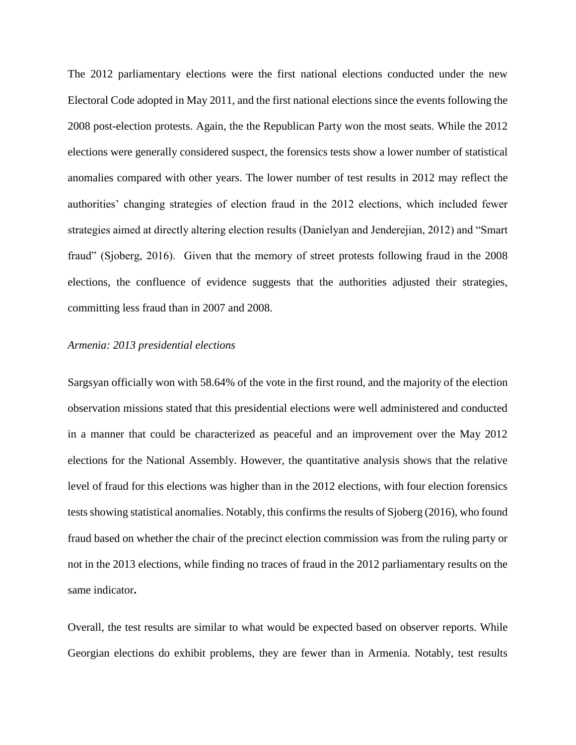The 2012 parliamentary elections were the first national elections conducted under the new Electoral Code adopted in May 2011, and the first national elections since the events following the 2008 post-election protests. Again, the the Republican Party won the most seats. While the 2012 elections were generally considered suspect, the forensics tests show a lower number of statistical anomalies compared with other years. The lower number of test results in 2012 may reflect the authorities' changing strategies of election fraud in the 2012 elections, which included fewer strategies aimed at directly altering election results (Danielyan and Jenderejian, 2012) and "Smart fraud" (Sjoberg, 2016). Given that the memory of street protests following fraud in the 2008 elections, the confluence of evidence suggests that the authorities adjusted their strategies, committing less fraud than in 2007 and 2008.

*Armenia: 2013 presidential elections*

Sargsyan officially won with 58.64% of the vote in the first round, and the majority of the election observation missions stated that this presidential elections were well administered and conducted in a manner that could be characterized as peaceful and an improvement over the May 2012 elections for the National Assembly. However, the quantitative analysis shows that the relative level of fraud for this elections was higher than in the 2012 elections, with four election forensics tests showing statistical anomalies. Notably, this confirms the results of Sjoberg (2016), who found fraud based on whether the chair of the precinct election commission was from the ruling party or not in the 2013 elections, while finding no traces of fraud in the 2012 parliamentary results on the same indicator**.**

Overall, the test results are similar to what would be expected based on observer reports. While Georgian elections do exhibit problems, they are fewer than in Armenia. Notably, test results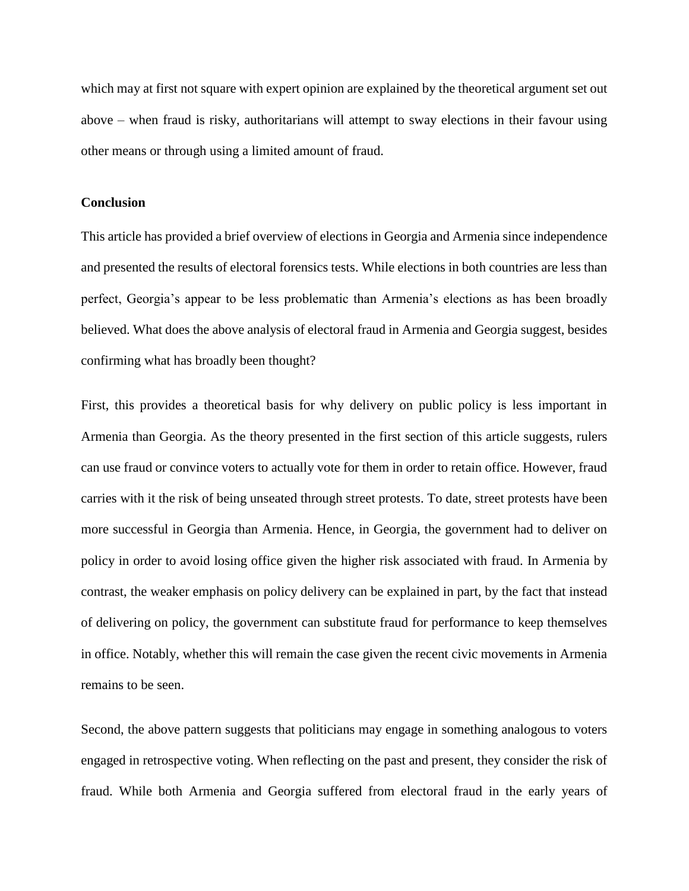which may at first not square with expert opinion are explained by the theoretical argument set out above – when fraud is risky, authoritarians will attempt to sway elections in their favour using other means or through using a limited amount of fraud.

## Conclusion

This article has provided a brief overview of elections in Georgia and Armenia since independence and presented the results of electoral forensics tests. While elections in both countries are less than perfect, Georgia's appear to be less problematic than Armenia's elections as has been broadly believed. What does the above analysis of electoral fraud in Armenia and Georgia suggest, besides confirming what has broadly been thought?

First, this provides a theoretical basis for why delivery on public policy is less important in Armenia than Georgia. As the theory presented in the first section of this article suggests, rulers can use fraud or convince voters to actually vote for them in order to retain office. However, fraud carries with it the risk of being unseated through street protests. To date, street protests have been more successful in Georgia than Armenia. Hence, in Georgia, the government had to deliver on policy in order to avoid losing office given the higher risk associated with fraud. In Armenia by contrast, the weaker emphasis on policy delivery can be explained in part, by the fact that instead of delivering on policy, the government can substitute fraud for performance to keep themselves in office. Notably, whether this will remain the case given the recent civic movements in Armenia remains to be seen.

Second, the above pattern suggests that politicians may engage in something analogous to voters engaged in retrospective voting. When reflecting on the past and present, they consider the risk of fraud. While both Armenia and Georgia suffered from electoral fraud in the early years of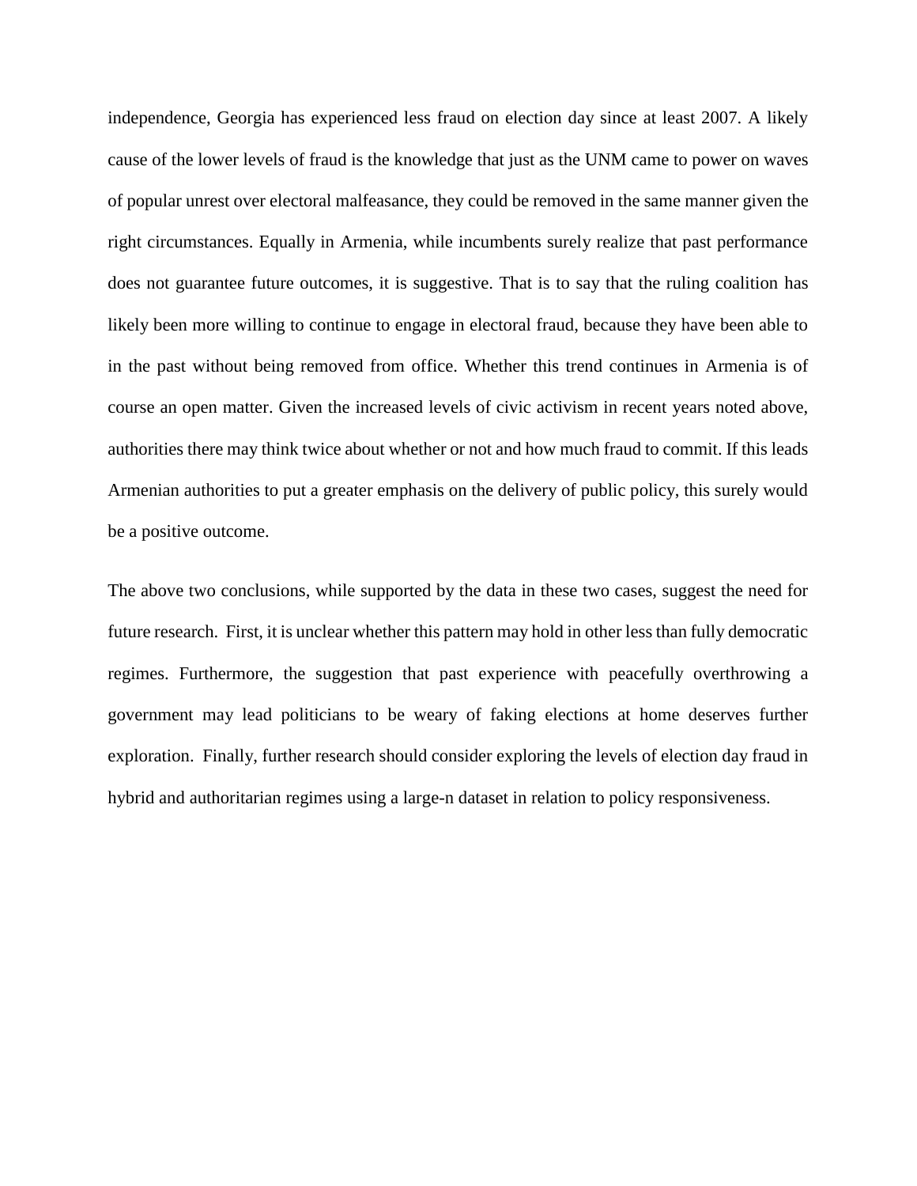independence, Georgia has experienced less fraud on election day since at least 2007. A likely cause of the lower levels of fraud is the knowledge that just as the UNM came to power on waves of popular unrest over electoral malfeasance, they could be removed in the same manner given the right circumstances. Equally in Armenia, while incumbents surely realize that past performance does not guarantee future outcomes, it is suggestive. That is to say that the ruling coalition has likely been more willing to continue to engage in electoral fraud, because they have been able to in the past without being removed from office. Whether this trend continues in Armenia is of course an open matter. Given the increased levels of civic activism in recent years noted above, authorities there may think twice about whether or not and how much fraud to commit. If this leads Armenian authorities to put a greater emphasis on the delivery of public policy, this surely would be a positive outcome.

The above two conclusions, while supported by the data in these two cases, suggest the need for future research. First, it is unclear whether this pattern may hold in other less than fully democratic regimes. Furthermore, the suggestion that past experience with peacefully overthrowing a government may lead politicians to be weary of faking elections at home deserves further exploration. Finally, further research should consider exploring the levels of election day fraud in hybrid and authoritarian regimes using a large-n dataset in relation to policy responsiveness.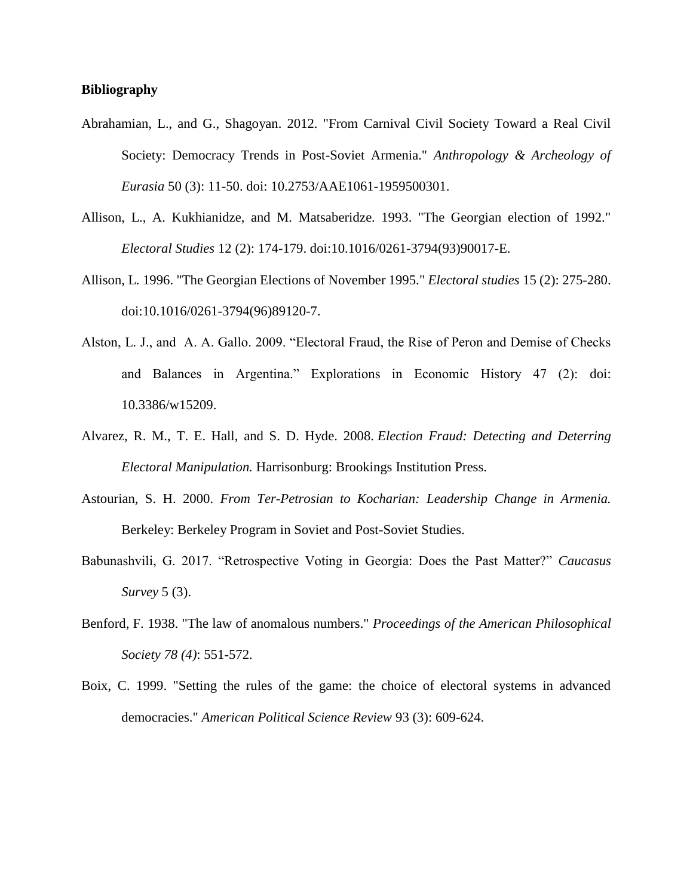**Bibliography**

Abrahamian, L., and G., Shagoyan. 2012. "From Carnival Civil Society Toward a Real Civil Society: Democracy Trends in Post-Soviet Armenia." *Anthropology & Archeology of Eurasia* 50 (3): 11-50. doi: 10.2753/AAE1061-1959500301.

Allison, L., A. Kukhianidze, and M. Matsaberidze. 1993. "The Georgian election of 1992." *Electoral Studies* 12 (2): 174-179. doi:10.1016/0261-3794(93)90017-E.

Allison, L. 1996. "The Georgian Elections of November 1995." *Electoral studies* 15 (2): 275-280. doi:10.1016/0261-3794(96)89120-7.

Alston, L. J., and A. A. Gallo. 2009. "Electoral Fraud, the Rise of Peron and Demise of Checks and Balances in Argentina." Explorations in Economic History 47 (2): doi: 10.3386/w15209.

Alvarez, R. M., T. E. Hall, and S. D. Hyde. 2008. *Election Fraud: Detecting and Deterring Electoral Manipulation.* Harrisonburg: Brookings Institution Press.

Astourian, S. H. 2000. *From Ter-Petrosian to Kocharian: Leadership Change in Armenia.* Berkeley: Berkeley Program in Soviet and Post-Soviet Studies.

Babunashvili, G. 2017. "Retrospective Voting in Georgia: Does the Past Matter?" *Caucasus Survey* 5 (3).

Benford, F. 1938. "The law of anomalous numbers." *Proceedings of the American Philosophical Society 78 (4)*: 551-572.

Boix, C. 1999. "Setting the rules of the game: the choice of electoral systems in advanced democracies." *American Political Science Review* 93 (3): 609-624.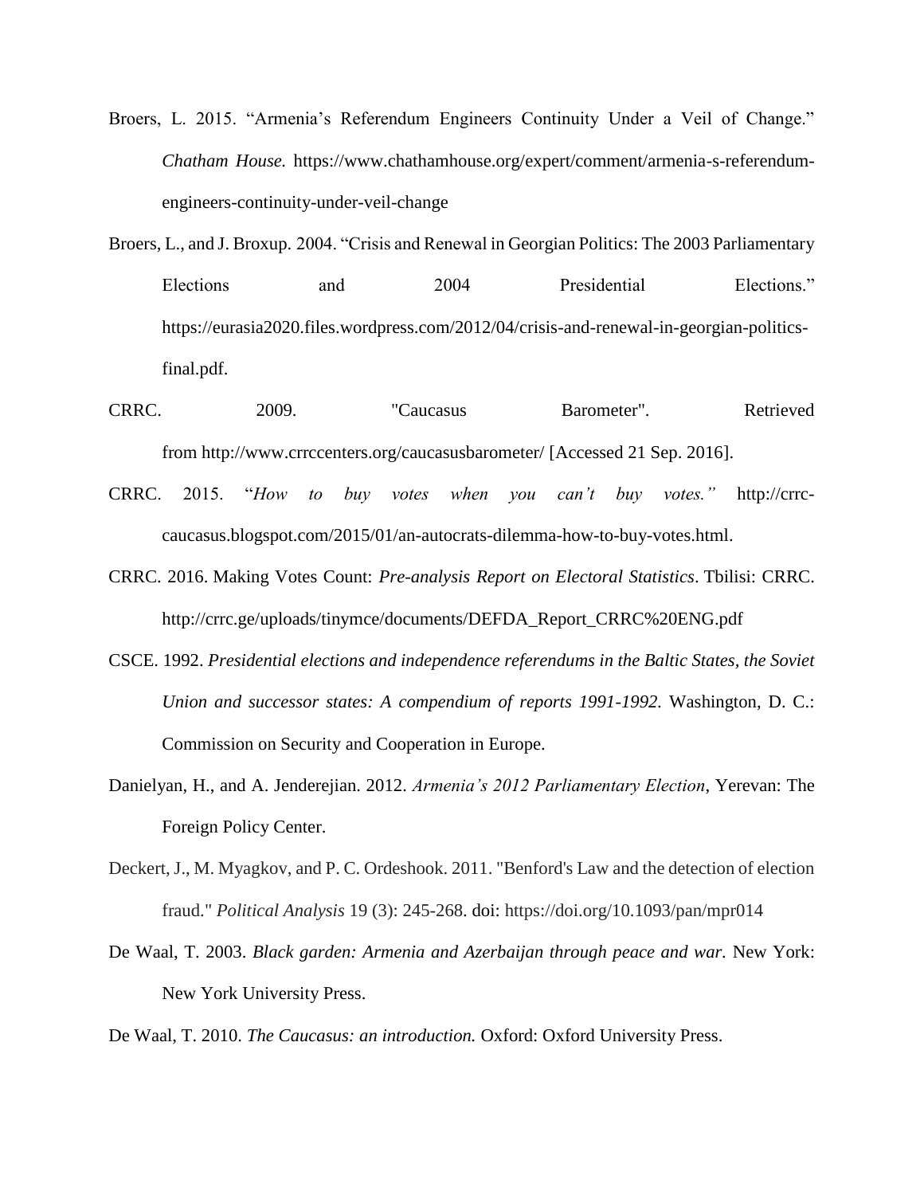Broers, L. 2015. "Armenia's Referendum Engineers Continuity Under a Veil of Change." *Chatham House.* https://www.chathamhouse.org/expert/comment/armenia-s-referendum-engineers-continuity-under-veil-change

Broers, L., and J. Broxup. 2004. "Crisis and Renewal in Georgian Politics: The 2003 Parliamentary Elections and 2004 Presidential Elections." https://eurasia2020.files.wordpress.com/2012/04/crisis-and-renewal-in-georgian-politics-final.pdf.

CRRC. 2009. "Caucasus Barometer". Retrieved from http://www.crrccenters.org/caucasusbarometer/ [Accessed 21 Sep. 2016].

CRRC. 2015. "*How to buy votes when you can't buy votes.*" http://crrc-caucasus.blogspot.com/2015/01/an-autocrats-dilemma-how-to-buy-votes.html.

CRRC. 2016. Making Votes Count: *Pre-analysis Report on Electoral Statistics*. Tbilisi: CRRC. http://crrc.ge/uploads/tinymce/documents/DEFDA_Report_CRRC%20ENG.pdf

CSCE. 1992. *Presidential elections and independence referendums in the Baltic States, the Soviet Union and successor states: A compendium of reports 1991-1992.* Washington, D. C.: Commission on Security and Cooperation in Europe.

Danielyan, H., and A. Jenderejian. 2012. *Armenia's 2012 Parliamentary Election*, Yerevan: The Foreign Policy Center.

Deckert, J., M. Myagkov, and P. C. Ordeshook. 2011. "Benford's Law and the detection of election fraud." *Political Analysis* 19 (3): 245-268. doi: https://doi.org/10.1093/pan/mpr014

De Waal, T. 2003. *Black garden: Armenia and Azerbaijan through peace and war.* New York: New York University Press.

De Waal, T. 2010. *The Caucasus: an introduction.* Oxford: Oxford University Press.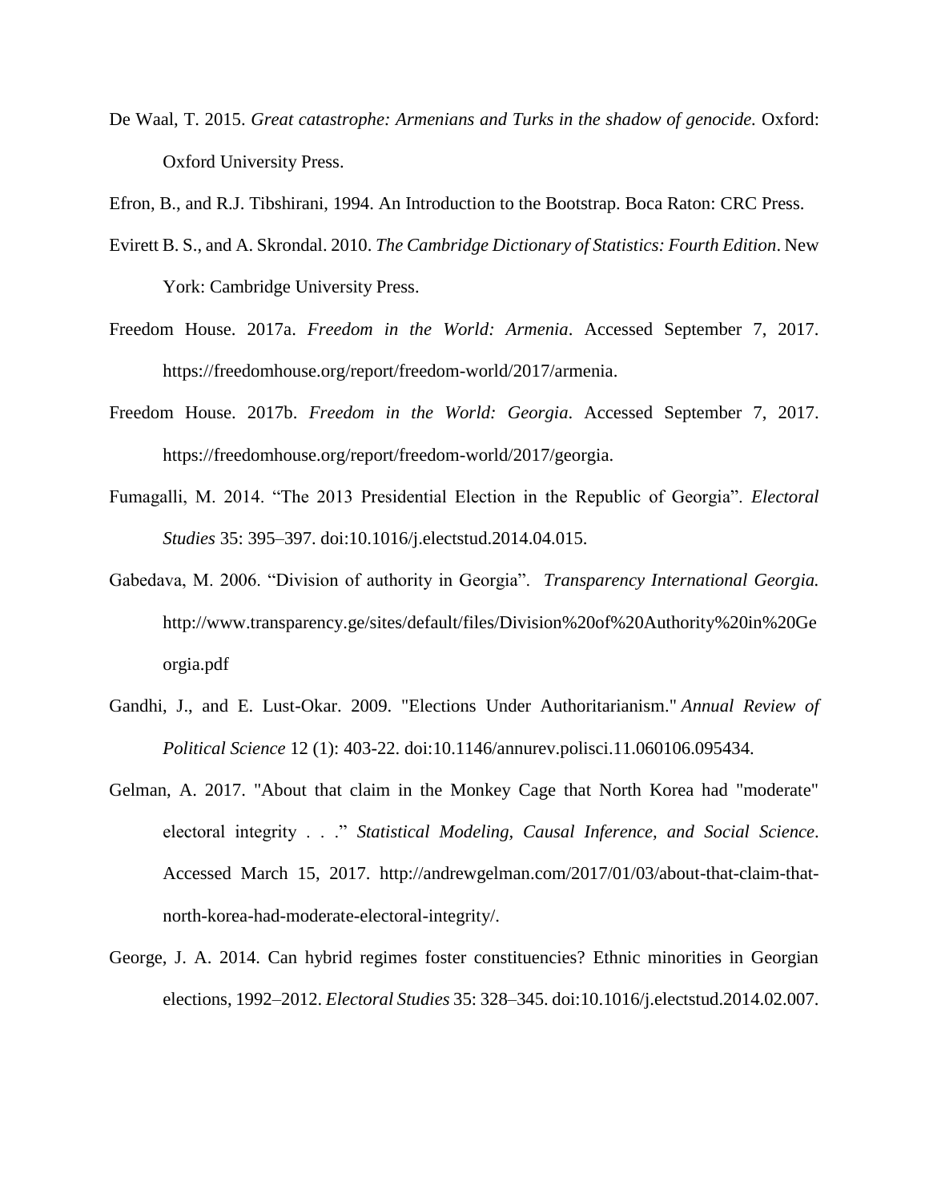De Waal, T. 2015. *Great catastrophe: Armenians and Turks in the shadow of genocide.* Oxford: Oxford University Press.

Efron, B., and R.J. Tibshirani, 1994. An Introduction to the Bootstrap. Boca Raton: CRC Press.

Evirett B. S., and A. Skrondal. 2010. *The Cambridge Dictionary of Statistics: Fourth Edition*. New York: Cambridge University Press.

Freedom House. 2017a. *Freedom in the World: Armenia*. Accessed September 7, 2017. https://freedomhouse.org/report/freedom-world/2017/armenia.

Freedom House. 2017b. *Freedom in the World: Georgia*. Accessed September 7, 2017. https://freedomhouse.org/report/freedom-world/2017/georgia.

Fumagalli, M. 2014. "The 2013 Presidential Election in the Republic of Georgia". *Electoral Studies* 35: 395–397. doi:10.1016/j.electstud.2014.04.015.

Gabedava, M. 2006. "Division of authority in Georgia". *Transparency International Georgia.* http://www.transparency.ge/sites/default/files/Division%20of%20Authority%20in%20Georgia.pdf

Gandhi, J., and E. Lust-Okar. 2009. "Elections Under Authoritarianism." *Annual Review of Political Science* 12 (1): 403-22. doi:10.1146/annurev.polisci.11.060106.095434.

Gelman, A. 2017. "About that claim in the Monkey Cage that North Korea had "moderate" electoral integrity . . ." *Statistical Modeling, Causal Inference, and Social Science*. Accessed March 15, 2017. http://andrewgelman.com/2017/01/03/about-that-claim-that-north-korea-had-moderate-electoral-integrity/.

George, J. A. 2014. Can hybrid regimes foster constituencies? Ethnic minorities in Georgian elections, 1992–2012. *Electoral Studies* 35: 328–345. doi:10.1016/j.electstud.2014.02.007.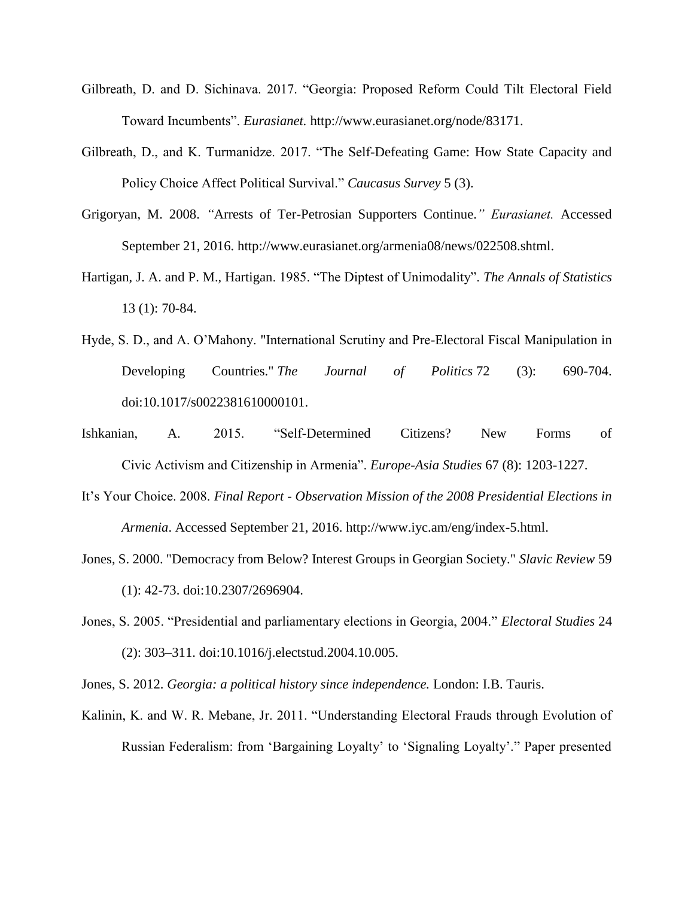Gilbreath, D. and D. Sichinava. 2017. "Georgia: Proposed Reform Could Tilt Electoral Field Toward Incumbents". *Eurasianet.* http://www.eurasianet.org/node/83171.

Gilbreath, D., and K. Turmanidze. 2017. "The Self-Defeating Game: How State Capacity and Policy Choice Affect Political Survival." *Caucasus Survey* 5 (3).

Grigoryan, M. 2008. *"*Arrests of Ter-Petrosian Supporters Continue.*" Eurasianet.* Accessed September 21, 2016. http://www.eurasianet.org/armenia08/news/022508.shtml.

Hartigan, J. A. and P. M., Hartigan. 1985. "The Diptest of Unimodality". *The Annals of Statistics* 13 (1): 70-84.

Hyde, S. D., and A. O'Mahony. "International Scrutiny and Pre-Electoral Fiscal Manipulation in Developing Countries." *The Journal of Politics* 72 (3): 690-704. doi:10.1017/s0022381610000101.

Ishkanian, A. 2015. "Self-Determined Citizens? New Forms of Civic Activism and Citizenship in Armenia". *Europe-Asia Studies* 67 (8): 1203-1227.

It's Your Choice. 2008. *Final Report - Observation Mission of the 2008 Presidential Elections in Armenia*. Accessed September 21, 2016. http://www.iyc.am/eng/index-5.html.

Jones, S. 2000. "Democracy from Below? Interest Groups in Georgian Society." *Slavic Review* 59 (1): 42-73. doi:10.2307/2696904.

Jones, S. 2005. "Presidential and parliamentary elections in Georgia, 2004." *Electoral Studies* 24 (2): 303–311. doi:10.1016/j.electstud.2004.10.005.

Jones, S. 2012. *Georgia: a political history since independence.* London: I.B. Tauris.

Kalinin, K. and W. R. Mebane, Jr. 2011. "Understanding Electoral Frauds through Evolution of Russian Federalism: from 'Bargaining Loyalty' to 'Signaling Loyalty'." Paper presented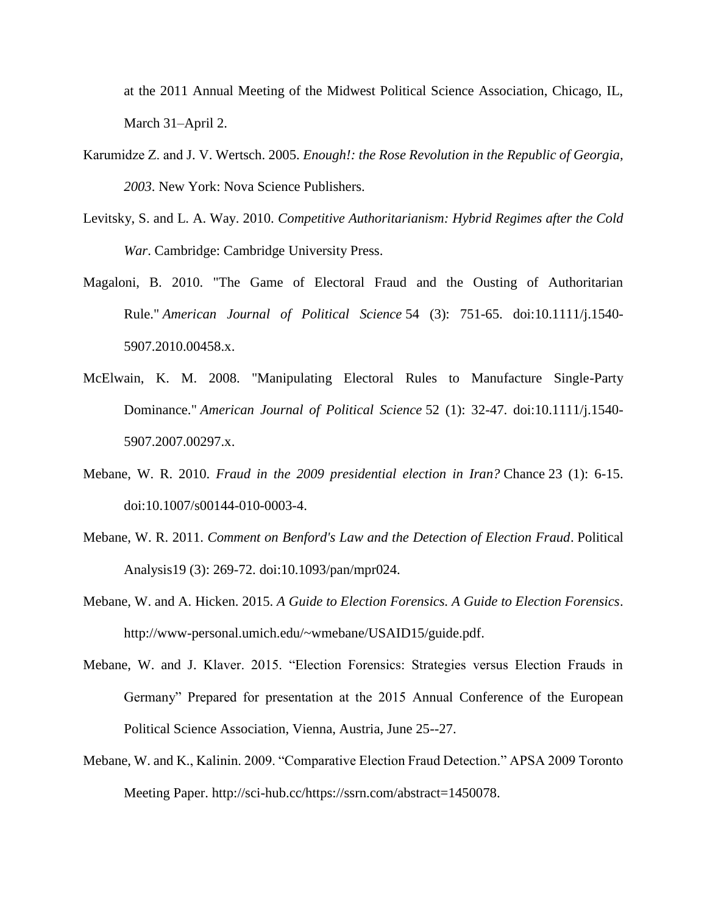at the 2011 Annual Meeting of the Midwest Political Science Association, Chicago, IL, March 31–April 2.

Karumidze Z. and J. V. Wertsch. 2005. *Enough!: the Rose Revolution in the Republic of Georgia, 2003*. New York: Nova Science Publishers.

Levitsky, S. and L. A. Way. 2010. *Competitive Authoritarianism: Hybrid Regimes after the Cold War*. Cambridge: Cambridge University Press.

Magaloni, B. 2010. "The Game of Electoral Fraud and the Ousting of Authoritarian Rule." *American Journal of Political Science* 54 (3): 751-65. doi:10.1111/j.1540-5907.2010.00458.x.

McElwain, K. M. 2008. "Manipulating Electoral Rules to Manufacture Single-Party Dominance." *American Journal of Political Science* 52 (1): 32-47. doi:10.1111/j.1540-5907.2007.00297.x.

Mebane, W. R. 2010. *Fraud in the 2009 presidential election in Iran?* Chance 23 (1): 6-15. doi:10.1007/s00144-010-0003-4.

Mebane, W. R. 2011. *Comment on Benford's Law and the Detection of Election Fraud*. Political Analysis19 (3): 269-72. doi:10.1093/pan/mpr024.

Mebane, W. and A. Hicken. 2015. *A Guide to Election Forensics. A Guide to Election Forensics*. http://www-personal.umich.edu/~wmebane/USAID15/guide.pdf.

Mebane, W. and J. Klaver. 2015. "Election Forensics: Strategies versus Election Frauds in Germany" Prepared for presentation at the 2015 Annual Conference of the European Political Science Association, Vienna, Austria, June 25--27.

Mebane, W. and K., Kalinin. 2009. "Comparative Election Fraud Detection." APSA 2009 Toronto Meeting Paper. http://sci-hub.cc/https://ssrn.com/abstract=1450078.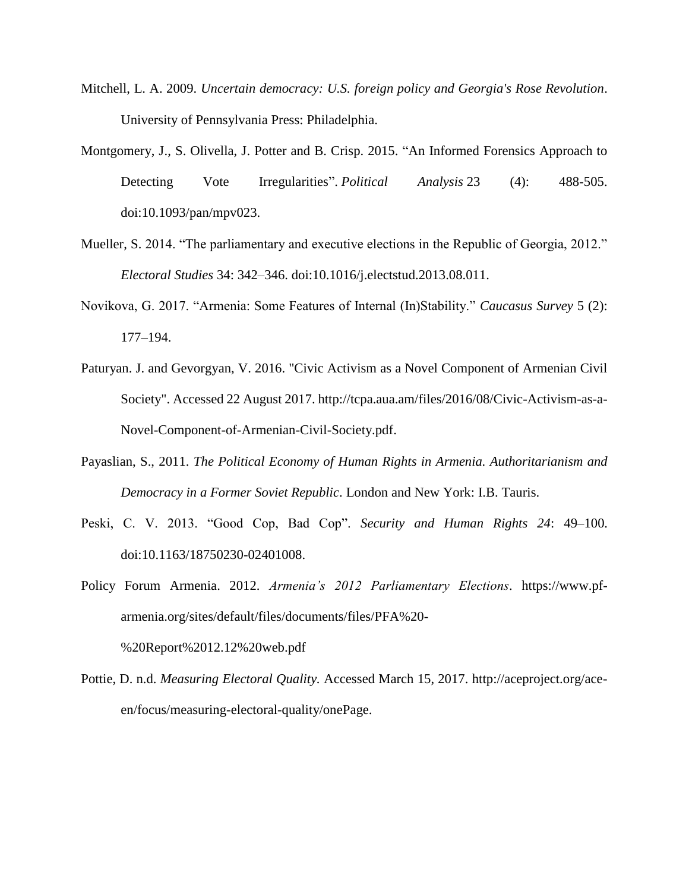Mitchell, L. A. 2009. *Uncertain democracy: U.S. foreign policy and Georgia's Rose Revolution*. University of Pennsylvania Press: Philadelphia.

Montgomery, J., S. Olivella, J. Potter and B. Crisp. 2015. "An Informed Forensics Approach to Detecting Vote Irregularities". *Political Analysis* 23 (4): 488-505. doi:10.1093/pan/mpv023.

Mueller, S. 2014. "The parliamentary and executive elections in the Republic of Georgia, 2012." *Electoral Studies* 34: 342–346. doi:10.1016/j.electstud.2013.08.011.

Novikova, G. 2017. "Armenia: Some Features of Internal (In)Stability." *Caucasus Survey* 5 (2): 177–194.

Paturyan. J. and Gevorgyan, V. 2016. "Civic Activism as a Novel Component of Armenian Civil Society". Accessed 22 August 2017. http://tcpa.aua.am/files/2016/08/Civic-Activism-as-a-Novel-Component-of-Armenian-Civil-Society.pdf.

Payaslian, S., 2011. *The Political Economy of Human Rights in Armenia. Authoritarianism and Democracy in a Former Soviet Republic*. London and New York: I.B. Tauris.

Peski, C. V. 2013. "Good Cop, Bad Cop". *Security and Human Rights 24*: 49–100. doi:10.1163/18750230-02401008.

Policy Forum Armenia. 2012. *Armenia's 2012 Parliamentary Elections*. https://www.pf-armenia.org/sites/default/files/documents/files/PFA%20-%20Report%2012.12%20web.pdf

Pottie, D. n.d. *Measuring Electoral Quality.* Accessed March 15, 2017. http://aceproject.org/ace-en/focus/measuring-electoral-quality/onePage.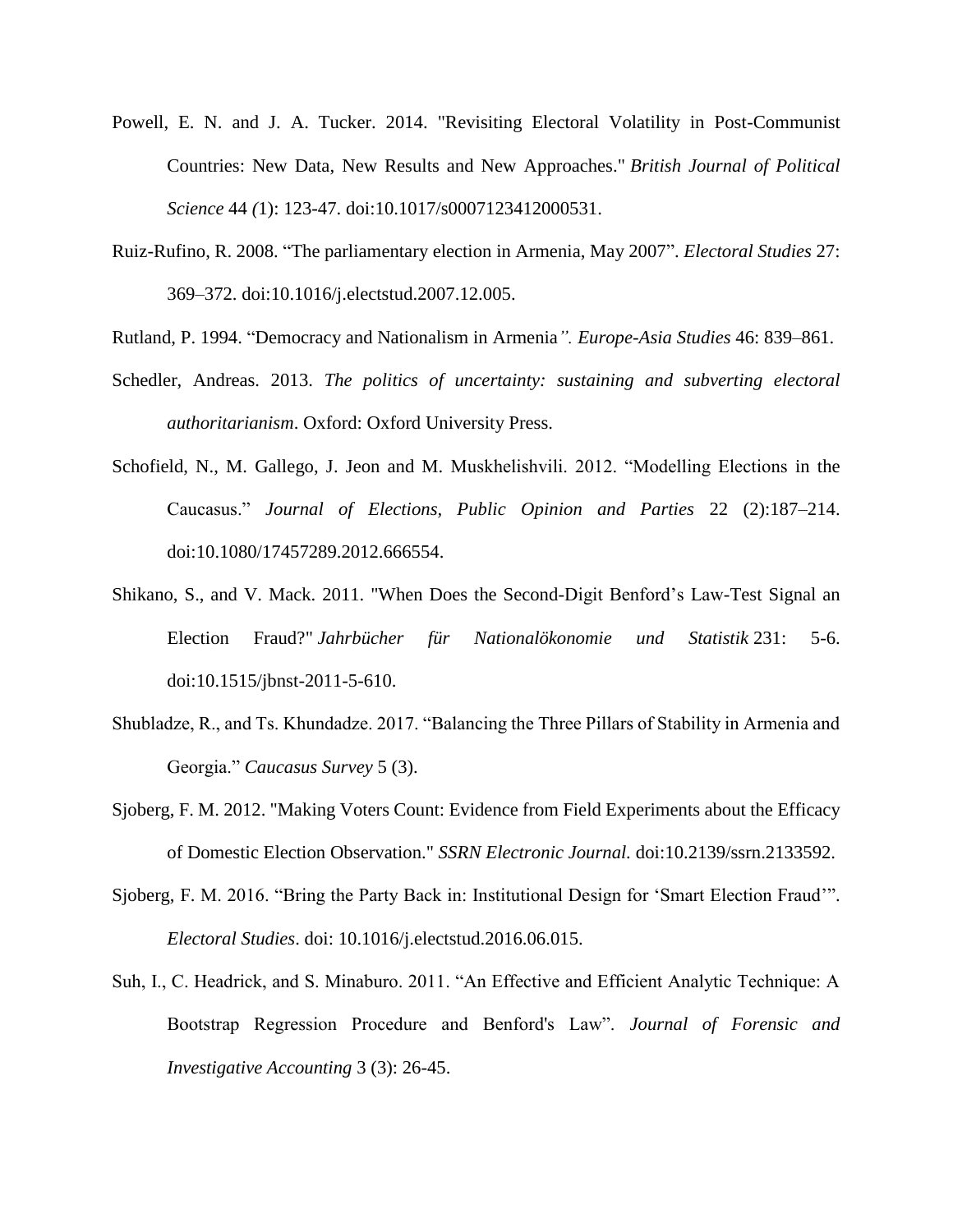Powell, E. N. and J. A. Tucker. 2014. "Revisiting Electoral Volatility in Post-Communist Countries: New Data, New Results and New Approaches." *British Journal of Political Science* 44 *(*1): 123-47. doi:10.1017/s0007123412000531.

Ruiz-Rufino, R. 2008. “The parliamentary election in Armenia, May 2007”. *Electoral Studies* 27: 369–372. doi:10.1016/j.electstud.2007.12.005.

Rutland, P. 1994. “Democracy and Nationalism in Armenia*”. Europe-Asia Studies* 46: 839–861.

Schedler, Andreas. 2013. *The politics of uncertainty: sustaining and subverting electoral authoritarianism*. Oxford: Oxford University Press.

Schofield, N., M. Gallego, J. Jeon and M. Muskhelishvili. 2012. “Modelling Elections in the Caucasus.” *Journal of Elections, Public Opinion and Parties* 22 (2):187–214. doi:10.1080/17457289.2012.666554.

Shikano, S., and V. Mack. 2011. "When Does the Second-Digit Benford’s Law-Test Signal an Election Fraud?" *Jahrbücher für Nationalökonomie und Statistik* 231: 5-6. doi:10.1515/jbnst-2011-5-610.

Shubladze, R., and Ts. Khundadze. 2017. “Balancing the Three Pillars of Stability in Armenia and Georgia.” *Caucasus Survey* 5 (3).

Sjoberg, F. M. 2012. "Making Voters Count: Evidence from Field Experiments about the Efficacy of Domestic Election Observation." *SSRN Electronic Journal*. doi:10.2139/ssrn.2133592.

Sjoberg, F. M. 2016. “Bring the Party Back in: Institutional Design for ‘Smart Election Fraud’”. *Electoral Studies*. doi: 10.1016/j.electstud.2016.06.015.

Suh, I., C. Headrick, and S. Minaburo. 2011. “An Effective and Efficient Analytic Technique: A Bootstrap Regression Procedure and Benford's Law”. *Journal of Forensic and Investigative Accounting* 3 (3): 26-45.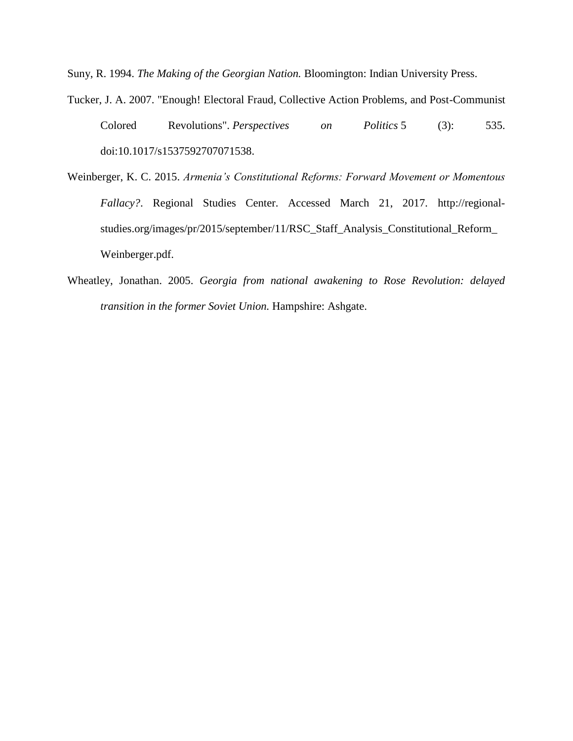Suny, R. 1994. *The Making of the Georgian Nation.* Bloomington: Indian University Press.

Tucker, J. A. 2007. "Enough! Electoral Fraud, Collective Action Problems, and Post-Communist Colored Revolutions". *Perspectives on Politics* 5 (3): 535. doi:10.1017/s1537592707071538.

Weinberger, K. C. 2015. *Armenia's Constitutional Reforms: Forward Movement or Momentous Fallacy?*. Regional Studies Center. Accessed March 21, 2017. http://regional-studies.org/images/pr/2015/september/11/RSC_Staff_Analysis_Constitutional_Reform_Weinberger.pdf.

Wheatley, Jonathan. 2005. *Georgia from national awakening to Rose Revolution: delayed transition in the former Soviet Union.* Hampshire: Ashgate.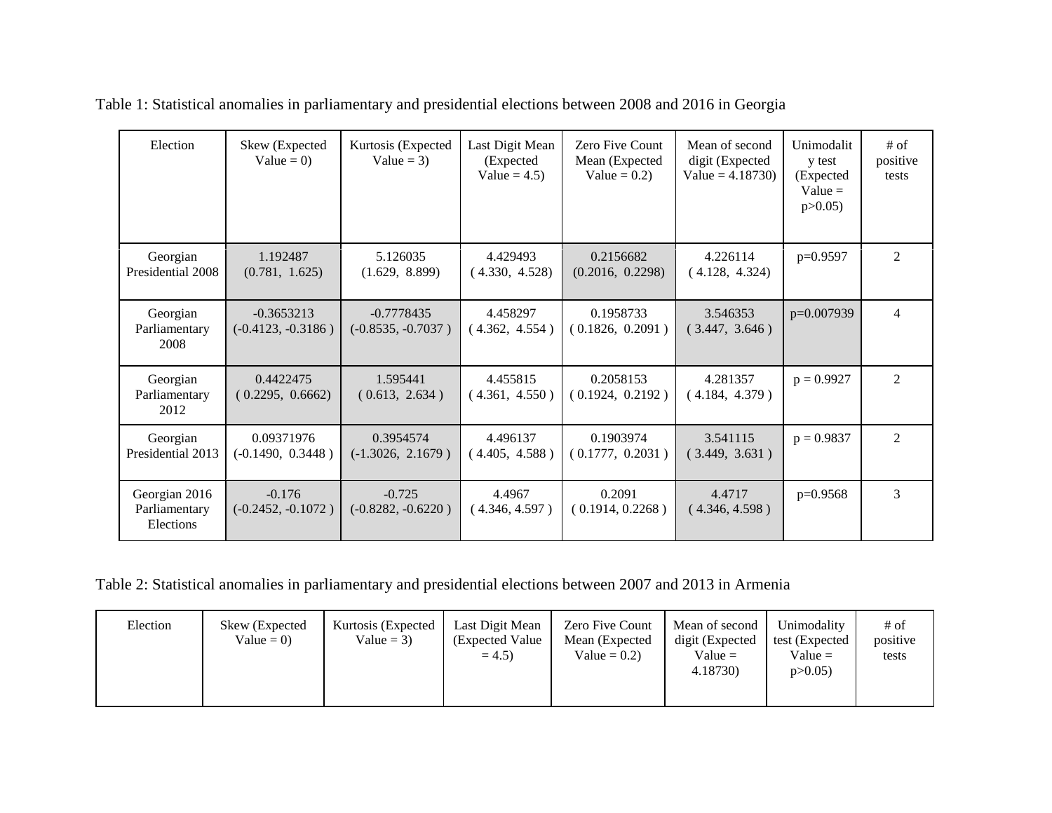Table 1: Statistical anomalies in parliamentary and presidential elections between 2008 and 2016 in Georgia

| Election | Skew (Expected Value = 0) | Kurtosis (Expected Value = 3) | Last Digit Mean (Expected Value = 4.5) | Zero Five Count Mean (Expected Value = 0.2) | Mean of second digit (Expected Value = 4.18730) | Unimodality test (Expected Value = p>0.05) | # of positive tests |
|---|---|---|---|---|---|---|---|
| Georgian Presidential 2008 | 1.192487 (0.781, 1.625) | 5.126035 (1.629, 8.899) | 4.429493 ( 4.330, 4.528) | 0.2156682 (0.2016, 0.2298) | 4.226114 ( 4.128, 4.324) | p=0.9597 | 2 |
| Georgian Parliamentary 2008 | -0.3653213 (-0.4123, -0.3186 ) | -0.7778435 (-0.8535, -0.7037 ) | 4.458297 ( 4.362, 4.554 ) | 0.1958733 ( 0.1826, 0.2091 ) | 3.546353 ( 3.447, 3.646 ) | p=0.007939 | 4 |
| Georgian Parliamentary 2012 | 0.4422475 ( 0.2295, 0.6662) | 1.595441 ( 0.613, 2.634 ) | 4.455815 ( 4.361, 4.550 ) | 0.2058153 ( 0.1924, 0.2192 ) | 4.281357 ( 4.184, 4.379 ) | p = 0.9927 | 2 |
| Georgian Presidential 2013 | 0.09371976 (-0.1490, 0.3448 ) | 0.3954574 (-1.3026, 2.1679 ) | 4.496137 ( 4.405, 4.588 ) | 0.1903974 ( 0.1777, 0.2031 ) | 3.541115 ( 3.449, 3.631 ) | p = 0.9837 | 2 |
| Georgian 2016 Parliamentary Elections | -0.176 (-0.2452, -0.1072 ) | -0.725 (-0.8282, -0.6220 ) | 4.4967 ( 4.346, 4.597 ) | 0.2091 ( 0.1914, 0.2268 ) | 4.4717 ( 4.346, 4.598 ) | p=0.9568 | 3 |

Table 2: Statistical anomalies in parliamentary and presidential elections between 2007 and 2013 in Armenia

| Election | Skew (Expected Value = 0) | Kurtosis (Expected Value = 3) | Last Digit Mean (Expected Value = 4.5) | Zero Five Count Mean (Expected Value = 0.2) | Mean of second digit (Expected Value = 4.18730) | Unimodality test (Expected Value = p>0.05) | # of positive tests |
|---|---|---|---|---|---|---|---|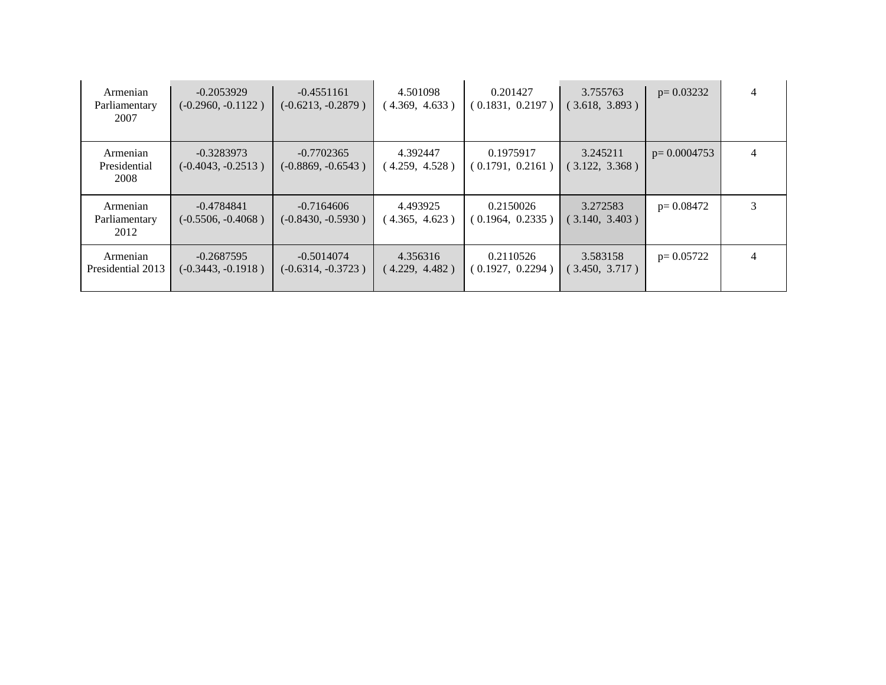| | | | | | | | |
|---|---|---|---|---|---|---|---|
| Armenian Parliamentary 2007 | -0.2053929 (-0.2960, -0.1122 ) | -0.4551161 (-0.6213, -0.2879 ) | 4.501098 ( 4.369, 4.633 ) | 0.201427 ( 0.1831, 0.2197 ) | 3.755763 ( 3.618, 3.893 ) | p= 0.03232 | 4 |
| Armenian Presidential 2008 | -0.3283973 (-0.4043, -0.2513 ) | -0.7702365 (-0.8869, -0.6543 ) | 4.392447 ( 4.259, 4.528 ) | 0.1975917 ( 0.1791, 0.2161 ) | 3.245211 ( 3.122, 3.368 ) | p= 0.0004753 | 4 |
| Armenian Parliamentary 2012 | -0.4784841 (-0.5506, -0.4068 ) | -0.7164606 (-0.8430, -0.5930 ) | 4.493925 ( 4.365, 4.623 ) | 0.2150026 ( 0.1964, 0.2335 ) | 3.272583 ( 3.140, 3.403 ) | p= 0.08472 | 3 |
| Armenian Presidential 2013 | -0.2687595 (-0.3443, -0.1918 ) | -0.5014074 (-0.6314, -0.3723 ) | 4.356316 ( 4.229, 4.482 ) | 0.2110526 ( 0.1927, 0.2294 ) | 3.583158 ( 3.450, 3.717 ) | p= 0.05722 | 4 |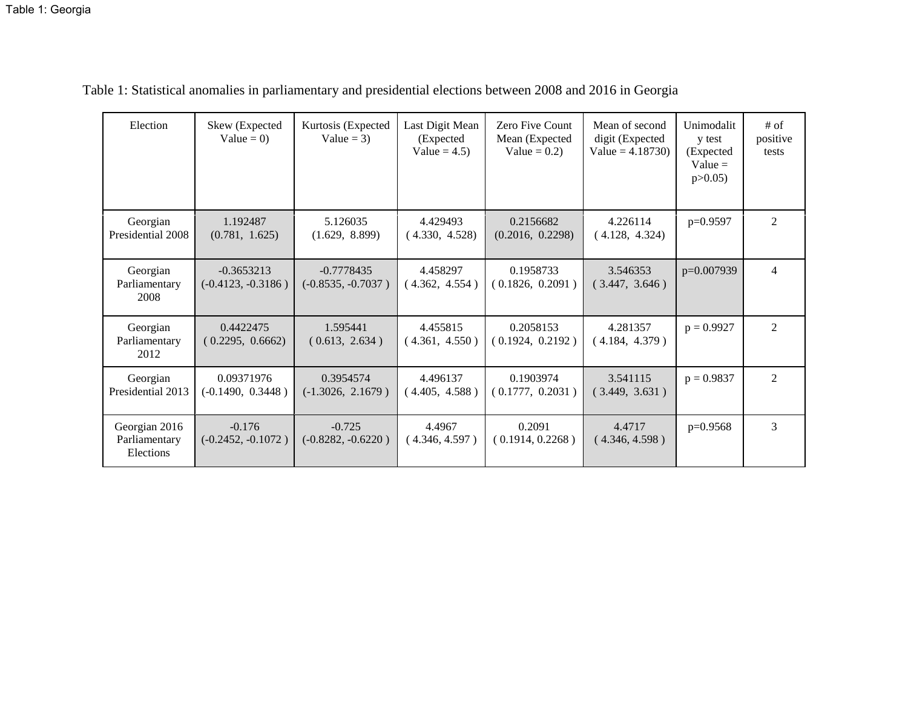Table 1: Georgia

Table 1: Statistical anomalies in parliamentary and presidential elections between 2008 and 2016 in Georgia

| Election | Skew (Expected Value = 0) | Kurtosis (Expected Value = 3) | Last Digit Mean (Expected Value = 4.5) | Zero Five Count Mean (Expected Value = 0.2) | Mean of second digit (Expected Value = 4.18730) | Unimodality test (Expected Value = p>0.05) | # of positive tests |
|---|---|---|---|---|---|---|---|
| Georgian Presidential 2008 | 1.192487 (0.781, 1.625) | 5.126035 (1.629, 8.899) | 4.429493 ( 4.330, 4.528) | 0.2156682 (0.2016, 0.2298) | 4.226114 ( 4.128, 4.324) | p=0.9597 | 2 |
| Georgian Parliamentary 2008 | -0.3653213 (-0.4123, -0.3186 ) | -0.7778435 (-0.8535, -0.7037 ) | 4.458297 ( 4.362, 4.554 ) | 0.1958733 ( 0.1826, 0.2091 ) | 3.546353 ( 3.447, 3.646 ) | p=0.007939 | 4 |
| Georgian Parliamentary 2012 | 0.4422475 ( 0.2295, 0.6662) | 1.595441 ( 0.613, 2.634 ) | 4.455815 ( 4.361, 4.550 ) | 0.2058153 ( 0.1924, 0.2192 ) | 4.281357 ( 4.184, 4.379 ) | p = 0.9927 | 2 |
| Georgian Presidential 2013 | 0.09371976 (-0.1490, 0.3448 ) | 0.3954574 (-1.3026, 2.1679 ) | 4.496137 ( 4.405, 4.588 ) | 0.1903974 ( 0.1777, 0.2031 ) | 3.541115 ( 3.449, 3.631 ) | p = 0.9837 | 2 |
| Georgian 2016 Parliamentary Elections | -0.176 (-0.2452, -0.1072 ) | -0.725 (-0.8282, -0.6220 ) | 4.4967 ( 4.346, 4.597 ) | 0.2091 ( 0.1914, 0.2268 ) | 4.4717 ( 4.346, 4.598 ) | p=0.9568 | 3 |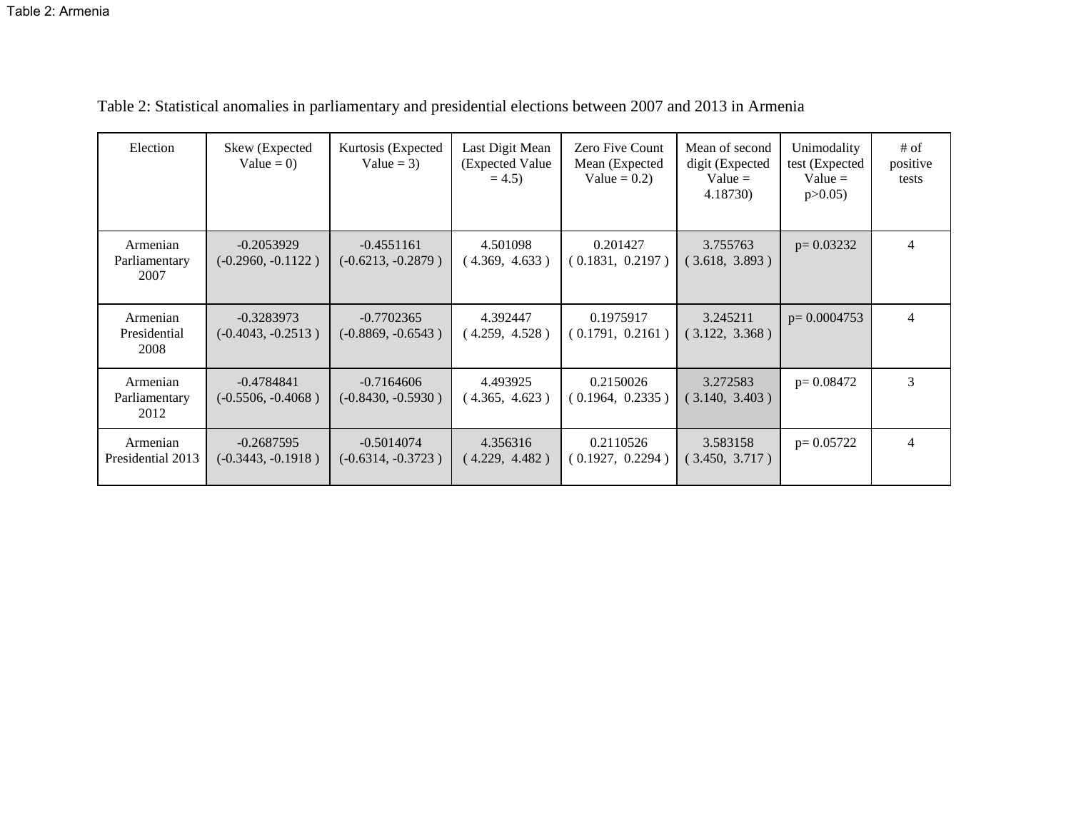Table 2: Armenia

Table 2: Statistical anomalies in parliamentary and presidential elections between 2007 and 2013 in Armenia

| Election | Skew (Expected Value = 0) | Kurtosis (Expected Value = 3) | Last Digit Mean (Expected Value = 4.5) | Zero Five Count Mean (Expected Value = 0.2) | Mean of second digit (Expected Value = 4.18730) | Unimodality test (Expected Value = p>0.05) | # of positive tests |
|---|---|---|---|---|---|---|---|
| Armenian Parliamentary 2007 | -0.2053929 (-0.2960, -0.1122 ) | -0.4551161 (-0.6213, -0.2879 ) | 4.501098 ( 4.369, 4.633 ) | 0.201427 ( 0.1831, 0.2197 ) | 3.755763 ( 3.618, 3.893 ) | p= 0.03232 | 4 |
| Armenian Presidential 2008 | -0.3283973 (-0.4043, -0.2513 ) | -0.7702365 (-0.8869, -0.6543 ) | 4.392447 ( 4.259, 4.528 ) | 0.1975917 ( 0.1791, 0.2161 ) | 3.245211 ( 3.122, 3.368 ) | p= 0.0004753 | 4 |
| Armenian Parliamentary 2012 | -0.4784841 (-0.5506, -0.4068 ) | -0.7164606 (-0.8430, -0.5930 ) | 4.493925 ( 4.365, 4.623 ) | 0.2150026 ( 0.1964, 0.2335 ) | 3.272583 ( 3.140, 3.403 ) | p= 0.08472 | 3 |
| Armenian Presidential 2013 | -0.2687595 (-0.3443, -0.1918 ) | -0.5014074 (-0.6314, -0.3723 ) | 4.356316 ( 4.229, 4.482 ) | 0.2110526 ( 0.1927, 0.2294 ) | 3.583158 ( 3.450, 3.717 ) | p= 0.05722 | 4 |